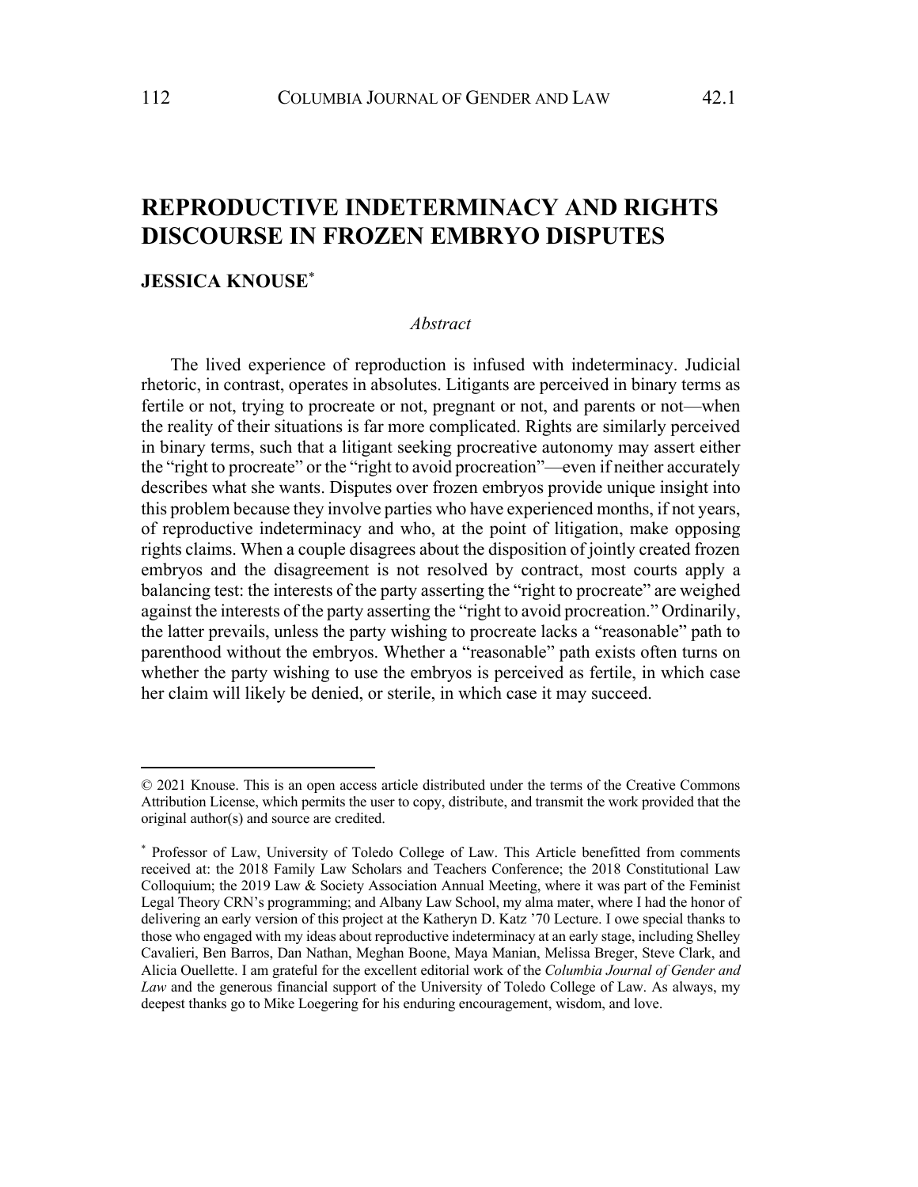# REPRODUCTIVE INDETERMINACY AND RIGHTS DISCOURSE IN FROZEN EMBRYO DISPUTES

## JESSICA KNOUSE[*]

*Abstract*

The lived experience of reproduction is infused with indeterminacy. Judicial rhetoric, in contrast, operates in absolutes. Litigants are perceived in binary terms as fertile or not, trying to procreate or not, pregnant or not, and parents or not—when the reality of their situations is far more complicated. Rights are similarly perceived in binary terms, such that a litigant seeking procreative autonomy may assert either the "right to procreate" or the "right to avoid procreation"—even if neither accurately describes what she wants. Disputes over frozen embryos provide unique insight into this problem because they involve parties who have experienced months, if not years, of reproductive indeterminacy and who, at the point of litigation, make opposing rights claims. When a couple disagrees about the disposition of jointly created frozen embryos and the disagreement is not resolved by contract, most courts apply a balancing test: the interests of the party asserting the "right to procreate" are weighed against the interests of the party asserting the "right to avoid procreation." Ordinarily, the latter prevails, unless the party wishing to procreate lacks a "reasonable" path to parenthood without the embryos. Whether a "reasonable" path exists often turns on whether the party wishing to use the embryos is perceived as fertile, in which case her claim will likely be denied, or sterile, in which case it may succeed.

---

© 2021 Knouse. This is an open access article distributed under the terms of the Creative Commons Attribution License, which permits the user to copy, distribute, and transmit the work provided that the original author(s) and source are credited.

[*] Professor of Law, University of Toledo College of Law. This Article benefitted from comments received at: the 2018 Family Law Scholars and Teachers Conference; the 2018 Constitutional Law Colloquium; the 2019 Law & Society Association Annual Meeting, where it was part of the Feminist Legal Theory CRN's programming; and Albany Law School, my alma mater, where I had the honor of delivering an early version of this project at the Katheryn D. Katz '70 Lecture. I owe special thanks to those who engaged with my ideas about reproductive indeterminacy at an early stage, including Shelley Cavalieri, Ben Barros, Dan Nathan, Meghan Boone, Maya Manian, Melissa Breger, Steve Clark, and Alicia Ouellette. I am grateful for the excellent editorial work of the *Columbia Journal of Gender and Law* and the generous financial support of the University of Toledo College of Law. As always, my deepest thanks go to Mike Loegering for his enduring encouragement, wisdom, and love.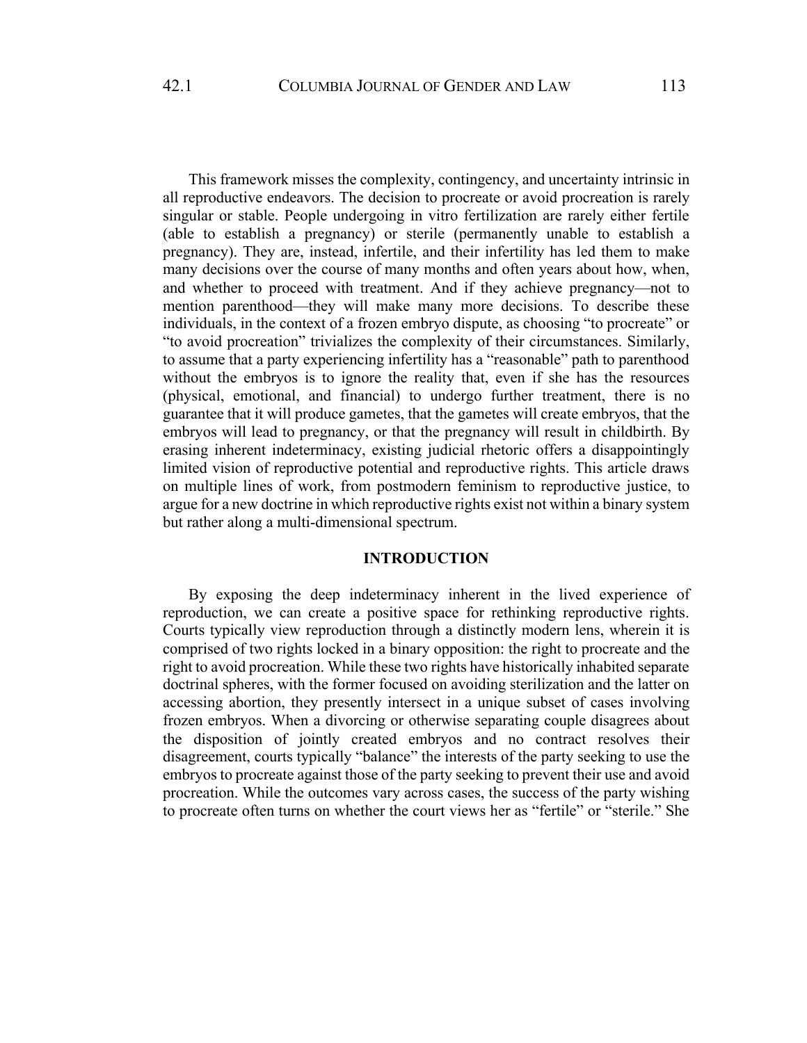This framework misses the complexity, contingency, and uncertainty intrinsic in all reproductive endeavors. The decision to procreate or avoid procreation is rarely singular or stable. People undergoing in vitro fertilization are rarely either fertile (able to establish a pregnancy) or sterile (permanently unable to establish a pregnancy). They are, instead, infertile, and their infertility has led them to make many decisions over the course of many months and often years about how, when, and whether to proceed with treatment. And if they achieve pregnancy—not to mention parenthood—they will make many more decisions. To describe these individuals, in the context of a frozen embryo dispute, as choosing "to procreate" or "to avoid procreation" trivializes the complexity of their circumstances. Similarly, to assume that a party experiencing infertility has a "reasonable" path to parenthood without the embryos is to ignore the reality that, even if she has the resources (physical, emotional, and financial) to undergo further treatment, there is no guarantee that it will produce gametes, that the gametes will create embryos, that the embryos will lead to pregnancy, or that the pregnancy will result in childbirth. By erasing inherent indeterminacy, existing judicial rhetoric offers a disappointingly limited vision of reproductive potential and reproductive rights. This article draws on multiple lines of work, from postmodern feminism to reproductive justice, to argue for a new doctrine in which reproductive rights exist not within a binary system but rather along a multi-dimensional spectrum.

## INTRODUCTION

By exposing the deep indeterminacy inherent in the lived experience of reproduction, we can create a positive space for rethinking reproductive rights. Courts typically view reproduction through a distinctly modern lens, wherein it is comprised of two rights locked in a binary opposition: the right to procreate and the right to avoid procreation. While these two rights have historically inhabited separate doctrinal spheres, with the former focused on avoiding sterilization and the latter on accessing abortion, they presently intersect in a unique subset of cases involving frozen embryos. When a divorcing or otherwise separating couple disagrees about the disposition of jointly created embryos and no contract resolves their disagreement, courts typically "balance" the interests of the party seeking to use the embryos to procreate against those of the party seeking to prevent their use and avoid procreation. While the outcomes vary across cases, the success of the party wishing to procreate often turns on whether the court views her as "fertile" or "sterile." She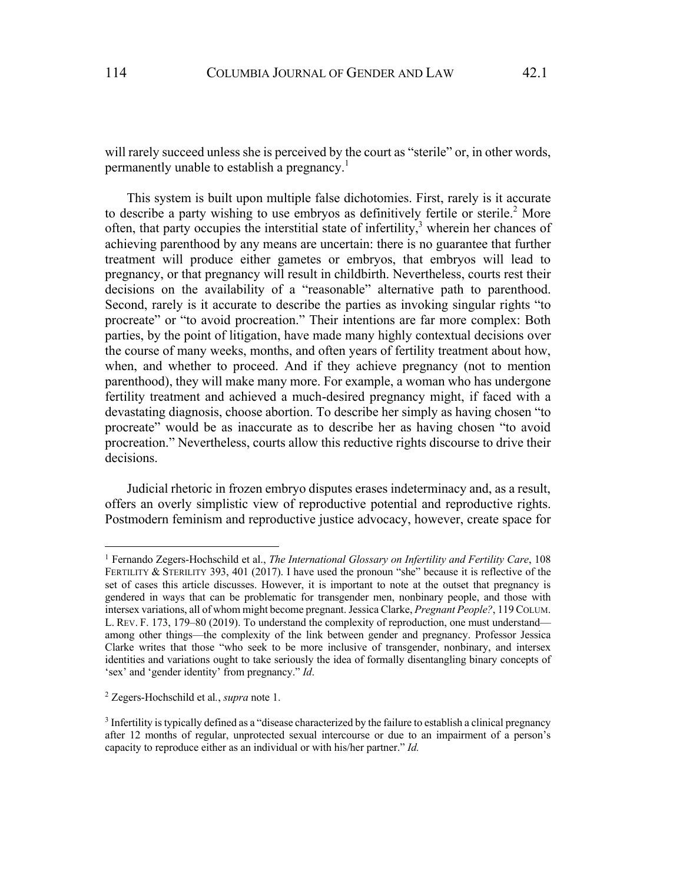will rarely succeed unless she is perceived by the court as "sterile" or, in other words, permanently unable to establish a pregnancy.[1]

This system is built upon multiple false dichotomies. First, rarely is it accurate to describe a party wishing to use embryos as definitively fertile or sterile.[2] More often, that party occupies the interstitial state of infertility,[3] wherein her chances of achieving parenthood by any means are uncertain: there is no guarantee that further treatment will produce either gametes or embryos, that embryos will lead to pregnancy, or that pregnancy will result in childbirth. Nevertheless, courts rest their decisions on the availability of a "reasonable" alternative path to parenthood. Second, rarely is it accurate to describe the parties as invoking singular rights "to procreate" or "to avoid procreation." Their intentions are far more complex: Both parties, by the point of litigation, have made many highly contextual decisions over the course of many weeks, months, and often years of fertility treatment about how, when, and whether to proceed. And if they achieve pregnancy (not to mention parenthood), they will make many more. For example, a woman who has undergone fertility treatment and achieved a much-desired pregnancy might, if faced with a devastating diagnosis, choose abortion. To describe her simply as having chosen "to procreate" would be as inaccurate as to describe her as having chosen "to avoid procreation." Nevertheless, courts allow this reductive rights discourse to drive their decisions.

Judicial rhetoric in frozen embryo disputes erases indeterminacy and, as a result, offers an overly simplistic view of reproductive potential and reproductive rights. Postmodern feminism and reproductive justice advocacy, however, create space for

---

[1] Fernando Zegers-Hochschild et al., *The International Glossary on Infertility and Fertility Care*, 108 FERTILITY & STERILITY 393, 401 (2017). I have used the pronoun "she" because it is reflective of the set of cases this article discusses. However, it is important to note at the outset that pregnancy is gendered in ways that can be problematic for transgender men, nonbinary people, and those with intersex variations, all of whom might become pregnant. Jessica Clarke, *Pregnant People?*, 119 COLUM. L. REV. F. 173, 179–80 (2019). To understand the complexity of reproduction, one must understand—among other things—the complexity of the link between gender and pregnancy. Professor Jessica Clarke writes that those "who seek to be more inclusive of transgender, nonbinary, and intersex identities and variations ought to take seriously the idea of formally disentangling binary concepts of 'sex' and 'gender identity' from pregnancy." *Id*.

[2] Zegers-Hochschild et al., *supra* note 1.

[3] Infertility is typically defined as a "disease characterized by the failure to establish a clinical pregnancy after 12 months of regular, unprotected sexual intercourse or due to an impairment of a person's capacity to reproduce either as an individual or with his/her partner." *Id.*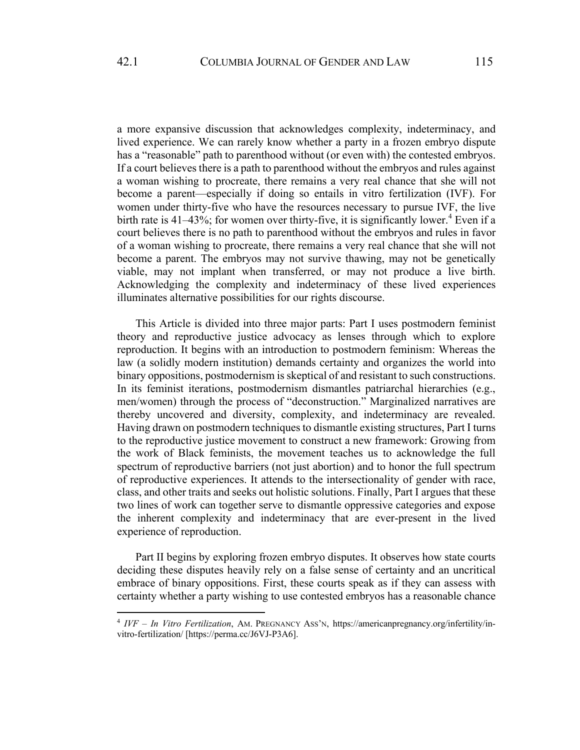a more expansive discussion that acknowledges complexity, indeterminacy, and lived experience. We can rarely know whether a party in a frozen embryo dispute has a "reasonable" path to parenthood without (or even with) the contested embryos. If a court believes there is a path to parenthood without the embryos and rules against a woman wishing to procreate, there remains a very real chance that she will not become a parent—especially if doing so entails in vitro fertilization (IVF). For women under thirty-five who have the resources necessary to pursue IVF, the live birth rate is 41–43%; for women over thirty-five, it is significantly lower.[4] Even if a court believes there is no path to parenthood without the embryos and rules in favor of a woman wishing to procreate, there remains a very real chance that she will not become a parent. The embryos may not survive thawing, may not be genetically viable, may not implant when transferred, or may not produce a live birth. Acknowledging the complexity and indeterminacy of these lived experiences illuminates alternative possibilities for our rights discourse.

This Article is divided into three major parts: Part I uses postmodern feminist theory and reproductive justice advocacy as lenses through which to explore reproduction. It begins with an introduction to postmodern feminism: Whereas the law (a solidly modern institution) demands certainty and organizes the world into binary oppositions, postmodernism is skeptical of and resistant to such constructions. In its feminist iterations, postmodernism dismantles patriarchal hierarchies (e.g., men/women) through the process of "deconstruction." Marginalized narratives are thereby uncovered and diversity, complexity, and indeterminacy are revealed. Having drawn on postmodern techniques to dismantle existing structures, Part I turns to the reproductive justice movement to construct a new framework: Growing from the work of Black feminists, the movement teaches us to acknowledge the full spectrum of reproductive barriers (not just abortion) and to honor the full spectrum of reproductive experiences. It attends to the intersectionality of gender with race, class, and other traits and seeks out holistic solutions. Finally, Part I argues that these two lines of work can together serve to dismantle oppressive categories and expose the inherent complexity and indeterminacy that are ever-present in the lived experience of reproduction.

Part II begins by exploring frozen embryo disputes. It observes how state courts deciding these disputes heavily rely on a false sense of certainty and an uncritical embrace of binary oppositions. First, these courts speak as if they can assess with certainty whether a party wishing to use contested embryos has a reasonable chance

---

[4] *IVF – In Vitro Fertilization*, AM. PREGNANCY ASS'N, https://americanpregnancy.org/infertility/in-vitro-fertilization/ [https://perma.cc/J6VJ-P3A6].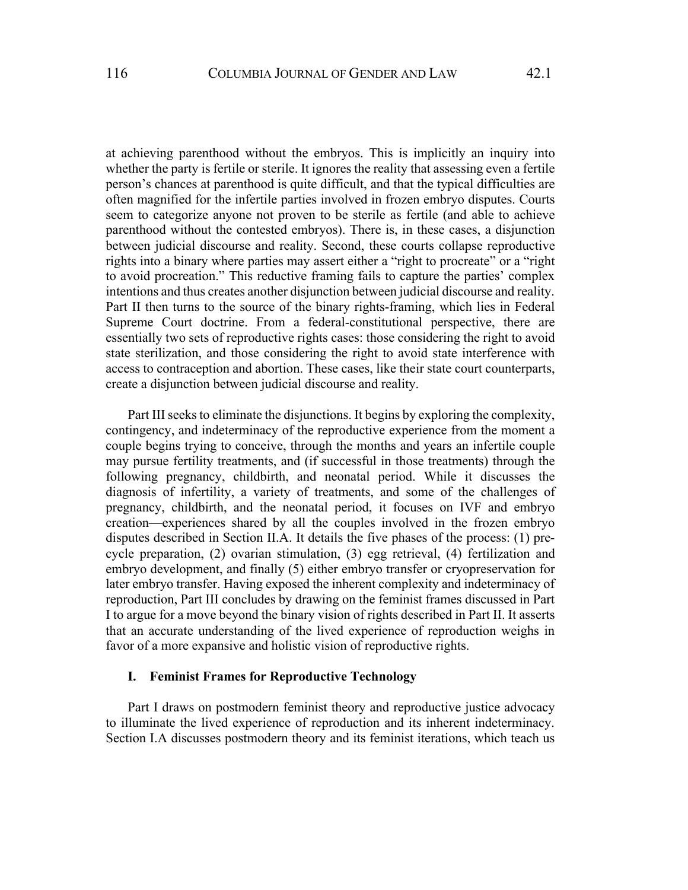at achieving parenthood without the embryos. This is implicitly an inquiry into whether the party is fertile or sterile. It ignores the reality that assessing even a fertile person's chances at parenthood is quite difficult, and that the typical difficulties are often magnified for the infertile parties involved in frozen embryo disputes. Courts seem to categorize anyone not proven to be sterile as fertile (and able to achieve parenthood without the contested embryos). There is, in these cases, a disjunction between judicial discourse and reality. Second, these courts collapse reproductive rights into a binary where parties may assert either a "right to procreate" or a "right to avoid procreation." This reductive framing fails to capture the parties' complex intentions and thus creates another disjunction between judicial discourse and reality. Part II then turns to the source of the binary rights-framing, which lies in Federal Supreme Court doctrine. From a federal-constitutional perspective, there are essentially two sets of reproductive rights cases: those considering the right to avoid state sterilization, and those considering the right to avoid state interference with access to contraception and abortion. These cases, like their state court counterparts, create a disjunction between judicial discourse and reality.

Part III seeks to eliminate the disjunctions. It begins by exploring the complexity, contingency, and indeterminacy of the reproductive experience from the moment a couple begins trying to conceive, through the months and years an infertile couple may pursue fertility treatments, and (if successful in those treatments) through the following pregnancy, childbirth, and neonatal period. While it discusses the diagnosis of infertility, a variety of treatments, and some of the challenges of pregnancy, childbirth, and the neonatal period, it focuses on IVF and embryo creation—experiences shared by all the couples involved in the frozen embryo disputes described in Section II.A. It details the five phases of the process: (1) pre-cycle preparation, (2) ovarian stimulation, (3) egg retrieval, (4) fertilization and embryo development, and finally (5) either embryo transfer or cryopreservation for later embryo transfer. Having exposed the inherent complexity and indeterminacy of reproduction, Part III concludes by drawing on the feminist frames discussed in Part I to argue for a move beyond the binary vision of rights described in Part II. It asserts that an accurate understanding of the lived experience of reproduction weighs in favor of a more expansive and holistic vision of reproductive rights.

## I. Feminist Frames for Reproductive Technology

Part I draws on postmodern feminist theory and reproductive justice advocacy to illuminate the lived experience of reproduction and its inherent indeterminacy. Section I.A discusses postmodern theory and its feminist iterations, which teach us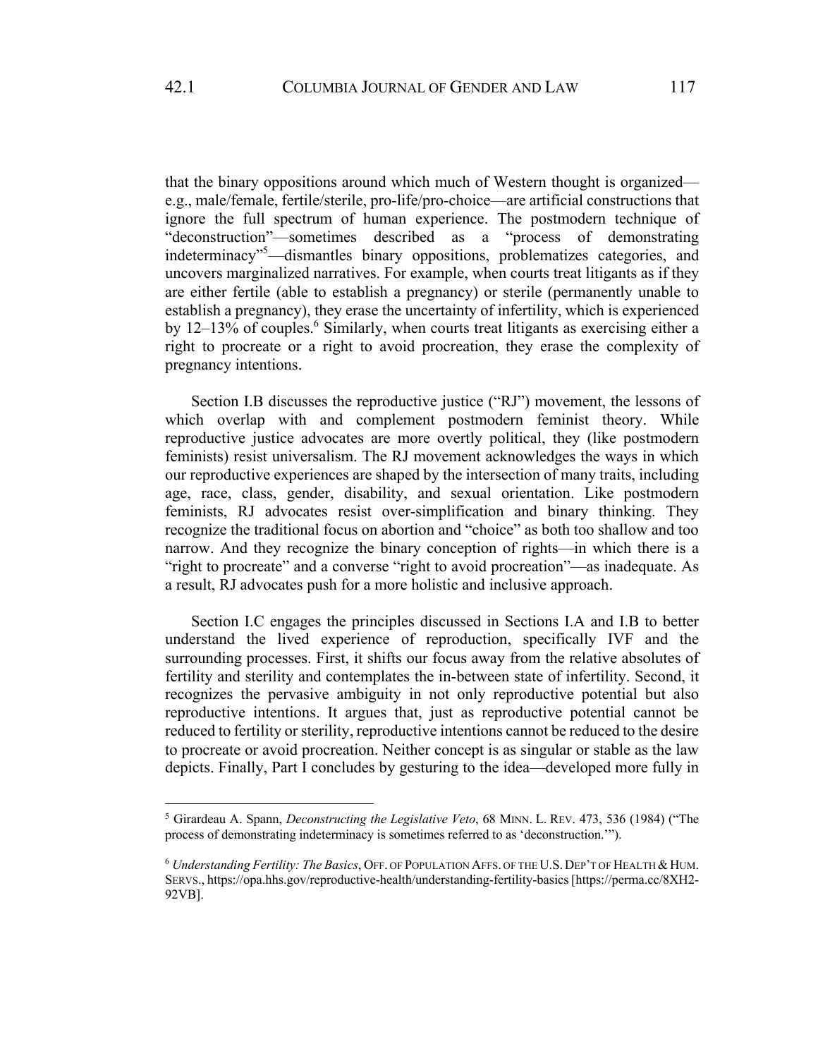that the binary oppositions around which much of Western thought is organized—e.g., male/female, fertile/sterile, pro-life/pro-choice—are artificial constructions that ignore the full spectrum of human experience. The postmodern technique of "deconstruction"—sometimes described as a "process of demonstrating indeterminacy"[5]—dismantles binary oppositions, problematizes categories, and uncovers marginalized narratives. For example, when courts treat litigants as if they are either fertile (able to establish a pregnancy) or sterile (permanently unable to establish a pregnancy), they erase the uncertainty of infertility, which is experienced by 12–13% of couples.[6] Similarly, when courts treat litigants as exercising either a right to procreate or a right to avoid procreation, they erase the complexity of pregnancy intentions.

Section I.B discusses the reproductive justice ("RJ") movement, the lessons of which overlap with and complement postmodern feminist theory. While reproductive justice advocates are more overtly political, they (like postmodern feminists) resist universalism. The RJ movement acknowledges the ways in which our reproductive experiences are shaped by the intersection of many traits, including age, race, class, gender, disability, and sexual orientation. Like postmodern feminists, RJ advocates resist over-simplification and binary thinking. They recognize the traditional focus on abortion and "choice" as both too shallow and too narrow. And they recognize the binary conception of rights—in which there is a "right to procreate" and a converse "right to avoid procreation"—as inadequate. As a result, RJ advocates push for a more holistic and inclusive approach.

Section I.C engages the principles discussed in Sections I.A and I.B to better understand the lived experience of reproduction, specifically IVF and the surrounding processes. First, it shifts our focus away from the relative absolutes of fertility and sterility and contemplates the in-between state of infertility. Second, it recognizes the pervasive ambiguity in not only reproductive potential but also reproductive intentions. It argues that, just as reproductive potential cannot be reduced to fertility or sterility, reproductive intentions cannot be reduced to the desire to procreate or avoid procreation. Neither concept is as singular or stable as the law depicts. Finally, Part I concludes by gesturing to the idea—developed more fully in

---

[5] Girardeau A. Spann, *Deconstructing the Legislative Veto*, 68 MINN. L. REV. 473, 536 (1984) ("The process of demonstrating indeterminacy is sometimes referred to as 'deconstruction.'").

[6] *Understanding Fertility: The Basics*, OFF. OF POPULATION AFFS. OF THE U.S. DEP'T OF HEALTH & HUM. SERVS., https://opa.hhs.gov/reproductive-health/understanding-fertility-basics [https://perma.cc/8XH2-92VB].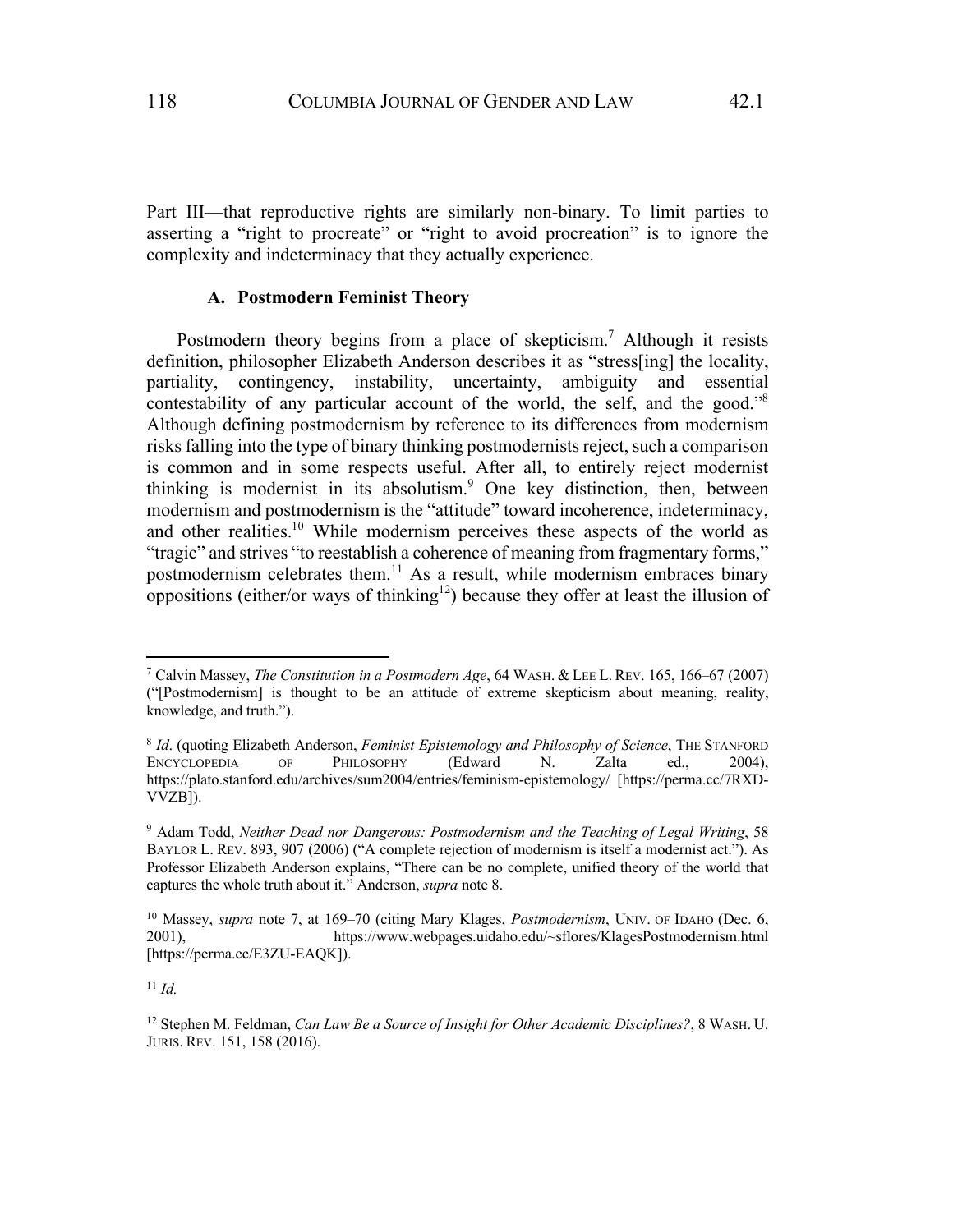Part III—that reproductive rights are similarly non-binary. To limit parties to asserting a "right to procreate" or "right to avoid procreation" is to ignore the complexity and indeterminacy that they actually experience.

### A. Postmodern Feminist Theory

Postmodern theory begins from a place of skepticism.[7] Although it resists definition, philosopher Elizabeth Anderson describes it as "stress[ing] the locality, partiality, contingency, instability, uncertainty, ambiguity and essential contestability of any particular account of the world, the self, and the good."[8] Although defining postmodernism by reference to its differences from modernism risks falling into the type of binary thinking postmodernists reject, such a comparison is common and in some respects useful. After all, to entirely reject modernist thinking is modernist in its absolutism.[9] One key distinction, then, between modernism and postmodernism is the "attitude" toward incoherence, indeterminacy, and other realities.[10] While modernism perceives these aspects of the world as "tragic" and strives "to reestablish a coherence of meaning from fragmentary forms," postmodernism celebrates them.[11] As a result, while modernism embraces binary oppositions (either/or ways of thinking[12]) because they offer at least the illusion of

---

[7] Calvin Massey, *The Constitution in a Postmodern Age*, 64 WASH. & LEE L. REV. 165, 166–67 (2007) ("[Postmodernism] is thought to be an attitude of extreme skepticism about meaning, reality, knowledge, and truth.").

[8] *Id*. (quoting Elizabeth Anderson, *Feminist Epistemology and Philosophy of Science*, THE STANFORD ENCYCLOPEDIA OF PHILOSOPHY (Edward N. Zalta ed., 2004), https://plato.stanford.edu/archives/sum2004/entries/feminism-epistemology/ [https://perma.cc/7RXD-VVZB]).

[9] Adam Todd, *Neither Dead nor Dangerous: Postmodernism and the Teaching of Legal Writing*, 58 BAYLOR L. REV. 893, 907 (2006) ("A complete rejection of modernism is itself a modernist act."). As Professor Elizabeth Anderson explains, "There can be no complete, unified theory of the world that captures the whole truth about it." Anderson, *supra* note 8.

[10] Massey, *supra* note 7, at 169–70 (citing Mary Klages, *Postmodernism*, UNIV. OF IDAHO (Dec. 6, 2001), https://www.webpages.uidaho.edu/~sflores/KlagesPostmodernism.html [https://perma.cc/E3ZU-EAQK]).

[11] *Id.*

[12] Stephen M. Feldman, *Can Law Be a Source of Insight for Other Academic Disciplines?*, 8 WASH. U. JURIS. REV. 151, 158 (2016).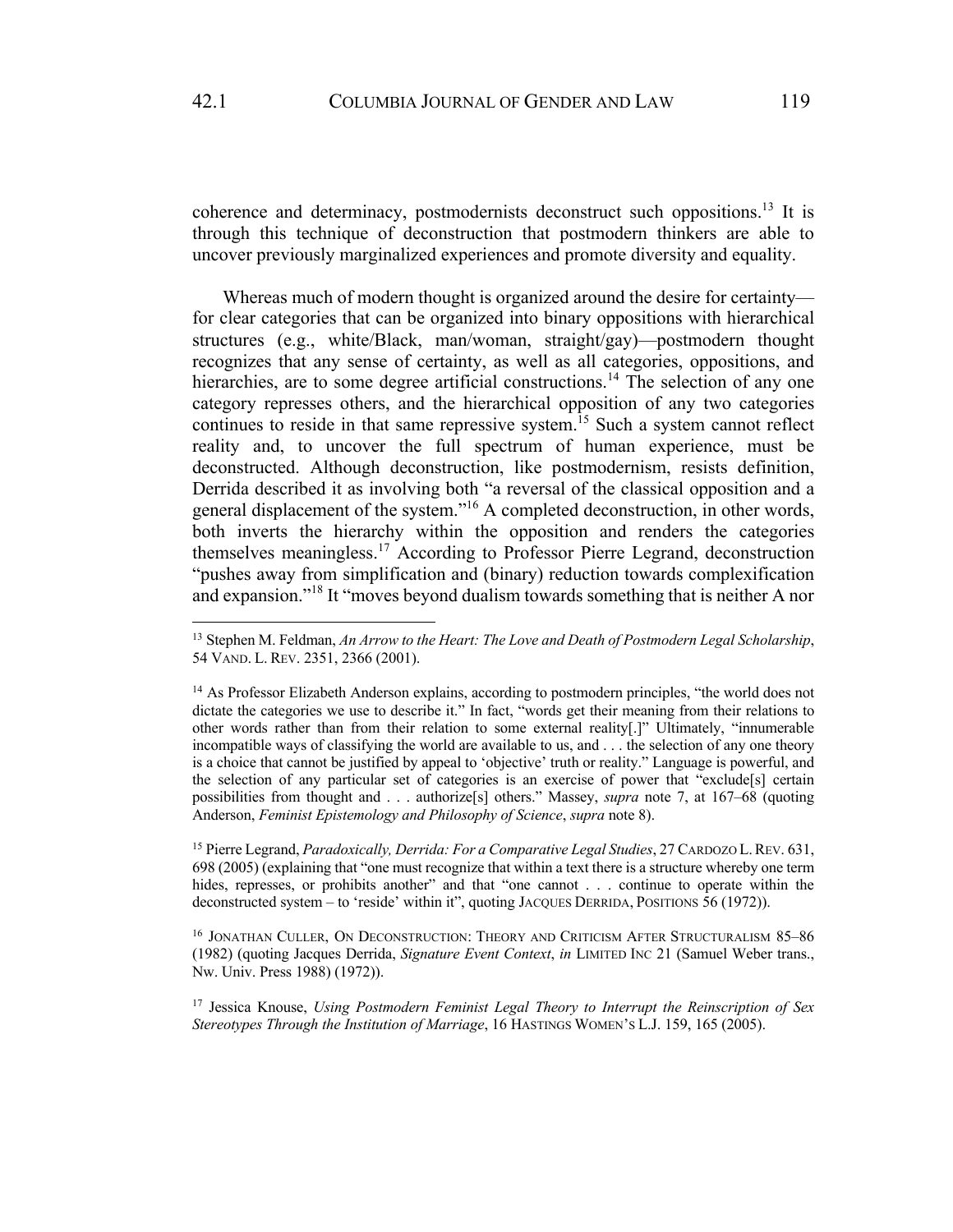coherence and determinacy, postmodernists deconstruct such oppositions.[13] It is through this technique of deconstruction that postmodern thinkers are able to uncover previously marginalized experiences and promote diversity and equality.

Whereas much of modern thought is organized around the desire for certainty—for clear categories that can be organized into binary oppositions with hierarchical structures (e.g., white/Black, man/woman, straight/gay)—postmodern thought recognizes that any sense of certainty, as well as all categories, oppositions, and hierarchies, are to some degree artificial constructions.[14] The selection of any one category represses others, and the hierarchical opposition of any two categories continues to reside in that same repressive system.[15] Such a system cannot reflect reality and, to uncover the full spectrum of human experience, must be deconstructed. Although deconstruction, like postmodernism, resists definition, Derrida described it as involving both "a reversal of the classical opposition and a general displacement of the system."[16] A completed deconstruction, in other words, both inverts the hierarchy within the opposition and renders the categories themselves meaningless.[17] According to Professor Pierre Legrand, deconstruction "pushes away from simplification and (binary) reduction towards complexification and expansion."[18] It "moves beyond dualism towards something that is neither A nor

---

[13] Stephen M. Feldman, *An Arrow to the Heart: The Love and Death of Postmodern Legal Scholarship*, 54 VAND. L. REV. 2351, 2366 (2001).

[14] As Professor Elizabeth Anderson explains, according to postmodern principles, "the world does not dictate the categories we use to describe it." In fact, "words get their meaning from their relations to other words rather than from their relation to some external reality[.]" Ultimately, "innumerable incompatible ways of classifying the world are available to us, and . . . the selection of any one theory is a choice that cannot be justified by appeal to 'objective' truth or reality." Language is powerful, and the selection of any particular set of categories is an exercise of power that "exclude[s] certain possibilities from thought and . . . authorize[s] others." Massey, *supra* note 7, at 167–68 (quoting Anderson, *Feminist Epistemology and Philosophy of Science*, *supra* note 8).

[15] Pierre Legrand, *Paradoxically, Derrida: For a Comparative Legal Studies*, 27 CARDOZO L. REV. 631, 698 (2005) (explaining that "one must recognize that within a text there is a structure whereby one term hides, represses, or prohibits another" and that "one cannot . . . continue to operate within the deconstructed system – to 'reside' within it", quoting JACQUES DERRIDA, POSITIONS 56 (1972)).

[16] JONATHAN CULLER, ON DECONSTRUCTION: THEORY AND CRITICISM AFTER STRUCTURALISM 85–86 (1982) (quoting Jacques Derrida, *Signature Event Context*, *in* LIMITED INC 21 (Samuel Weber trans., Nw. Univ. Press 1988) (1972)).

[17] Jessica Knouse, *Using Postmodern Feminist Legal Theory to Interrupt the Reinscription of Sex Stereotypes Through the Institution of Marriage*, 16 HASTINGS WOMEN'S L.J. 159, 165 (2005).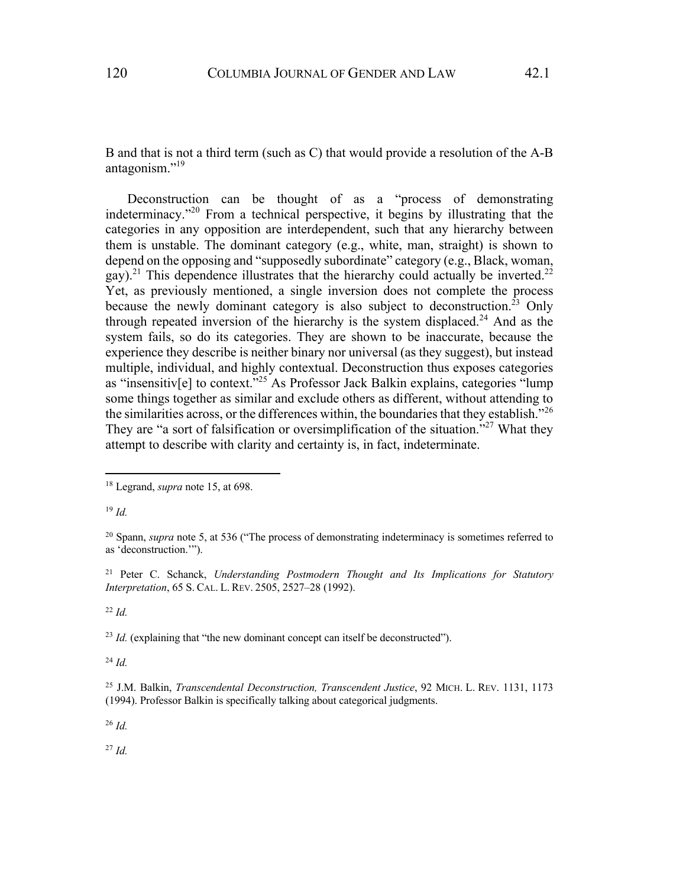B and that is not a third term (such as C) that would provide a resolution of the A-B antagonism."[19]

Deconstruction can be thought of as a "process of demonstrating indeterminacy."[20] From a technical perspective, it begins by illustrating that the categories in any opposition are interdependent, such that any hierarchy between them is unstable. The dominant category (e.g., white, man, straight) is shown to depend on the opposing and "supposedly subordinate" category (e.g., Black, woman, gay).[21] This dependence illustrates that the hierarchy could actually be inverted.[22] Yet, as previously mentioned, a single inversion does not complete the process because the newly dominant category is also subject to deconstruction.[23] Only through repeated inversion of the hierarchy is the system displaced.[24] And as the system fails, so do its categories. They are shown to be inaccurate, because the experience they describe is neither binary nor universal (as they suggest), but instead multiple, individual, and highly contextual. Deconstruction thus exposes categories as "insensitiv[e] to context."[25] As Professor Jack Balkin explains, categories "lump some things together as similar and exclude others as different, without attending to the similarities across, or the differences within, the boundaries that they establish."[26] They are "a sort of falsification or oversimplification of the situation."[27] What they attempt to describe with clarity and certainty is, in fact, indeterminate.

---

[18] Legrand, *supra* note 15, at 698.

[19] *Id.*

[20] Spann, *supra* note 5, at 536 ("The process of demonstrating indeterminacy is sometimes referred to as 'deconstruction.'").

[21] Peter C. Schanck, *Understanding Postmodern Thought and Its Implications for Statutory Interpretation*, 65 S. CAL. L. REV. 2505, 2527–28 (1992).

[22] *Id.*

[23] *Id.* (explaining that "the new dominant concept can itself be deconstructed").

[24] *Id.*

[25] J.M. Balkin, *Transcendental Deconstruction, Transcendent Justice*, 92 MICH. L. REV. 1131, 1173 (1994). Professor Balkin is specifically talking about categorical judgments.

[26] *Id.*

[27] *Id.*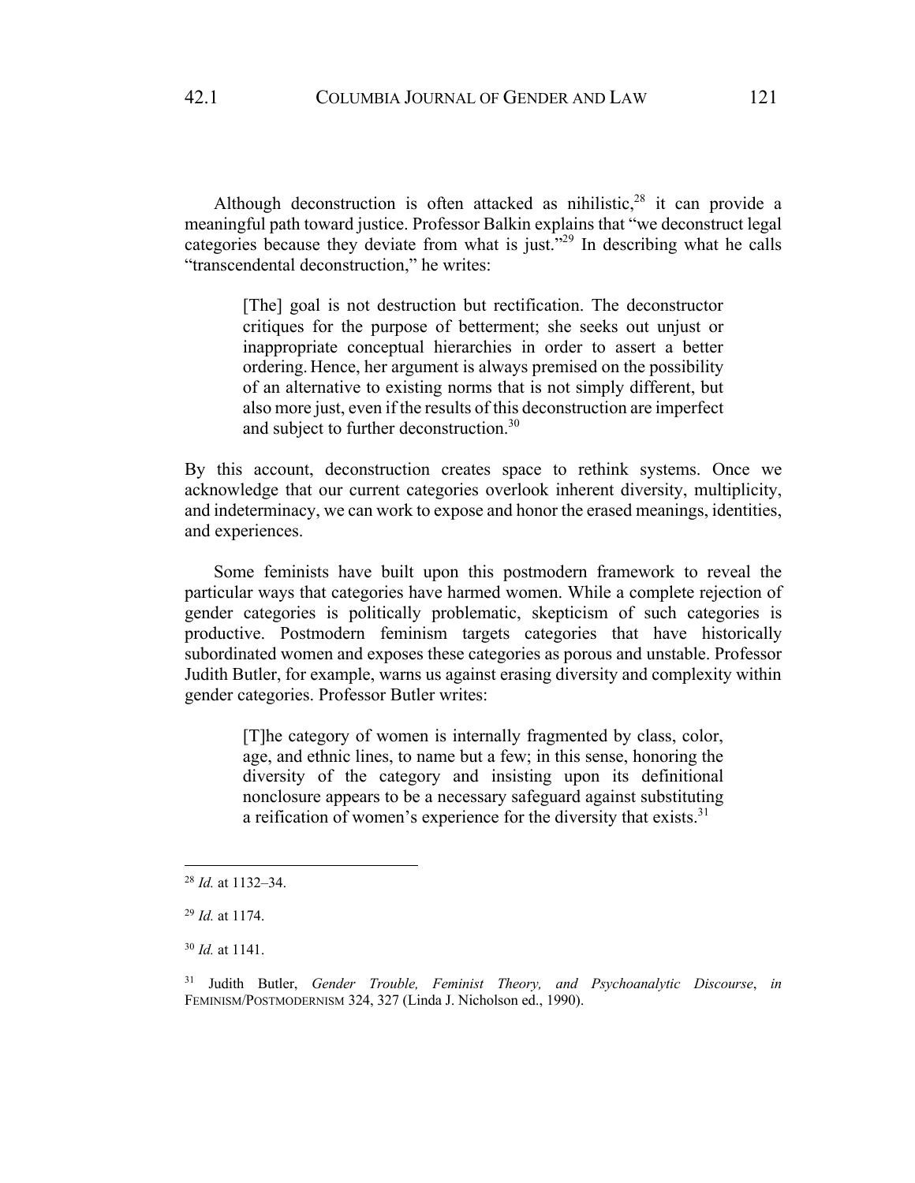Although deconstruction is often attacked as nihilistic,[28] it can provide a meaningful path toward justice. Professor Balkin explains that "we deconstruct legal categories because they deviate from what is just."[29] In describing what he calls "transcendental deconstruction," he writes:

> [The] goal is not destruction but rectification. The deconstructor critiques for the purpose of betterment; she seeks out unjust or inappropriate conceptual hierarchies in order to assert a better ordering. Hence, her argument is always premised on the possibility of an alternative to existing norms that is not simply different, but also more just, even if the results of this deconstruction are imperfect and subject to further deconstruction.[30]

By this account, deconstruction creates space to rethink systems. Once we acknowledge that our current categories overlook inherent diversity, multiplicity, and indeterminacy, we can work to expose and honor the erased meanings, identities, and experiences.

Some feminists have built upon this postmodern framework to reveal the particular ways that categories have harmed women. While a complete rejection of gender categories is politically problematic, skepticism of such categories is productive. Postmodern feminism targets categories that have historically subordinated women and exposes these categories as porous and unstable. Professor Judith Butler, for example, warns us against erasing diversity and complexity within gender categories. Professor Butler writes:

> [T]he category of women is internally fragmented by class, color, age, and ethnic lines, to name but a few; in this sense, honoring the diversity of the category and insisting upon its definitional nonclosure appears to be a necessary safeguard against substituting a reification of women's experience for the diversity that exists.[31]

---

[28] *Id.* at 1132–34.

[29] *Id.* at 1174.

[30] *Id.* at 1141.

[31] Judith Butler, *Gender Trouble, Feminist Theory, and Psychoanalytic Discourse*, *in* FEMINISM/POSTMODERNISM 324, 327 (Linda J. Nicholson ed., 1990).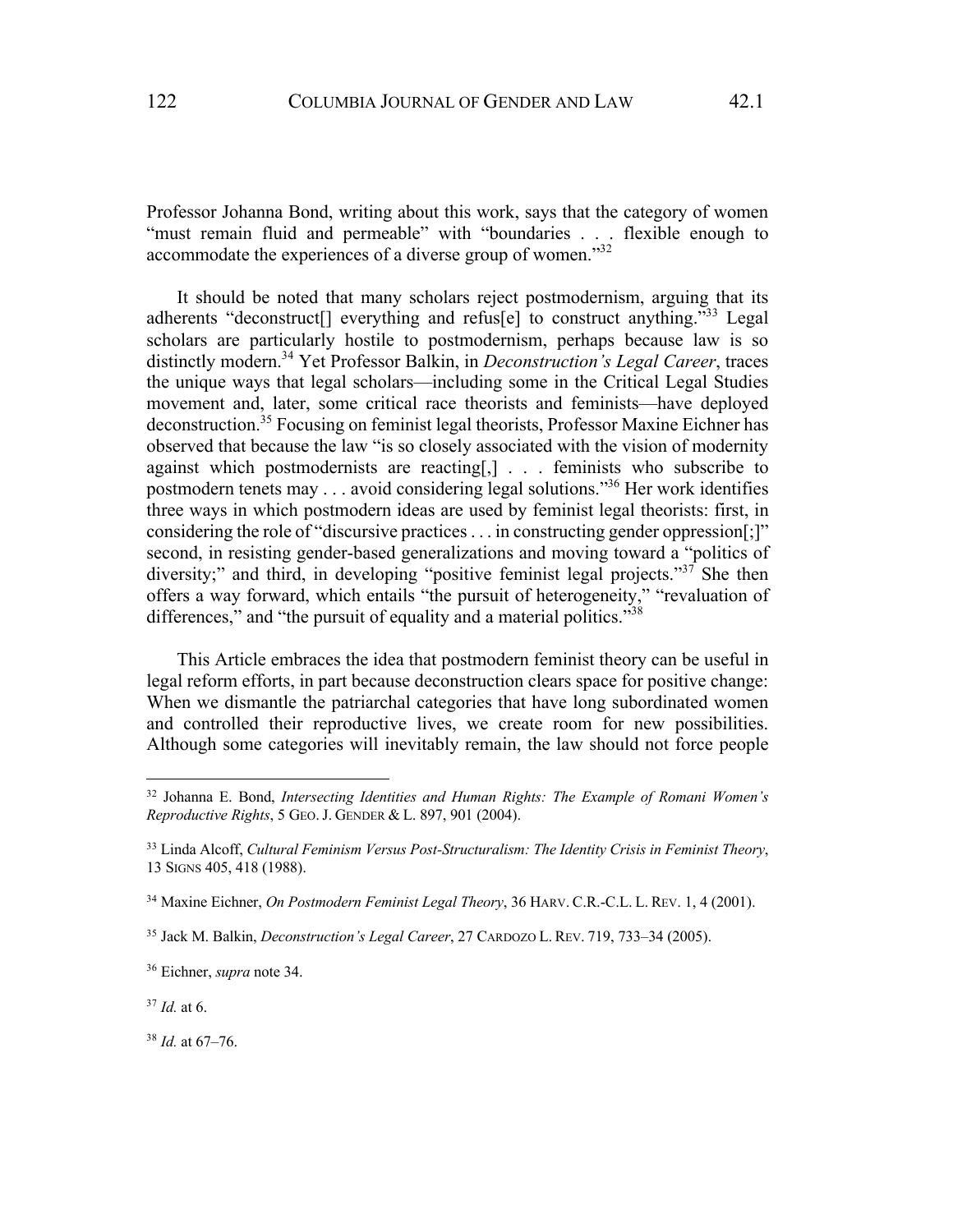Professor Johanna Bond, writing about this work, says that the category of women "must remain fluid and permeable" with "boundaries . . . flexible enough to accommodate the experiences of a diverse group of women."[32]

It should be noted that many scholars reject postmodernism, arguing that its adherents "deconstruct[] everything and refus[e] to construct anything."[33] Legal scholars are particularly hostile to postmodernism, perhaps because law is so distinctly modern.[34] Yet Professor Balkin, in *Deconstruction's Legal Career*, traces the unique ways that legal scholars—including some in the Critical Legal Studies movement and, later, some critical race theorists and feminists—have deployed deconstruction.[35] Focusing on feminist legal theorists, Professor Maxine Eichner has observed that because the law "is so closely associated with the vision of modernity against which postmodernists are reacting[,] . . . feminists who subscribe to postmodern tenets may . . . avoid considering legal solutions."[36] Her work identifies three ways in which postmodern ideas are used by feminist legal theorists: first, in considering the role of "discursive practices . . . in constructing gender oppression[;]" second, in resisting gender-based generalizations and moving toward a "politics of diversity;" and third, in developing "positive feminist legal projects."[37] She then offers a way forward, which entails "the pursuit of heterogeneity," "revaluation of differences," and "the pursuit of equality and a material politics."[38]

This Article embraces the idea that postmodern feminist theory can be useful in legal reform efforts, in part because deconstruction clears space for positive change: When we dismantle the patriarchal categories that have long subordinated women and controlled their reproductive lives, we create room for new possibilities. Although some categories will inevitably remain, the law should not force people

---

[32] Johanna E. Bond, *Intersecting Identities and Human Rights: The Example of Romani Women's Reproductive Rights*, 5 GEO. J. GENDER & L. 897, 901 (2004).

[33] Linda Alcoff, *Cultural Feminism Versus Post-Structuralism: The Identity Crisis in Feminist Theory*, 13 SIGNS 405, 418 (1988).

[34] Maxine Eichner, *On Postmodern Feminist Legal Theory*, 36 HARV. C.R.-C.L. L. REV. 1, 4 (2001).

[35] Jack M. Balkin, *Deconstruction's Legal Career*, 27 CARDOZO L. REV. 719, 733–34 (2005).

[36] Eichner, *supra* note 34.

[37] *Id.* at 6.

[38] *Id.* at 67–76.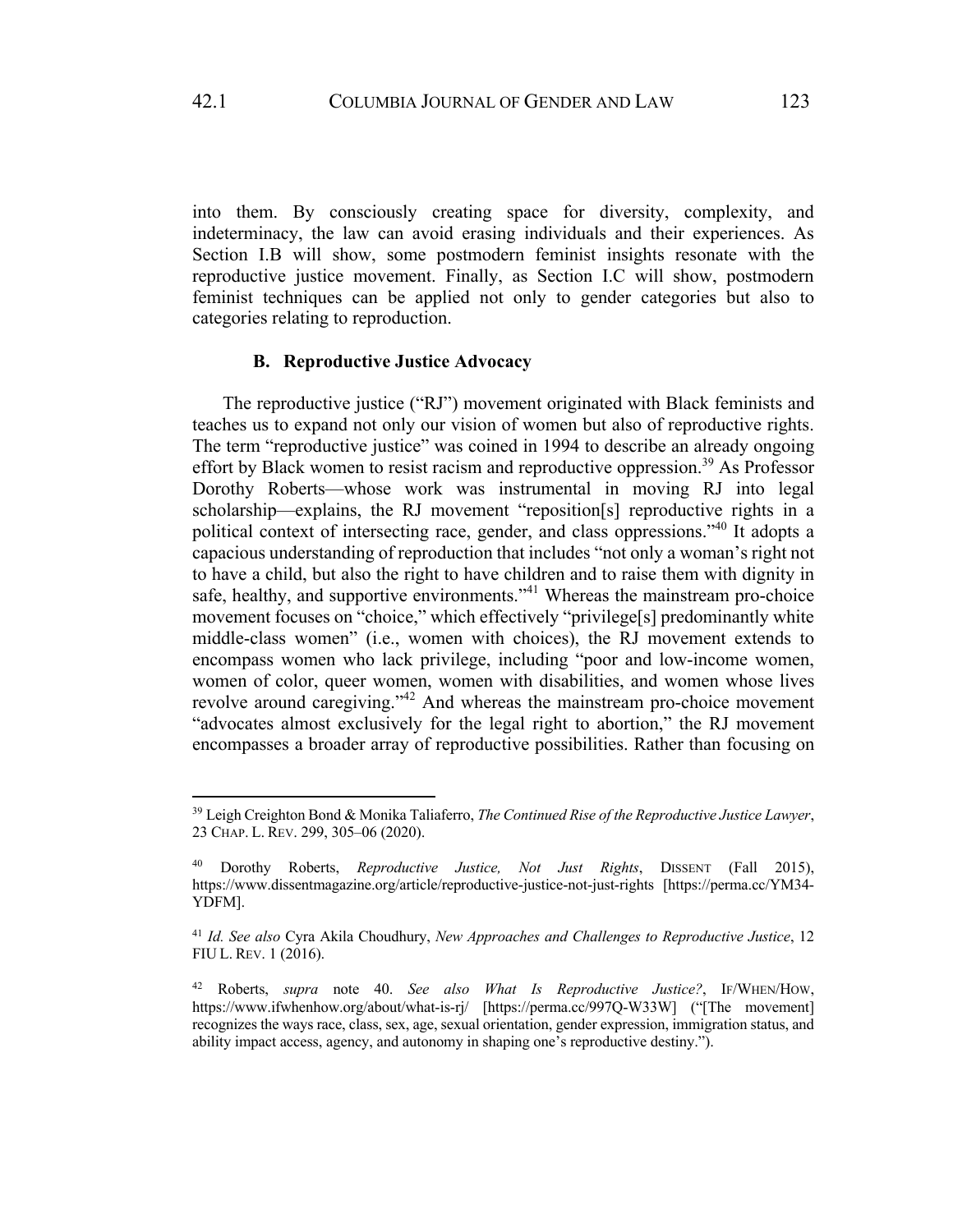into them. By consciously creating space for diversity, complexity, and indeterminacy, the law can avoid erasing individuals and their experiences. As Section I.B will show, some postmodern feminist insights resonate with the reproductive justice movement. Finally, as Section I.C will show, postmodern feminist techniques can be applied not only to gender categories but also to categories relating to reproduction.

### B. Reproductive Justice Advocacy

The reproductive justice ("RJ") movement originated with Black feminists and teaches us to expand not only our vision of women but also of reproductive rights. The term "reproductive justice" was coined in 1994 to describe an already ongoing effort by Black women to resist racism and reproductive oppression.[39] As Professor Dorothy Roberts—whose work was instrumental in moving RJ into legal scholarship—explains, the RJ movement "reposition[s] reproductive rights in a political context of intersecting race, gender, and class oppressions."[40] It adopts a capacious understanding of reproduction that includes "not only a woman's right not to have a child, but also the right to have children and to raise them with dignity in safe, healthy, and supportive environments."[41] Whereas the mainstream pro-choice movement focuses on "choice," which effectively "privilege[s] predominantly white middle-class women" (i.e., women with choices), the RJ movement extends to encompass women who lack privilege, including "poor and low-income women, women of color, queer women, women with disabilities, and women whose lives revolve around caregiving."[42] And whereas the mainstream pro-choice movement "advocates almost exclusively for the legal right to abortion," the RJ movement encompasses a broader array of reproductive possibilities. Rather than focusing on

---

[39] Leigh Creighton Bond & Monika Taliaferro, *The Continued Rise of the Reproductive Justice Lawyer*, 23 CHAP. L. REV. 299, 305–06 (2020).

[40] Dorothy Roberts, *Reproductive Justice, Not Just Rights*, DISSENT (Fall 2015), https://www.dissentmagazine.org/article/reproductive-justice-not-just-rights [https://perma.cc/YM34-YDFM].

[41] *Id. See also* Cyra Akila Choudhury, *New Approaches and Challenges to Reproductive Justice*, 12 FIU L. REV. 1 (2016).

[42] Roberts, *supra* note 40. *See also What Is Reproductive Justice?*, IF/WHEN/HOW, https://www.ifwhenhow.org/about/what-is-rj/ [https://perma.cc/997Q-W33W] ("[The movement] recognizes the ways race, class, sex, age, sexual orientation, gender expression, immigration status, and ability impact access, agency, and autonomy in shaping one's reproductive destiny.").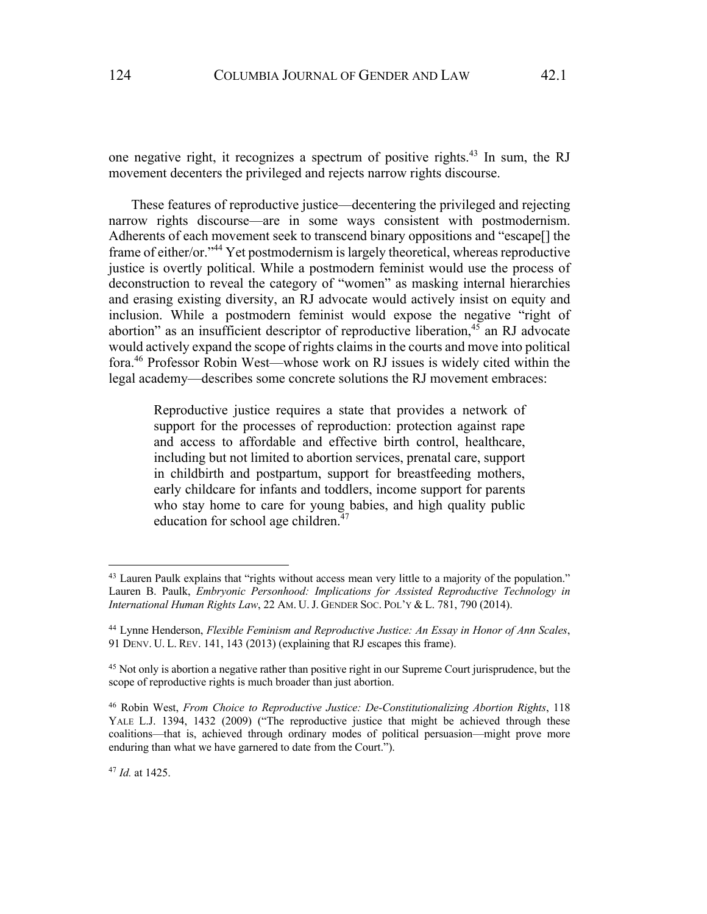one negative right, it recognizes a spectrum of positive rights.[43] In sum, the RJ movement decenters the privileged and rejects narrow rights discourse.

These features of reproductive justice—decentering the privileged and rejecting narrow rights discourse—are in some ways consistent with postmodernism. Adherents of each movement seek to transcend binary oppositions and "escape[] the frame of either/or."[44] Yet postmodernism is largely theoretical, whereas reproductive justice is overtly political. While a postmodern feminist would use the process of deconstruction to reveal the category of "women" as masking internal hierarchies and erasing existing diversity, an RJ advocate would actively insist on equity and inclusion. While a postmodern feminist would expose the negative "right of abortion" as an insufficient descriptor of reproductive liberation,[45] an RJ advocate would actively expand the scope of rights claims in the courts and move into political fora.[46] Professor Robin West—whose work on RJ issues is widely cited within the legal academy—describes some concrete solutions the RJ movement embraces:

> Reproductive justice requires a state that provides a network of support for the processes of reproduction: protection against rape and access to affordable and effective birth control, healthcare, including but not limited to abortion services, prenatal care, support in childbirth and postpartum, support for breastfeeding mothers, early childcare for infants and toddlers, income support for parents who stay home to care for young babies, and high quality public education for school age children.[47]

---

[43] Lauren Paulk explains that "rights without access mean very little to a majority of the population." Lauren B. Paulk, *Embryonic Personhood: Implications for Assisted Reproductive Technology in International Human Rights Law*, 22 AM. U. J. GENDER SOC. POL'Y & L. 781, 790 (2014).

[44] Lynne Henderson, *Flexible Feminism and Reproductive Justice: An Essay in Honor of Ann Scales*, 91 DENV. U. L. REV. 141, 143 (2013) (explaining that RJ escapes this frame).

[45] Not only is abortion a negative rather than positive right in our Supreme Court jurisprudence, but the scope of reproductive rights is much broader than just abortion.

[46] Robin West, *From Choice to Reproductive Justice: De-Constitutionalizing Abortion Rights*, 118 YALE L.J. 1394, 1432 (2009) ("The reproductive justice that might be achieved through these coalitions—that is, achieved through ordinary modes of political persuasion—might prove more enduring than what we have garnered to date from the Court.").

[47] *Id.* at 1425.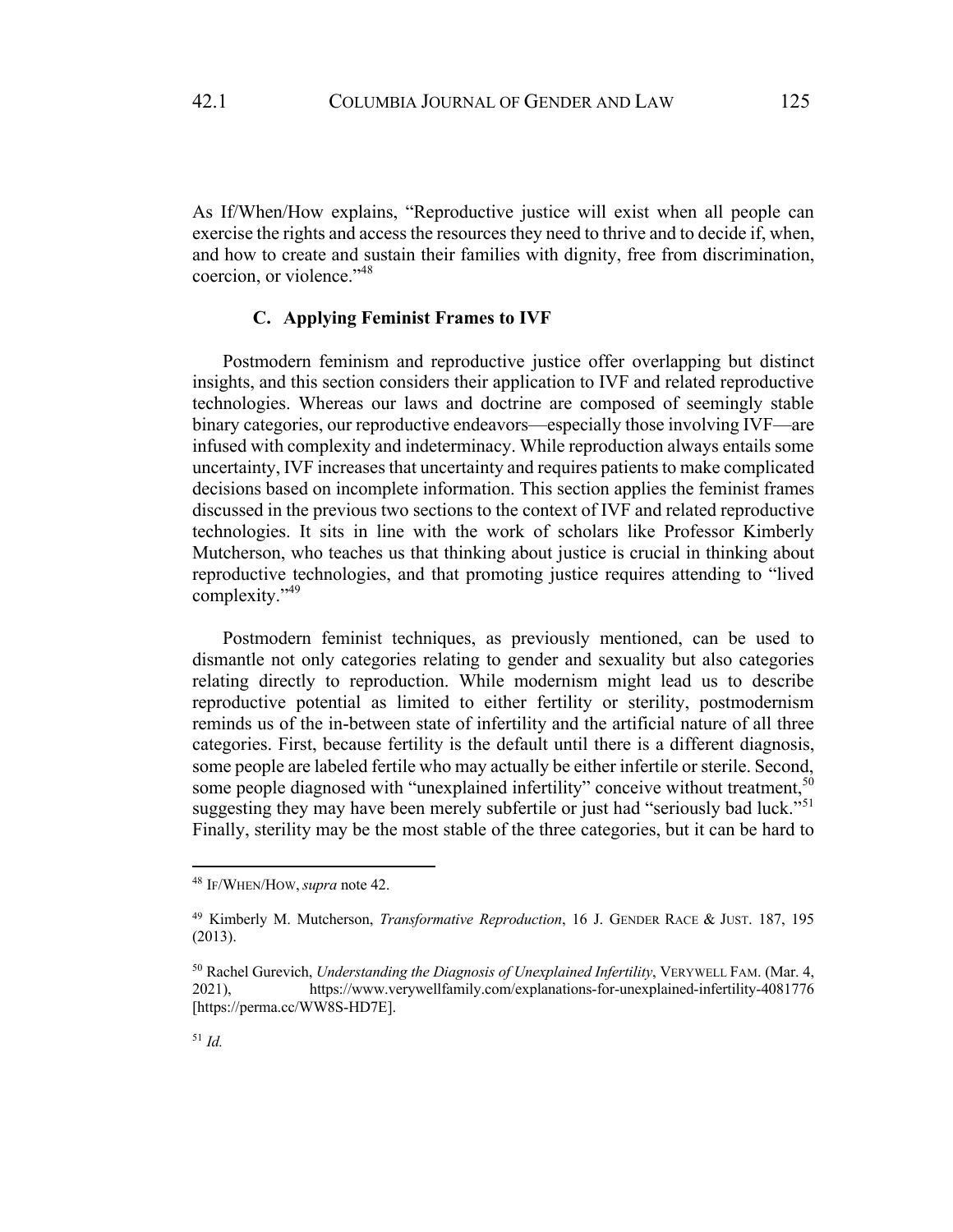As If/When/How explains, "Reproductive justice will exist when all people can exercise the rights and access the resources they need to thrive and to decide if, when, and how to create and sustain their families with dignity, free from discrimination, coercion, or violence."[48]

### C. Applying Feminist Frames to IVF

Postmodern feminism and reproductive justice offer overlapping but distinct insights, and this section considers their application to IVF and related reproductive technologies. Whereas our laws and doctrine are composed of seemingly stable binary categories, our reproductive endeavors—especially those involving IVF—are infused with complexity and indeterminacy. While reproduction always entails some uncertainty, IVF increases that uncertainty and requires patients to make complicated decisions based on incomplete information. This section applies the feminist frames discussed in the previous two sections to the context of IVF and related reproductive technologies. It sits in line with the work of scholars like Professor Kimberly Mutcherson, who teaches us that thinking about justice is crucial in thinking about reproductive technologies, and that promoting justice requires attending to "lived complexity."[49]

Postmodern feminist techniques, as previously mentioned, can be used to dismantle not only categories relating to gender and sexuality but also categories relating directly to reproduction. While modernism might lead us to describe reproductive potential as limited to either fertility or sterility, postmodernism reminds us of the in-between state of infertility and the artificial nature of all three categories. First, because fertility is the default until there is a different diagnosis, some people are labeled fertile who may actually be either infertile or sterile. Second, some people diagnosed with "unexplained infertility" conceive without treatment,[50] suggesting they may have been merely subfertile or just had "seriously bad luck."[51] Finally, sterility may be the most stable of the three categories, but it can be hard to

---

[48] IF/WHEN/HOW, *supra* note 42.

[49] Kimberly M. Mutcherson, *Transformative Reproduction*, 16 J. GENDER RACE & JUST. 187, 195 (2013).

[50] Rachel Gurevich, *Understanding the Diagnosis of Unexplained Infertility*, VERYWELL FAM. (Mar. 4, 2021), https://www.verywellfamily.com/explanations-for-unexplained-infertility-4081776 [https://perma.cc/WW8S-HD7E].

[51] *Id.*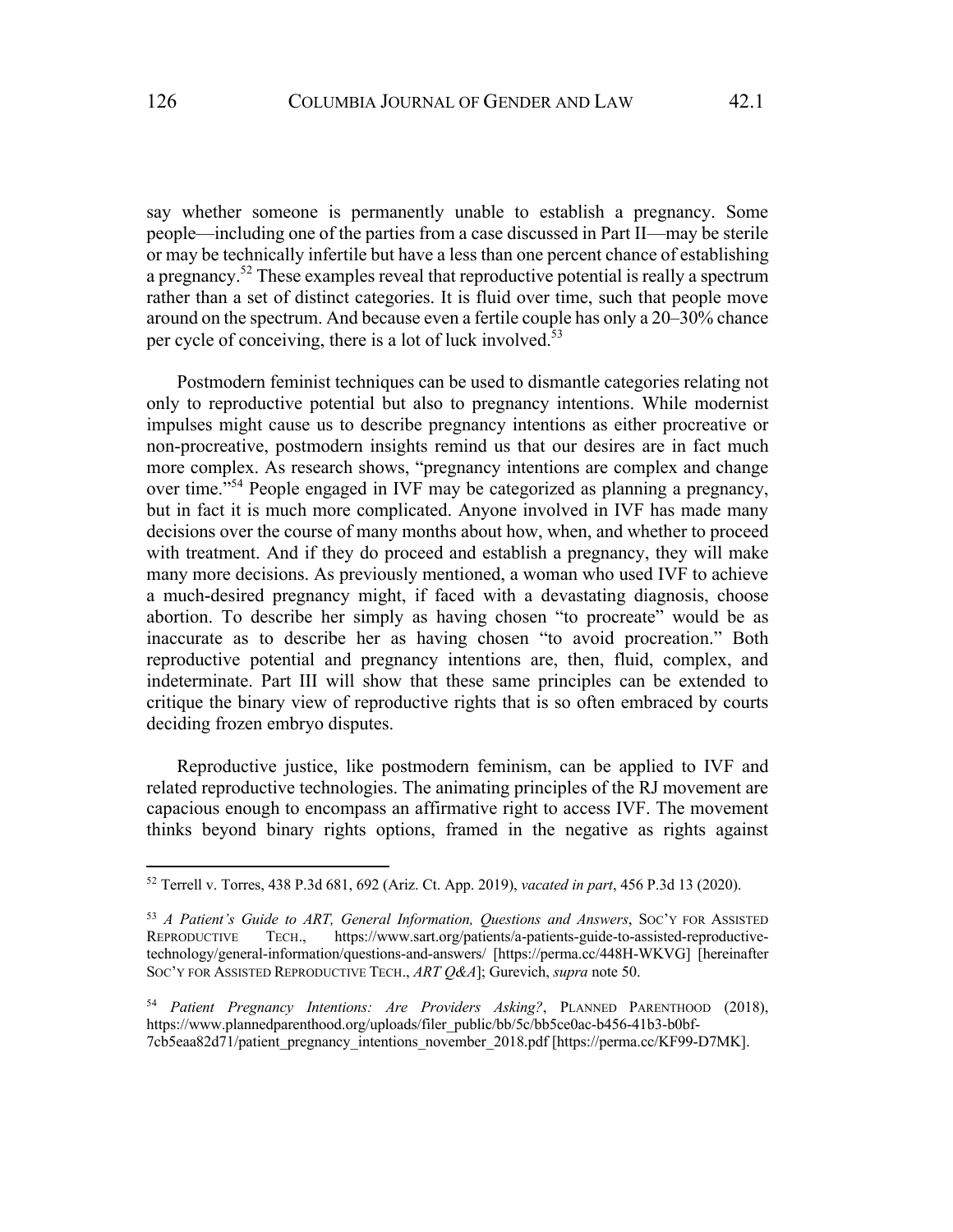say whether someone is permanently unable to establish a pregnancy. Some people—including one of the parties from a case discussed in Part II—may be sterile or may be technically infertile but have a less than one percent chance of establishing a pregnancy.[52] These examples reveal that reproductive potential is really a spectrum rather than a set of distinct categories. It is fluid over time, such that people move around on the spectrum. And because even a fertile couple has only a 20–30% chance per cycle of conceiving, there is a lot of luck involved.[53]

Postmodern feminist techniques can be used to dismantle categories relating not only to reproductive potential but also to pregnancy intentions. While modernist impulses might cause us to describe pregnancy intentions as either procreative or non-procreative, postmodern insights remind us that our desires are in fact much more complex. As research shows, "pregnancy intentions are complex and change over time."[54] People engaged in IVF may be categorized as planning a pregnancy, but in fact it is much more complicated. Anyone involved in IVF has made many decisions over the course of many months about how, when, and whether to proceed with treatment. And if they do proceed and establish a pregnancy, they will make many more decisions. As previously mentioned, a woman who used IVF to achieve a much-desired pregnancy might, if faced with a devastating diagnosis, choose abortion. To describe her simply as having chosen "to procreate" would be as inaccurate as to describe her as having chosen "to avoid procreation." Both reproductive potential and pregnancy intentions are, then, fluid, complex, and indeterminate. Part III will show that these same principles can be extended to critique the binary view of reproductive rights that is so often embraced by courts deciding frozen embryo disputes.

Reproductive justice, like postmodern feminism, can be applied to IVF and related reproductive technologies. The animating principles of the RJ movement are capacious enough to encompass an affirmative right to access IVF. The movement thinks beyond binary rights options, framed in the negative as rights against

---

[52] Terrell v. Torres, 438 P.3d 681, 692 (Ariz. Ct. App. 2019), *vacated in part*, 456 P.3d 13 (2020).

[53] *A Patient's Guide to ART, General Information, Questions and Answers*, SOC'Y FOR ASSISTED REPRODUCTIVE TECH., https://www.sart.org/patients/a-patients-guide-to-assisted-reproductive-technology/general-information/questions-and-answers/ [https://perma.cc/448H-WKVG] [hereinafter SOC'Y FOR ASSISTED REPRODUCTIVE TECH., *ART Q&A*]; Gurevich, *supra* note 50.

[54] *Patient Pregnancy Intentions: Are Providers Asking?*, PLANNED PARENTHOOD (2018), https://www.plannedparenthood.org/uploads/filer_public/bb/5c/bb5ce0ac-b456-41b3-b0bf-7cb5eaa82d71/patient_pregnancy_intentions_november_2018.pdf [https://perma.cc/KF99-D7MK].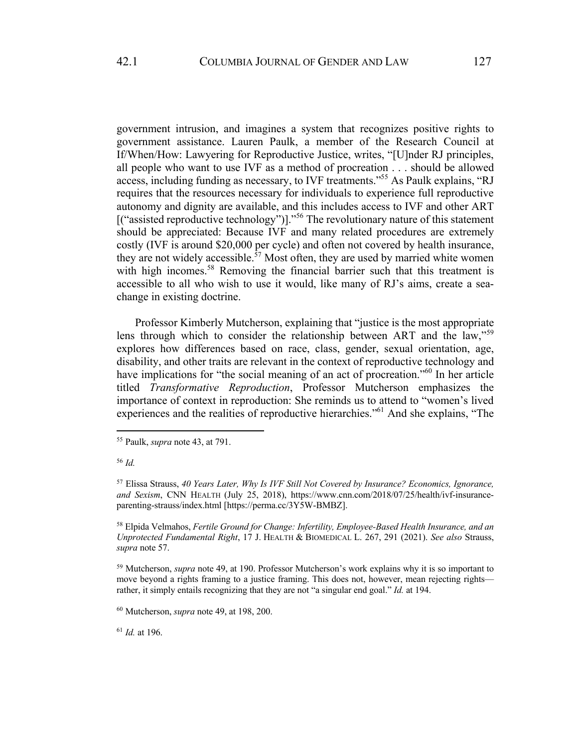government intrusion, and imagines a system that recognizes positive rights to government assistance. Lauren Paulk, a member of the Research Council at If/When/How: Lawyering for Reproductive Justice, writes, "[U]nder RJ principles, all people who want to use IVF as a method of procreation . . . should be allowed access, including funding as necessary, to IVF treatments."[55] As Paulk explains, "RJ requires that the resources necessary for individuals to experience full reproductive autonomy and dignity are available, and this includes access to IVF and other ART [("assisted reproductive technology")]."[56] The revolutionary nature of this statement should be appreciated: Because IVF and many related procedures are extremely costly (IVF is around $20,000 per cycle) and often not covered by health insurance, they are not widely accessible.[57] Most often, they are used by married white women with high incomes.[58] Removing the financial barrier such that this treatment is accessible to all who wish to use it would, like many of RJ's aims, create a sea-change in existing doctrine.

Professor Kimberly Mutcherson, explaining that "justice is the most appropriate lens through which to consider the relationship between ART and the law,"[59] explores how differences based on race, class, gender, sexual orientation, age, disability, and other traits are relevant in the context of reproductive technology and have implications for "the social meaning of an act of procreation."[60] In her article titled *Transformative Reproduction*, Professor Mutcherson emphasizes the importance of context in reproduction: She reminds us to attend to "women's lived experiences and the realities of reproductive hierarchies."[61] And she explains, "The

---

[55] Paulk, *supra* note 43, at 791.

[56] *Id.*

[57] Elissa Strauss, *40 Years Later, Why Is IVF Still Not Covered by Insurance? Economics, Ignorance, and Sexism*, CNN HEALTH (July 25, 2018), https://www.cnn.com/2018/07/25/health/ivf-insurance-parenting-strauss/index.html [https://perma.cc/3Y5W-BMBZ].

[58] Elpida Velmahos, *Fertile Ground for Change: Infertility, Employee-Based Health Insurance, and an Unprotected Fundamental Right*, 17 J. HEALTH & BIOMEDICAL L. 267, 291 (2021). *See also* Strauss, *supra* note 57.

[59] Mutcherson, *supra* note 49, at 190. Professor Mutcherson's work explains why it is so important to move beyond a rights framing to a justice framing. This does not, however, mean rejecting rights—rather, it simply entails recognizing that they are not "a singular end goal." *Id.* at 194.

[60] Mutcherson, *supra* note 49, at 198, 200.

[61] *Id.* at 196.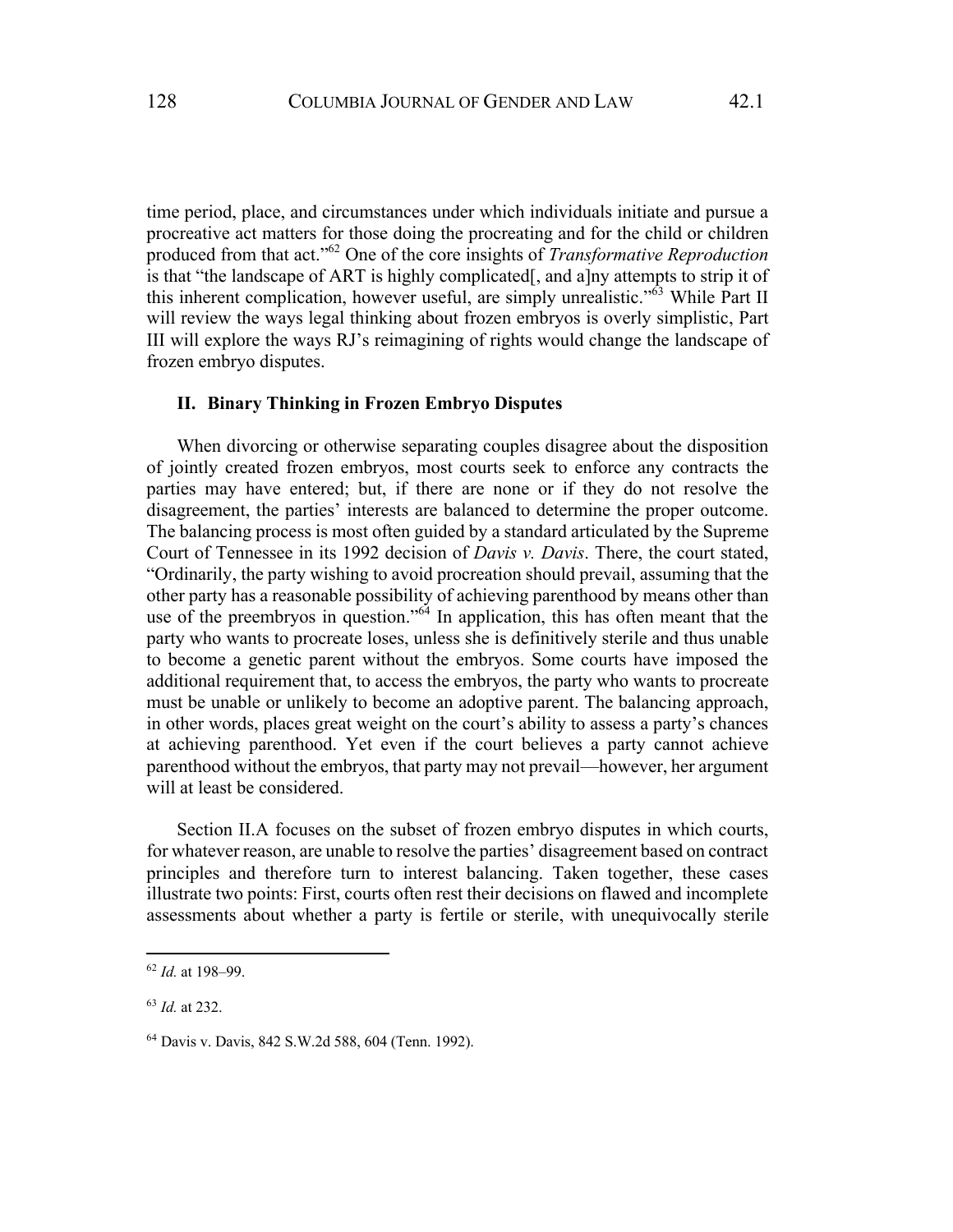time period, place, and circumstances under which individuals initiate and pursue a procreative act matters for those doing the procreating and for the child or children produced from that act."[62] One of the core insights of *Transformative Reproduction* is that "the landscape of ART is highly complicated[, and a]ny attempts to strip it of this inherent complication, however useful, are simply unrealistic."[63] While Part II will review the ways legal thinking about frozen embryos is overly simplistic, Part III will explore the ways RJ's reimagining of rights would change the landscape of frozen embryo disputes.

## II. Binary Thinking in Frozen Embryo Disputes

When divorcing or otherwise separating couples disagree about the disposition of jointly created frozen embryos, most courts seek to enforce any contracts the parties may have entered; but, if there are none or if they do not resolve the disagreement, the parties' interests are balanced to determine the proper outcome. The balancing process is most often guided by a standard articulated by the Supreme Court of Tennessee in its 1992 decision of *Davis v. Davis*. There, the court stated, "Ordinarily, the party wishing to avoid procreation should prevail, assuming that the other party has a reasonable possibility of achieving parenthood by means other than use of the preembryos in question."[64] In application, this has often meant that the party who wants to procreate loses, unless she is definitively sterile and thus unable to become a genetic parent without the embryos. Some courts have imposed the additional requirement that, to access the embryos, the party who wants to procreate must be unable or unlikely to become an adoptive parent. The balancing approach, in other words, places great weight on the court's ability to assess a party's chances at achieving parenthood. Yet even if the court believes a party cannot achieve parenthood without the embryos, that party may not prevail—however, her argument will at least be considered.

Section II.A focuses on the subset of frozen embryo disputes in which courts, for whatever reason, are unable to resolve the parties' disagreement based on contract principles and therefore turn to interest balancing. Taken together, these cases illustrate two points: First, courts often rest their decisions on flawed and incomplete assessments about whether a party is fertile or sterile, with unequivocally sterile

---

[62] *Id.* at 198–99.

[63] *Id.* at 232.

[64] Davis v. Davis, 842 S.W.2d 588, 604 (Tenn. 1992).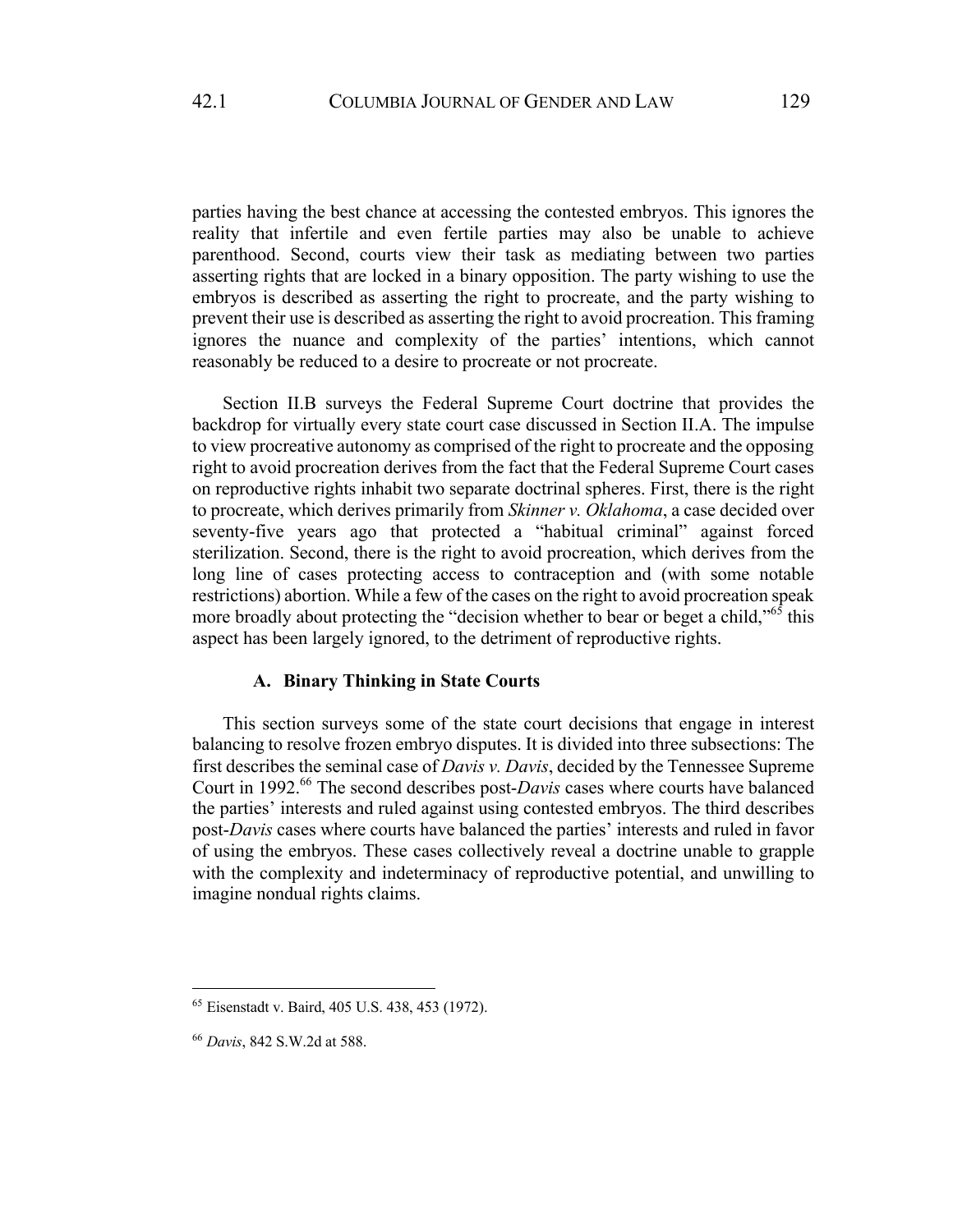parties having the best chance at accessing the contested embryos. This ignores the reality that infertile and even fertile parties may also be unable to achieve parenthood. Second, courts view their task as mediating between two parties asserting rights that are locked in a binary opposition. The party wishing to use the embryos is described as asserting the right to procreate, and the party wishing to prevent their use is described as asserting the right to avoid procreation. This framing ignores the nuance and complexity of the parties' intentions, which cannot reasonably be reduced to a desire to procreate or not procreate.

Section II.B surveys the Federal Supreme Court doctrine that provides the backdrop for virtually every state court case discussed in Section II.A. The impulse to view procreative autonomy as comprised of the right to procreate and the opposing right to avoid procreation derives from the fact that the Federal Supreme Court cases on reproductive rights inhabit two separate doctrinal spheres. First, there is the right to procreate, which derives primarily from *Skinner v. Oklahoma*, a case decided over seventy-five years ago that protected a "habitual criminal" against forced sterilization. Second, there is the right to avoid procreation, which derives from the long line of cases protecting access to contraception and (with some notable restrictions) abortion. While a few of the cases on the right to avoid procreation speak more broadly about protecting the "decision whether to bear or beget a child,"[65] this aspect has been largely ignored, to the detriment of reproductive rights.

### A. Binary Thinking in State Courts

This section surveys some of the state court decisions that engage in interest balancing to resolve frozen embryo disputes. It is divided into three subsections: The first describes the seminal case of *Davis v. Davis*, decided by the Tennessee Supreme Court in 1992.[66] The second describes post-*Davis* cases where courts have balanced the parties' interests and ruled against using contested embryos. The third describes post-*Davis* cases where courts have balanced the parties' interests and ruled in favor of using the embryos. These cases collectively reveal a doctrine unable to grapple with the complexity and indeterminacy of reproductive potential, and unwilling to imagine nondual rights claims.

---

[65] Eisenstadt v. Baird, 405 U.S. 438, 453 (1972).

[66] *Davis*, 842 S.W.2d at 588.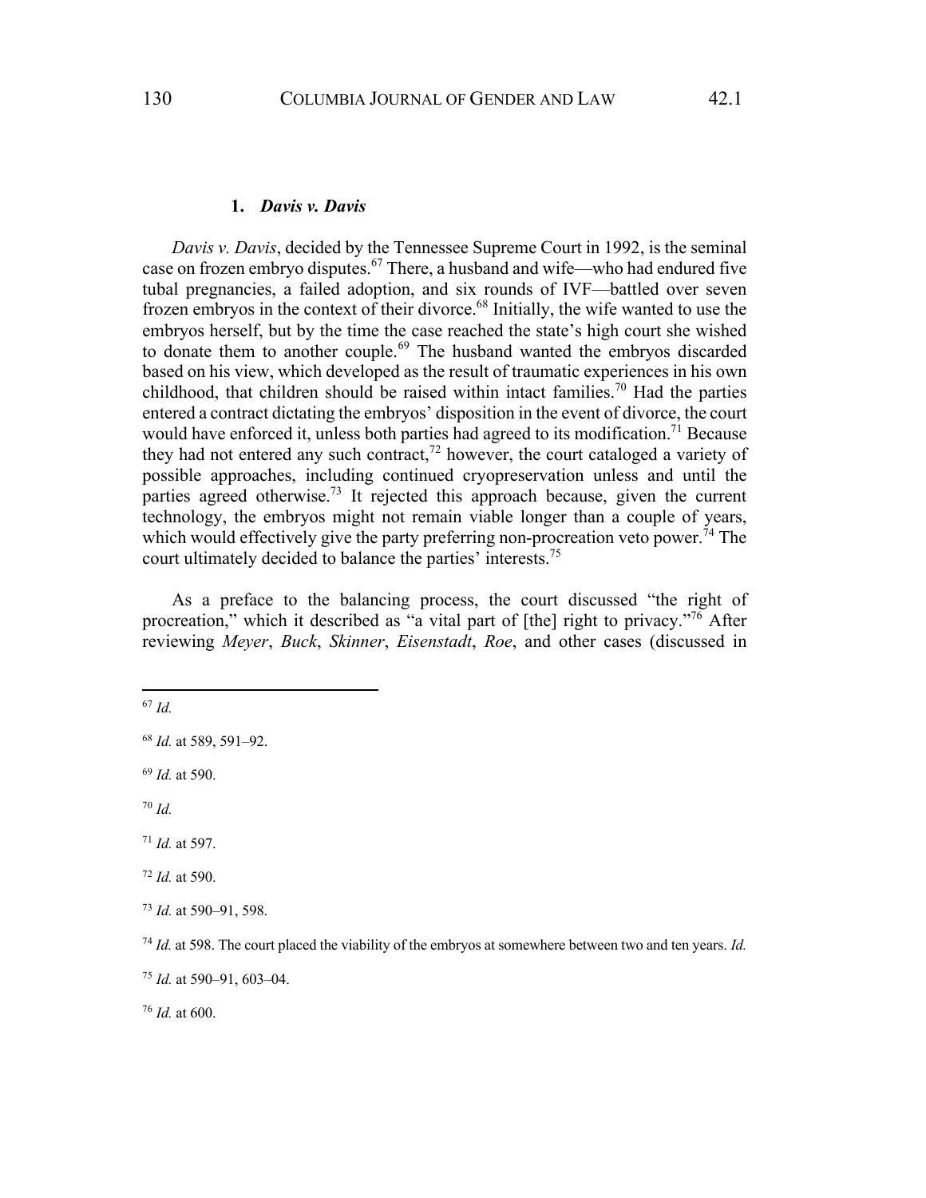### 1. *Davis v. Davis*

*Davis v. Davis*, decided by the Tennessee Supreme Court in 1992, is the seminal case on frozen embryo disputes.[67] There, a husband and wife—who had endured five tubal pregnancies, a failed adoption, and six rounds of IVF—battled over seven frozen embryos in the context of their divorce.[68] Initially, the wife wanted to use the embryos herself, but by the time the case reached the state's high court she wished to donate them to another couple.[69] The husband wanted the embryos discarded based on his view, which developed as the result of traumatic experiences in his own childhood, that children should be raised within intact families.[70] Had the parties entered a contract dictating the embryos' disposition in the event of divorce, the court would have enforced it, unless both parties had agreed to its modification.[71] Because they had not entered any such contract,[72] however, the court cataloged a variety of possible approaches, including continued cryopreservation unless and until the parties agreed otherwise.[73] It rejected this approach because, given the current technology, the embryos might not remain viable longer than a couple of years, which would effectively give the party preferring non-procreation veto power.[74] The court ultimately decided to balance the parties' interests.[75]

As a preface to the balancing process, the court discussed "the right of procreation," which it described as "a vital part of [the] right to privacy."[76] After reviewing *Meyer*, *Buck*, *Skinner*, *Eisenstadt*, *Roe*, and other cases (discussed in

---

[67] *Id.*

[68] *Id.* at 589, 591–92.

[69] *Id.* at 590.

[70] *Id.*

[71] *Id.* at 597.

[72] *Id.* at 590.

[73] *Id.* at 590–91, 598.

[74] *Id.* at 598. The court placed the viability of the embryos at somewhere between two and ten years. *Id.*

[75] *Id.* at 590–91, 603–04.

[76] *Id.* at 600.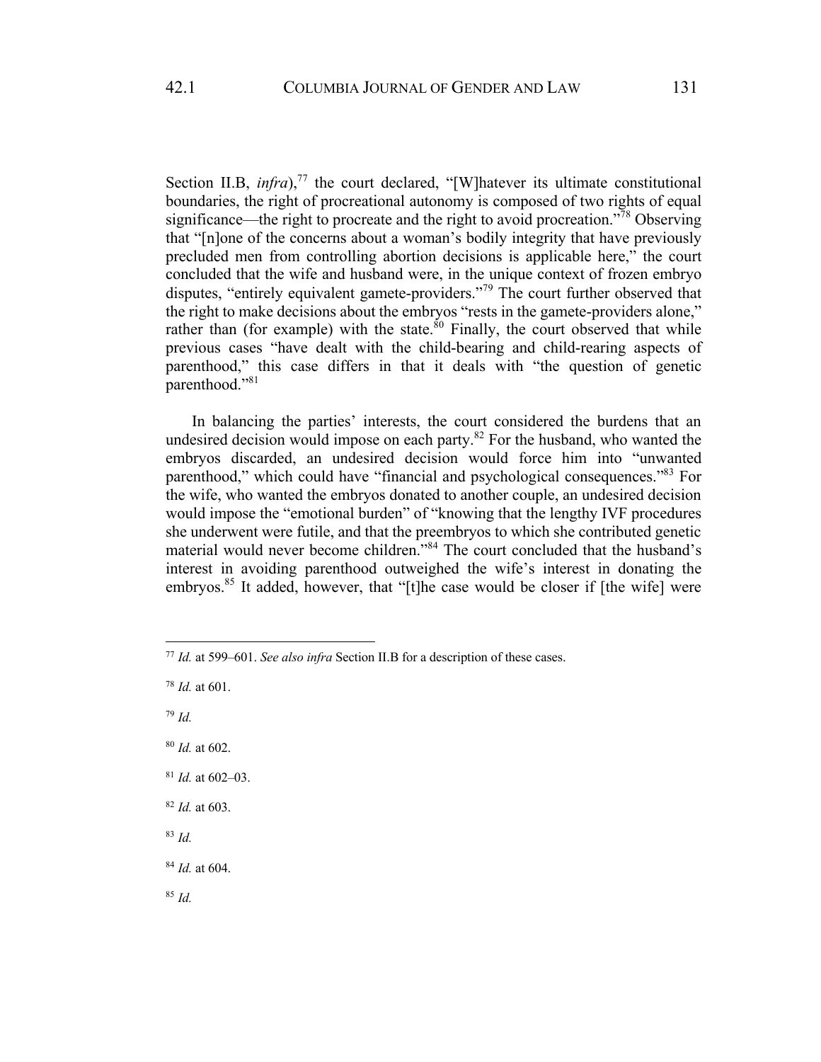Section II.B, *infra*),[77] the court declared, "[W]hatever its ultimate constitutional boundaries, the right of procreational autonomy is composed of two rights of equal significance—the right to procreate and the right to avoid procreation."[78] Observing that "[n]one of the concerns about a woman's bodily integrity that have previously precluded men from controlling abortion decisions is applicable here," the court concluded that the wife and husband were, in the unique context of frozen embryo disputes, "entirely equivalent gamete-providers."[79] The court further observed that the right to make decisions about the embryos "rests in the gamete-providers alone," rather than (for example) with the state.[80] Finally, the court observed that while previous cases "have dealt with the child-bearing and child-rearing aspects of parenthood," this case differs in that it deals with "the question of genetic parenthood."[81]

In balancing the parties' interests, the court considered the burdens that an undesired decision would impose on each party.[82] For the husband, who wanted the embryos discarded, an undesired decision would force him into "unwanted parenthood," which could have "financial and psychological consequences."[83] For the wife, who wanted the embryos donated to another couple, an undesired decision would impose the "emotional burden" of "knowing that the lengthy IVF procedures she underwent were futile, and that the preembryos to which she contributed genetic material would never become children."[84] The court concluded that the husband's interest in avoiding parenthood outweighed the wife's interest in donating the embryos.[85] It added, however, that "[t]he case would be closer if [the wife] were

---

[77] *Id.* at 599–601. *See also infra* Section II.B for a description of these cases.

[78] *Id.* at 601.

[79] *Id.*

[80] *Id.* at 602.

[81] *Id.* at 602–03.

[82] *Id.* at 603.

[83] *Id.*

[84] *Id.* at 604.

[85] *Id.*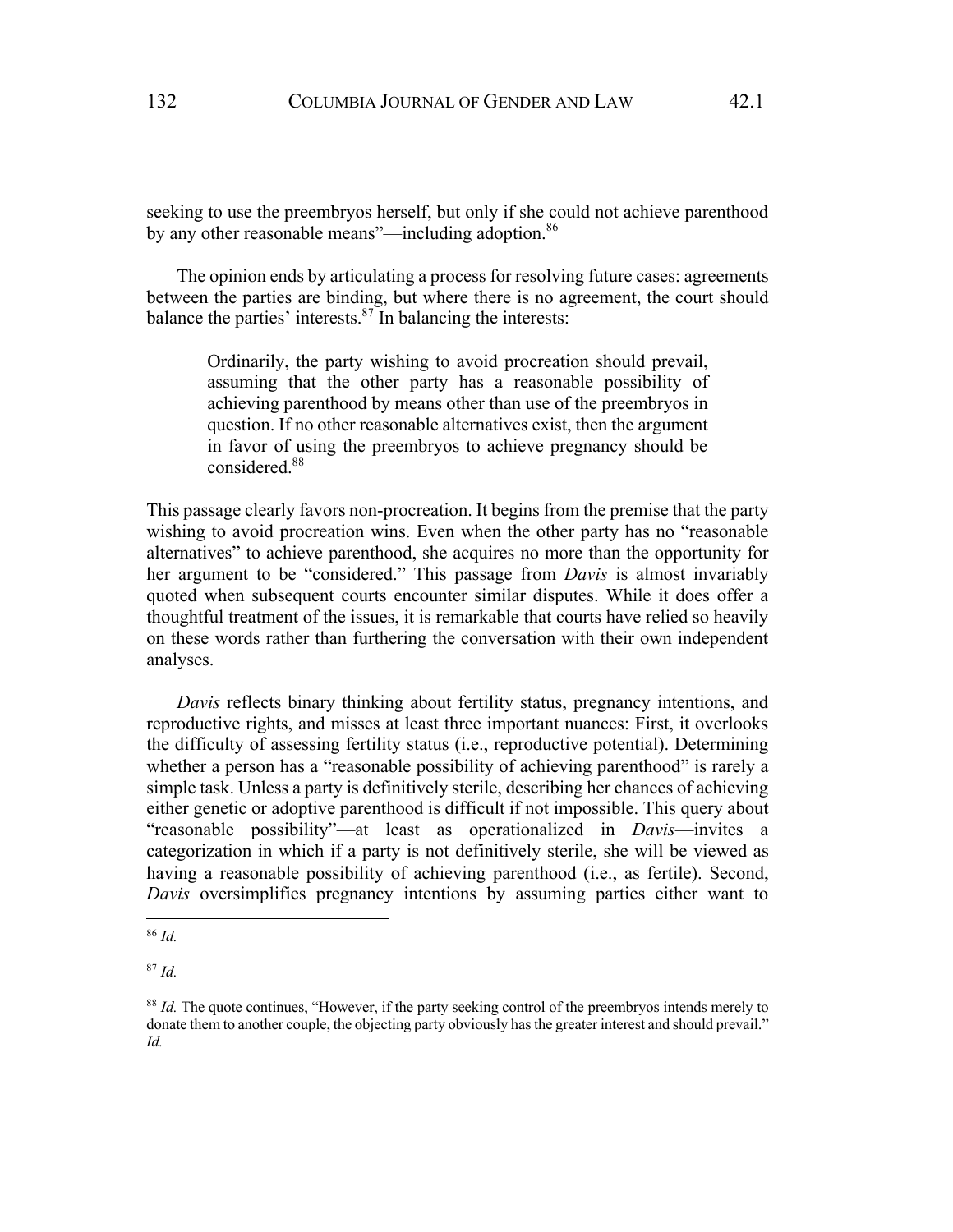seeking to use the preembryos herself, but only if she could not achieve parenthood by any other reasonable means"—including adoption.[86]

The opinion ends by articulating a process for resolving future cases: agreements between the parties are binding, but where there is no agreement, the court should balance the parties' interests.[87] In balancing the interests:

> Ordinarily, the party wishing to avoid procreation should prevail, assuming that the other party has a reasonable possibility of achieving parenthood by means other than use of the preembryos in question. If no other reasonable alternatives exist, then the argument in favor of using the preembryos to achieve pregnancy should be considered.[88]

This passage clearly favors non-procreation. It begins from the premise that the party wishing to avoid procreation wins. Even when the other party has no "reasonable alternatives" to achieve parenthood, she acquires no more than the opportunity for her argument to be "considered." This passage from *Davis* is almost invariably quoted when subsequent courts encounter similar disputes. While it does offer a thoughtful treatment of the issues, it is remarkable that courts have relied so heavily on these words rather than furthering the conversation with their own independent analyses.

*Davis* reflects binary thinking about fertility status, pregnancy intentions, and reproductive rights, and misses at least three important nuances: First, it overlooks the difficulty of assessing fertility status (i.e., reproductive potential). Determining whether a person has a "reasonable possibility of achieving parenthood" is rarely a simple task. Unless a party is definitively sterile, describing her chances of achieving either genetic or adoptive parenthood is difficult if not impossible. This query about "reasonable possibility"—at least as operationalized in *Davis*—invites a categorization in which if a party is not definitively sterile, she will be viewed as having a reasonable possibility of achieving parenthood (i.e., as fertile). Second, *Davis* oversimplifies pregnancy intentions by assuming parties either want to

---

[86] *Id.*

[87] *Id.*

[88] *Id.* The quote continues, "However, if the party seeking control of the preembryos intends merely to donate them to another couple, the objecting party obviously has the greater interest and should prevail." *Id.*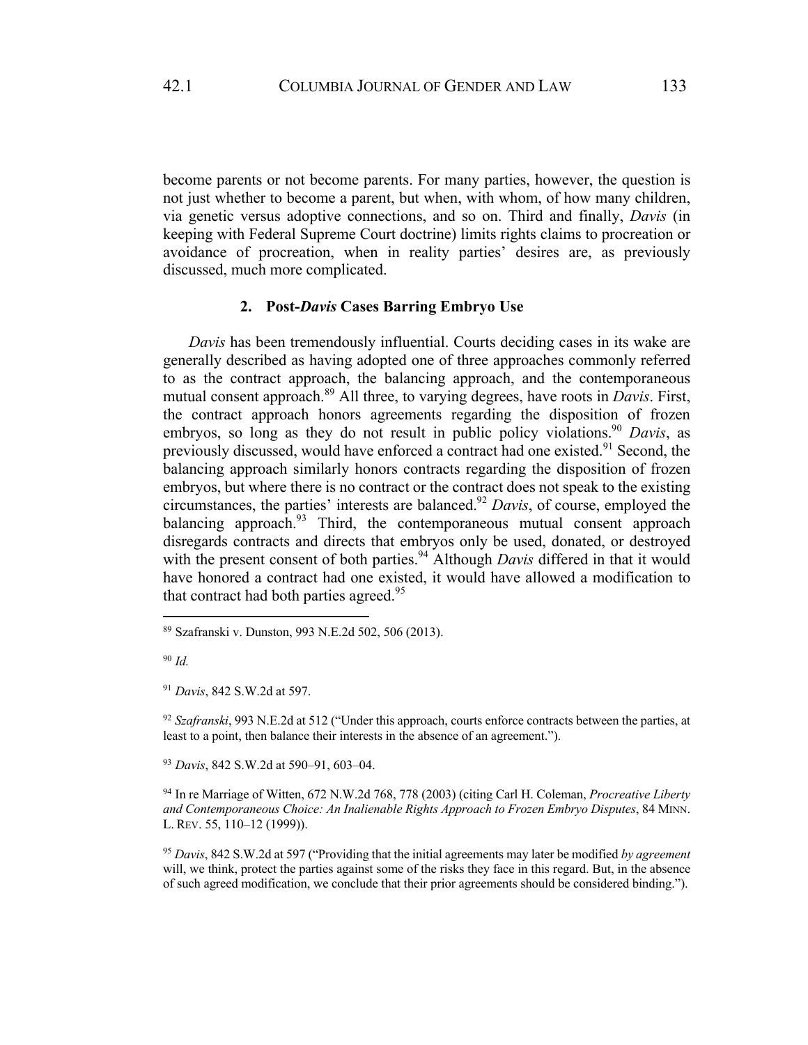become parents or not become parents. For many parties, however, the question is not just whether to become a parent, but when, with whom, of how many children, via genetic versus adoptive connections, and so on. Third and finally, *Davis* (in keeping with Federal Supreme Court doctrine) limits rights claims to procreation or avoidance of procreation, when in reality parties' desires are, as previously discussed, much more complicated.

### 2. Post-*Davis* Cases Barring Embryo Use

*Davis* has been tremendously influential. Courts deciding cases in its wake are generally described as having adopted one of three approaches commonly referred to as the contract approach, the balancing approach, and the contemporaneous mutual consent approach.[89] All three, to varying degrees, have roots in *Davis*. First, the contract approach honors agreements regarding the disposition of frozen embryos, so long as they do not result in public policy violations.[90] *Davis*, as previously discussed, would have enforced a contract had one existed.[91] Second, the balancing approach similarly honors contracts regarding the disposition of frozen embryos, but where there is no contract or the contract does not speak to the existing circumstances, the parties' interests are balanced.[92] *Davis*, of course, employed the balancing approach.[93] Third, the contemporaneous mutual consent approach disregards contracts and directs that embryos only be used, donated, or destroyed with the present consent of both parties.[94] Although *Davis* differed in that it would have honored a contract had one existed, it would have allowed a modification to that contract had both parties agreed.[95]

---

[89] Szafranski v. Dunston, 993 N.E.2d 502, 506 (2013).

[90] *Id.*

[91] *Davis*, 842 S.W.2d at 597.

[92] *Szafranski*, 993 N.E.2d at 512 ("Under this approach, courts enforce contracts between the parties, at least to a point, then balance their interests in the absence of an agreement.").

[93] *Davis*, 842 S.W.2d at 590–91, 603–04.

[94] In re Marriage of Witten, 672 N.W.2d 768, 778 (2003) (citing Carl H. Coleman, *Procreative Liberty and Contemporaneous Choice: An Inalienable Rights Approach to Frozen Embryo Disputes*, 84 MINN. L. REV. 55, 110–12 (1999)).

[95] *Davis*, 842 S.W.2d at 597 ("Providing that the initial agreements may later be modified *by agreement* will, we think, protect the parties against some of the risks they face in this regard. But, in the absence of such agreed modification, we conclude that their prior agreements should be considered binding.").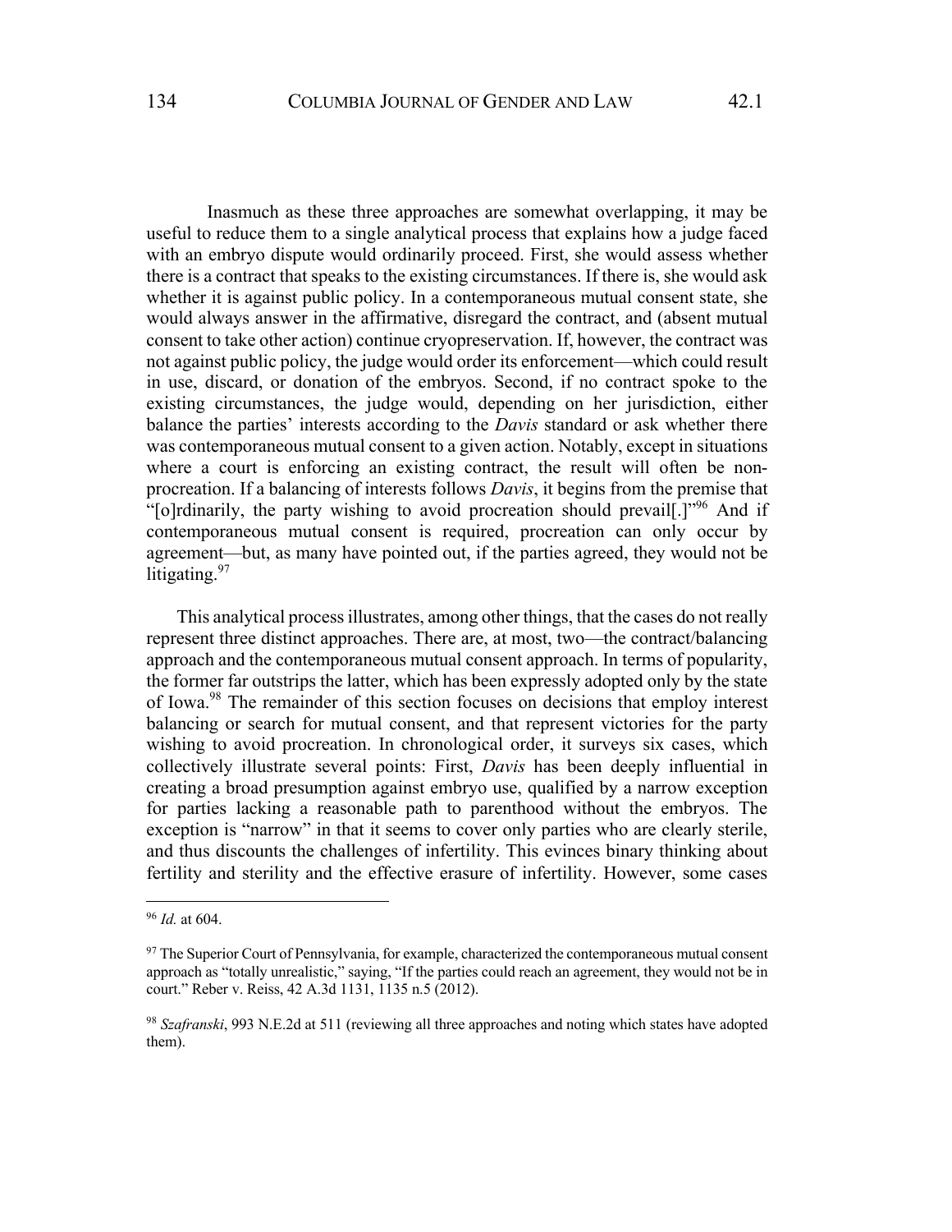Inasmuch as these three approaches are somewhat overlapping, it may be useful to reduce them to a single analytical process that explains how a judge faced with an embryo dispute would ordinarily proceed. First, she would assess whether there is a contract that speaks to the existing circumstances. If there is, she would ask whether it is against public policy. In a contemporaneous mutual consent state, she would always answer in the affirmative, disregard the contract, and (absent mutual consent to take other action) continue cryopreservation. If, however, the contract was not against public policy, the judge would order its enforcement—which could result in use, discard, or donation of the embryos. Second, if no contract spoke to the existing circumstances, the judge would, depending on her jurisdiction, either balance the parties' interests according to the *Davis* standard or ask whether there was contemporaneous mutual consent to a given action. Notably, except in situations where a court is enforcing an existing contract, the result will often be non-procreation. If a balancing of interests follows *Davis*, it begins from the premise that "[o]rdinarily, the party wishing to avoid procreation should prevail[.]"[96] And if contemporaneous mutual consent is required, procreation can only occur by agreement—but, as many have pointed out, if the parties agreed, they would not be litigating.[97]

This analytical process illustrates, among other things, that the cases do not really represent three distinct approaches. There are, at most, two—the contract/balancing approach and the contemporaneous mutual consent approach. In terms of popularity, the former far outstrips the latter, which has been expressly adopted only by the state of Iowa.[98] The remainder of this section focuses on decisions that employ interest balancing or search for mutual consent, and that represent victories for the party wishing to avoid procreation. In chronological order, it surveys six cases, which collectively illustrate several points: First, *Davis* has been deeply influential in creating a broad presumption against embryo use, qualified by a narrow exception for parties lacking a reasonable path to parenthood without the embryos. The exception is "narrow" in that it seems to cover only parties who are clearly sterile, and thus discounts the challenges of infertility. This evinces binary thinking about fertility and sterility and the effective erasure of infertility. However, some cases

---

[96] *Id.* at 604.

[97] The Superior Court of Pennsylvania, for example, characterized the contemporaneous mutual consent approach as "totally unrealistic," saying, "If the parties could reach an agreement, they would not be in court." Reber v. Reiss, 42 A.3d 1131, 1135 n.5 (2012).

[98] *Szafranski*, 993 N.E.2d at 511 (reviewing all three approaches and noting which states have adopted them).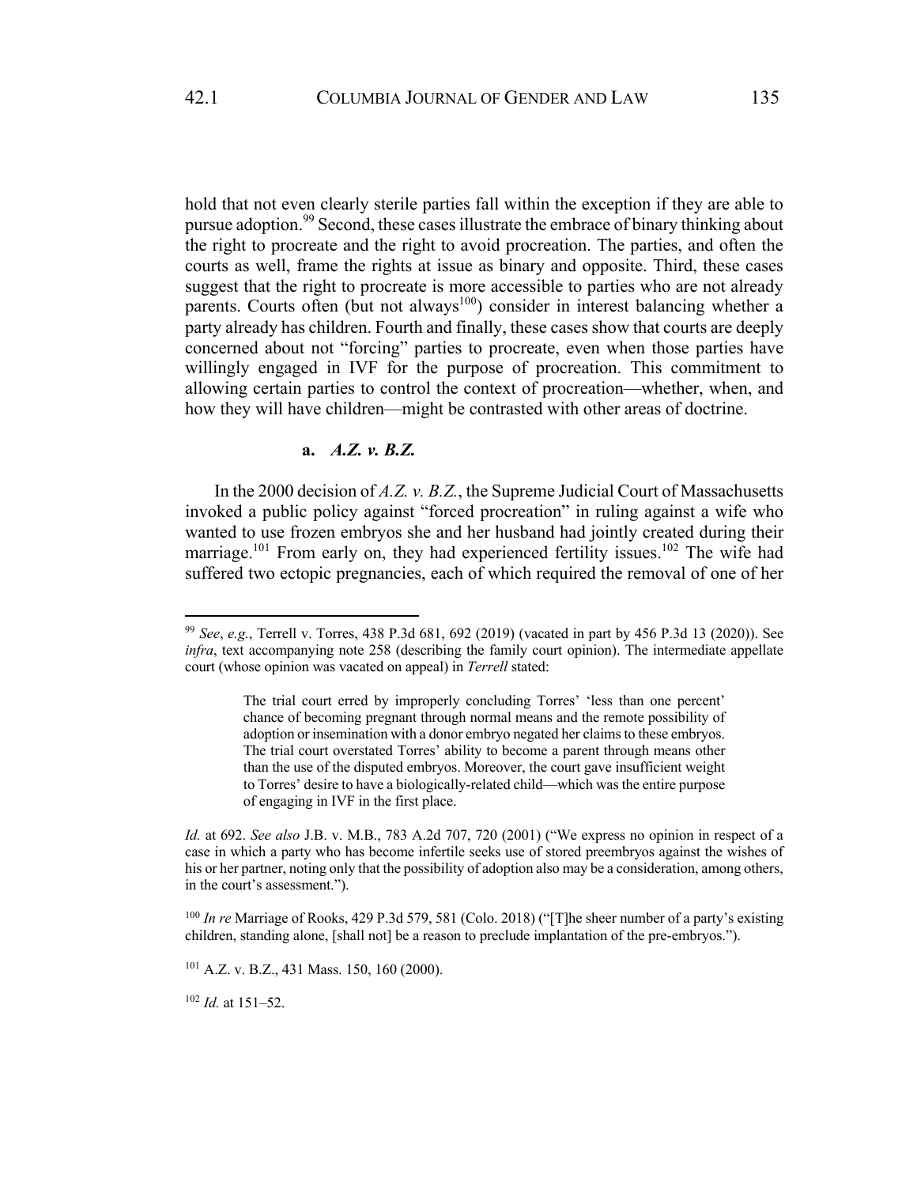hold that not even clearly sterile parties fall within the exception if they are able to pursue adoption.[99] Second, these cases illustrate the embrace of binary thinking about the right to procreate and the right to avoid procreation. The parties, and often the courts as well, frame the rights at issue as binary and opposite. Third, these cases suggest that the right to procreate is more accessible to parties who are not already parents. Courts often (but not always[100]) consider in interest balancing whether a party already has children. Fourth and finally, these cases show that courts are deeply concerned about not "forcing" parties to procreate, even when those parties have willingly engaged in IVF for the purpose of procreation. This commitment to allowing certain parties to control the context of procreation—whether, when, and how they will have children—might be contrasted with other areas of doctrine.

#### a. *A.Z. v. B.Z.*

In the 2000 decision of *A.Z. v. B.Z.*, the Supreme Judicial Court of Massachusetts invoked a public policy against "forced procreation" in ruling against a wife who wanted to use frozen embryos she and her husband had jointly created during their marriage.[101] From early on, they had experienced fertility issues.[102] The wife had suffered two ectopic pregnancies, each of which required the removal of one of her

---

[99] *See*, *e.g.*, Terrell v. Torres, 438 P.3d 681, 692 (2019) (vacated in part by 456 P.3d 13 (2020)). See *infra*, text accompanying note 258 (describing the family court opinion). The intermediate appellate court (whose opinion was vacated on appeal) in *Terrell* stated:

> The trial court erred by improperly concluding Torres' 'less than one percent' chance of becoming pregnant through normal means and the remote possibility of adoption or insemination with a donor embryo negated her claims to these embryos. The trial court overstated Torres' ability to become a parent through means other than the use of the disputed embryos. Moreover, the court gave insufficient weight to Torres' desire to have a biologically-related child—which was the entire purpose of engaging in IVF in the first place.

*Id.* at 692. *See also* J.B. v. M.B., 783 A.2d 707, 720 (2001) ("We express no opinion in respect of a case in which a party who has become infertile seeks use of stored preembryos against the wishes of his or her partner, noting only that the possibility of adoption also may be a consideration, among others, in the court's assessment.").

[100] *In re* Marriage of Rooks, 429 P.3d 579, 581 (Colo. 2018) ("[T]he sheer number of a party's existing children, standing alone, [shall not] be a reason to preclude implantation of the pre-embryos.").

[101] A.Z. v. B.Z., 431 Mass. 150, 160 (2000).

[102] *Id.* at 151–52.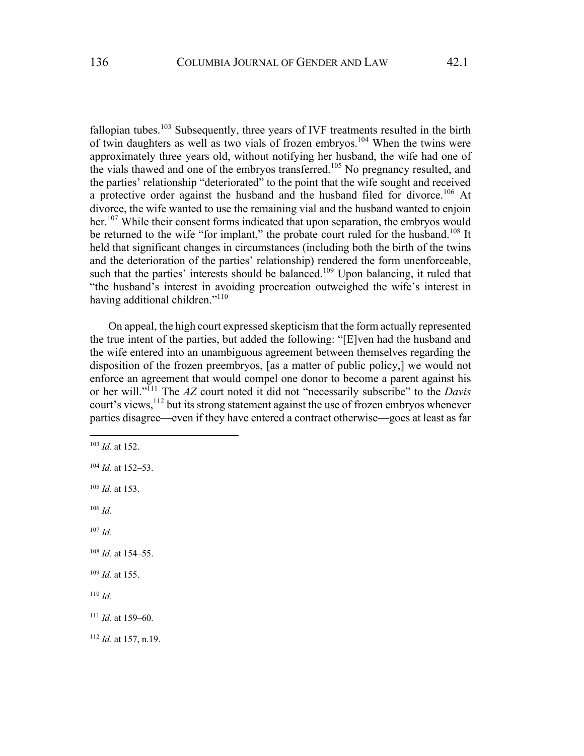fallopian tubes.[103] Subsequently, three years of IVF treatments resulted in the birth of twin daughters as well as two vials of frozen embryos.[104] When the twins were approximately three years old, without notifying her husband, the wife had one of the vials thawed and one of the embryos transferred.[105] No pregnancy resulted, and the parties' relationship "deteriorated" to the point that the wife sought and received a protective order against the husband and the husband filed for divorce.[106] At divorce, the wife wanted to use the remaining vial and the husband wanted to enjoin her.[107] While their consent forms indicated that upon separation, the embryos would be returned to the wife "for implant," the probate court ruled for the husband.[108] It held that significant changes in circumstances (including both the birth of the twins and the deterioration of the parties' relationship) rendered the form unenforceable, such that the parties' interests should be balanced.[109] Upon balancing, it ruled that "the husband's interest in avoiding procreation outweighed the wife's interest in having additional children."[110]

On appeal, the high court expressed skepticism that the form actually represented the true intent of the parties, but added the following: "[E]ven had the husband and the wife entered into an unambiguous agreement between themselves regarding the disposition of the frozen preembryos, [as a matter of public policy,] we would not enforce an agreement that would compel one donor to become a parent against his or her will."[111] The *AZ* court noted it did not "necessarily subscribe" to the *Davis* court's views,[112] but its strong statement against the use of frozen embryos whenever parties disagree—even if they have entered a contract otherwise—goes at least as far

---

[103] *Id.* at 152.

[104] *Id.* at 152–53.

[105] *Id.* at 153.

[106] *Id.*

[107] *Id.*

[108] *Id.* at 154–55.

[109] *Id.* at 155.

[110] *Id.*

[111] *Id.* at 159–60.

[112] *Id.* at 157, n.19.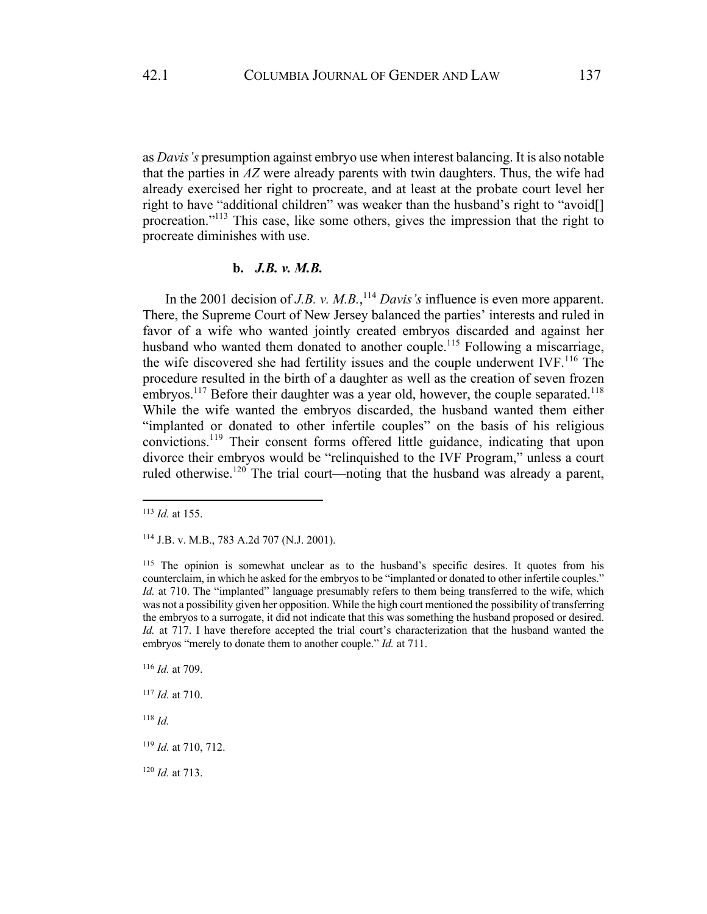as *Davis's* presumption against embryo use when interest balancing. It is also notable that the parties in *AZ* were already parents with twin daughters. Thus, the wife had already exercised her right to procreate, and at least at the probate court level her right to have "additional children" was weaker than the husband's right to "avoid[] procreation."[113] This case, like some others, gives the impression that the right to procreate diminishes with use.

### b. *J.B. v. M.B.*

In the 2001 decision of *J.B. v. M.B.*,[114] *Davis's* influence is even more apparent. There, the Supreme Court of New Jersey balanced the parties' interests and ruled in favor of a wife who wanted jointly created embryos discarded and against her husband who wanted them donated to another couple.[115] Following a miscarriage, the wife discovered she had fertility issues and the couple underwent IVF.[116] The procedure resulted in the birth of a daughter as well as the creation of seven frozen embryos.[117] Before their daughter was a year old, however, the couple separated.[118] While the wife wanted the embryos discarded, the husband wanted them either "implanted or donated to other infertile couples" on the basis of his religious convictions.[119] Their consent forms offered little guidance, indicating that upon divorce their embryos would be "relinquished to the IVF Program," unless a court ruled otherwise.[120] The trial court—noting that the husband was already a parent,

---

[113] *Id.* at 155.

[114] J.B. v. M.B., 783 A.2d 707 (N.J. 2001).

[115] The opinion is somewhat unclear as to the husband's specific desires. It quotes from his counterclaim, in which he asked for the embryos to be "implanted or donated to other infertile couples." *Id.* at 710. The "implanted" language presumably refers to them being transferred to the wife, which was not a possibility given her opposition. While the high court mentioned the possibility of transferring the embryos to a surrogate, it did not indicate that this was something the husband proposed or desired. *Id.* at 717. I have therefore accepted the trial court's characterization that the husband wanted the embryos "merely to donate them to another couple." *Id.* at 711.

[116] *Id.* at 709.

[117] *Id.* at 710.

[118] *Id.*

[119] *Id.* at 710, 712.

[120] *Id.* at 713.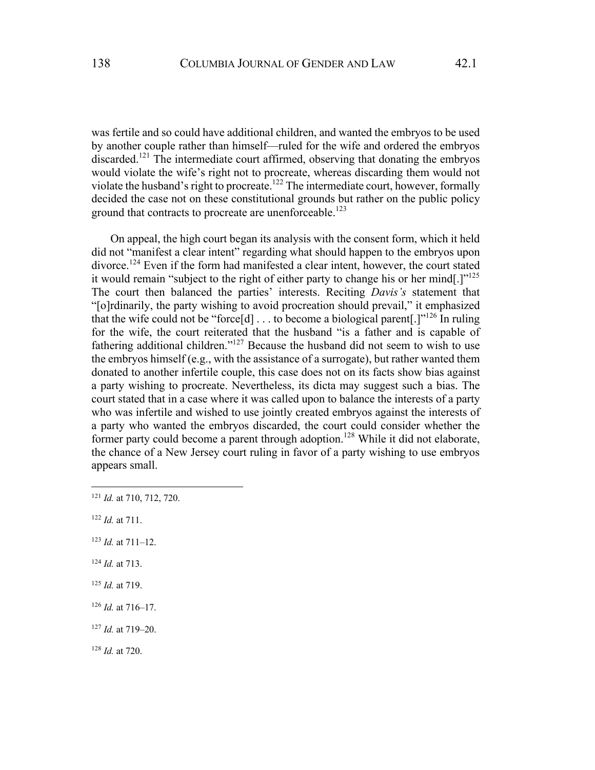was fertile and so could have additional children, and wanted the embryos to be used by another couple rather than himself—ruled for the wife and ordered the embryos discarded.[121] The intermediate court affirmed, observing that donating the embryos would violate the wife's right not to procreate, whereas discarding them would not violate the husband's right to procreate.[122] The intermediate court, however, formally decided the case not on these constitutional grounds but rather on the public policy ground that contracts to procreate are unenforceable.[123]

On appeal, the high court began its analysis with the consent form, which it held did not "manifest a clear intent" regarding what should happen to the embryos upon divorce.[124] Even if the form had manifested a clear intent, however, the court stated it would remain "subject to the right of either party to change his or her mind[.]"[125] The court then balanced the parties' interests. Reciting *Davis's* statement that "[o]rdinarily, the party wishing to avoid procreation should prevail," it emphasized that the wife could not be "force[d] . . . to become a biological parent[.]"[126] In ruling for the wife, the court reiterated that the husband "is a father and is capable of fathering additional children."[127] Because the husband did not seem to wish to use the embryos himself (e.g., with the assistance of a surrogate), but rather wanted them donated to another infertile couple, this case does not on its facts show bias against a party wishing to procreate. Nevertheless, its dicta may suggest such a bias. The court stated that in a case where it was called upon to balance the interests of a party who was infertile and wished to use jointly created embryos against the interests of a party who wanted the embryos discarded, the court could consider whether the former party could become a parent through adoption.[128] While it did not elaborate, the chance of a New Jersey court ruling in favor of a party wishing to use embryos appears small.

---

[121] *Id.* at 710, 712, 720.

[122] *Id.* at 711.

[123] *Id.* at 711–12.

[124] *Id.* at 713.

[125] *Id.* at 719.

[126] *Id.* at 716–17.

[127] *Id.* at 719–20.

[128] *Id.* at 720.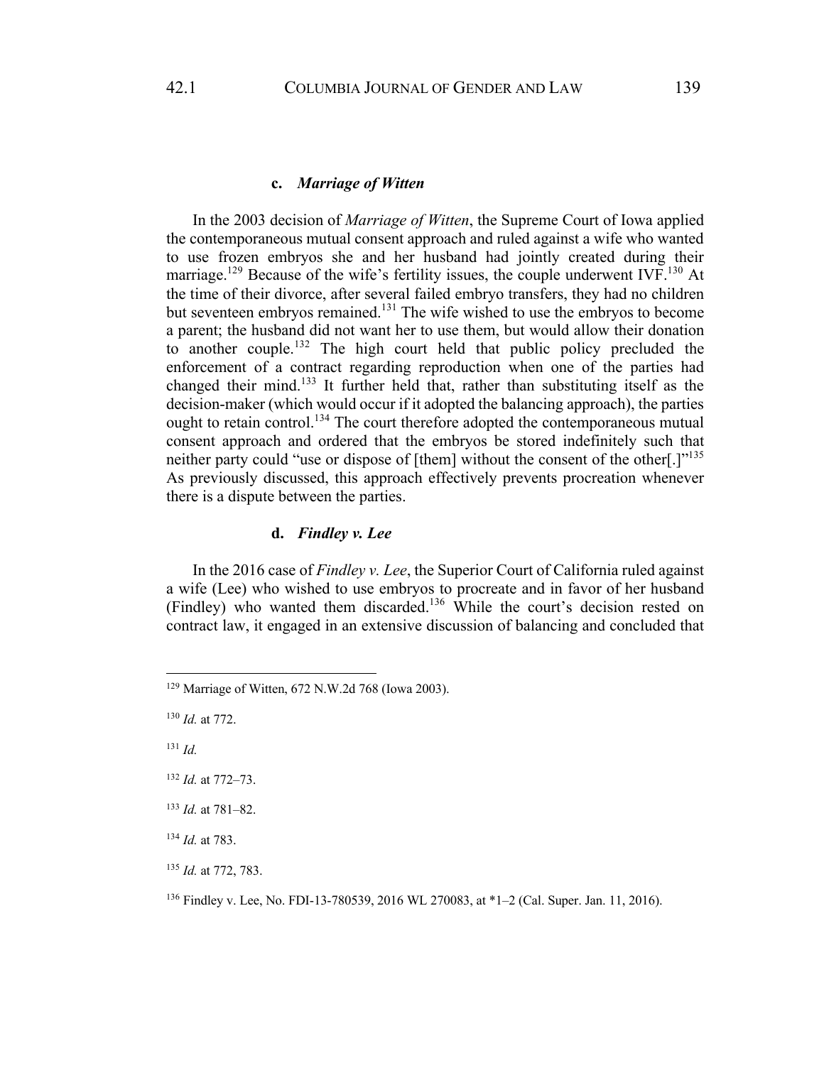#### c. *Marriage of Witten*

In the 2003 decision of *Marriage of Witten*, the Supreme Court of Iowa applied the contemporaneous mutual consent approach and ruled against a wife who wanted to use frozen embryos she and her husband had jointly created during their marriage.[129] Because of the wife's fertility issues, the couple underwent IVF.[130] At the time of their divorce, after several failed embryo transfers, they had no children but seventeen embryos remained.[131] The wife wished to use the embryos to become a parent; the husband did not want her to use them, but would allow their donation to another couple.[132] The high court held that public policy precluded the enforcement of a contract regarding reproduction when one of the parties had changed their mind.[133] It further held that, rather than substituting itself as the decision-maker (which would occur if it adopted the balancing approach), the parties ought to retain control.[134] The court therefore adopted the contemporaneous mutual consent approach and ordered that the embryos be stored indefinitely such that neither party could "use or dispose of [them] without the consent of the other[.]"[135] As previously discussed, this approach effectively prevents procreation whenever there is a dispute between the parties.

#### d. *Findley v. Lee*

In the 2016 case of *Findley v. Lee*, the Superior Court of California ruled against a wife (Lee) who wished to use embryos to procreate and in favor of her husband (Findley) who wanted them discarded.[136] While the court's decision rested on contract law, it engaged in an extensive discussion of balancing and concluded that

---

[129] Marriage of Witten, 672 N.W.2d 768 (Iowa 2003).

[130] *Id.* at 772.

[131] *Id.*

[132] *Id.* at 772–73.

[133] *Id.* at 781–82.

[134] *Id.* at 783.

[135] *Id.* at 772, 783.

[136] Findley v. Lee, No. FDI-13-780539, 2016 WL 270083, at *1–2 (Cal. Super. Jan. 11, 2016).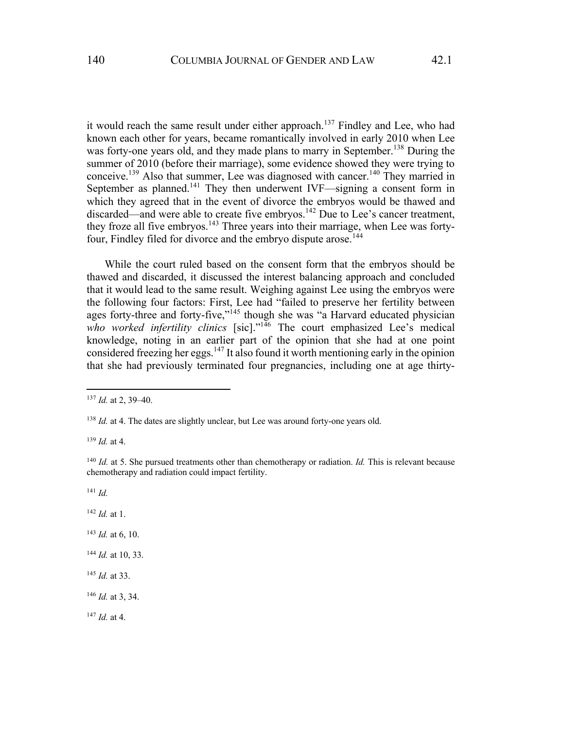it would reach the same result under either approach.[137] Findley and Lee, who had known each other for years, became romantically involved in early 2010 when Lee was forty-one years old, and they made plans to marry in September.[138] During the summer of 2010 (before their marriage), some evidence showed they were trying to conceive.[139] Also that summer, Lee was diagnosed with cancer.[140] They married in September as planned.[141] They then underwent IVF—signing a consent form in which they agreed that in the event of divorce the embryos would be thawed and discarded—and were able to create five embryos.[142] Due to Lee's cancer treatment, they froze all five embryos.[143] Three years into their marriage, when Lee was forty-four, Findley filed for divorce and the embryo dispute arose.[144]

While the court ruled based on the consent form that the embryos should be thawed and discarded, it discussed the interest balancing approach and concluded that it would lead to the same result. Weighing against Lee using the embryos were the following four factors: First, Lee had "failed to preserve her fertility between ages forty-three and forty-five,"[145] though she was "a Harvard educated physician *who worked infertility clinics* [sic]."[146] The court emphasized Lee's medical knowledge, noting in an earlier part of the opinion that she had at one point considered freezing her eggs.[147] It also found it worth mentioning early in the opinion that she had previously terminated four pregnancies, including one at age thirty-

---

[137] *Id.* at 2, 39–40.

[138] *Id.* at 4. The dates are slightly unclear, but Lee was around forty-one years old.

[139] *Id.* at 4.

[140] *Id.* at 5. She pursued treatments other than chemotherapy or radiation. *Id.* This is relevant because chemotherapy and radiation could impact fertility.

[141] *Id.*

[142] *Id.* at 1.

[143] *Id.* at 6, 10.

[144] *Id.* at 10, 33.

[145] *Id.* at 33.

[146] *Id.* at 3, 34.

[147] *Id.* at 4.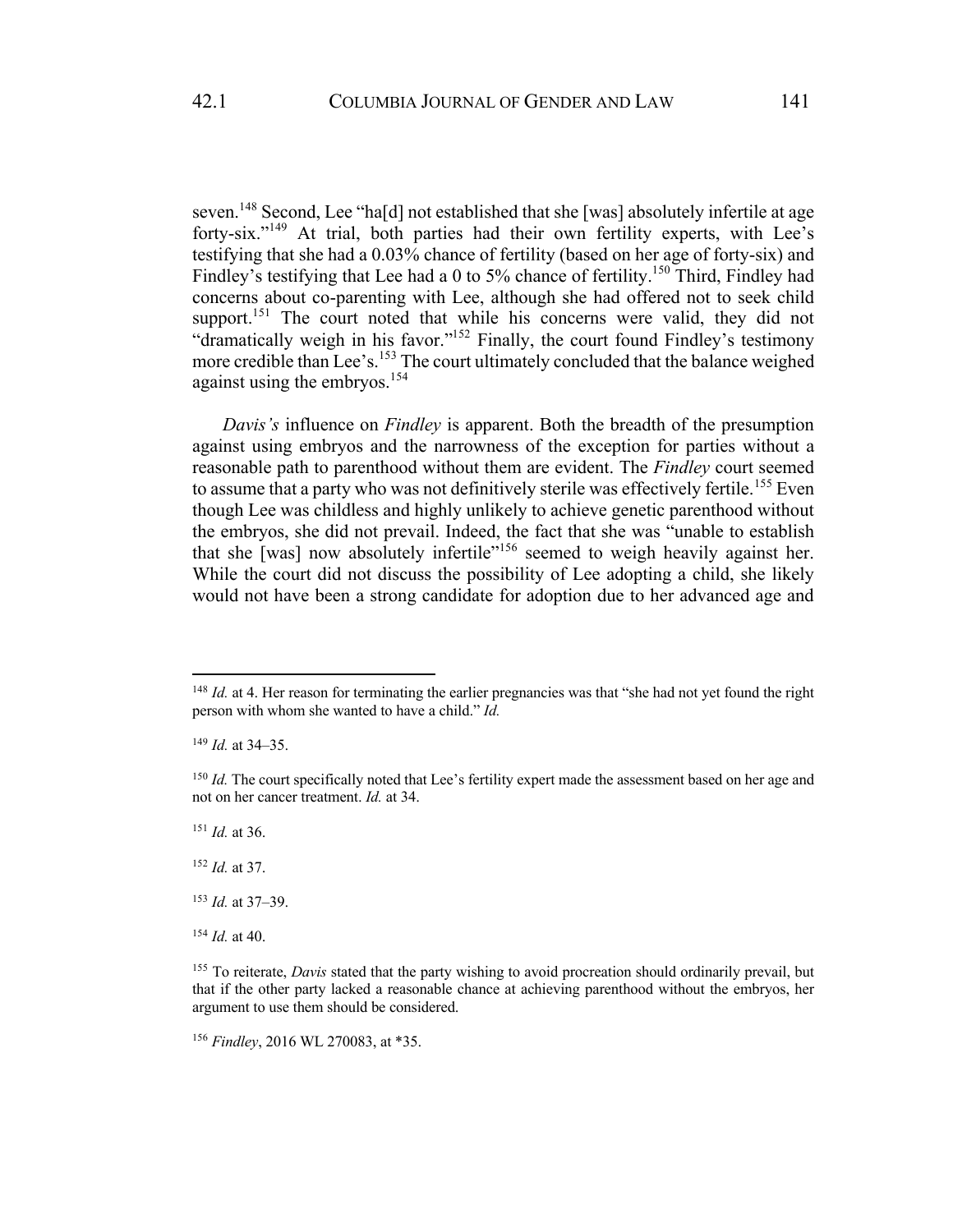seven.[148] Second, Lee "ha[d] not established that she [was] absolutely infertile at age forty-six."[149] At trial, both parties had their own fertility experts, with Lee's testifying that she had a 0.03% chance of fertility (based on her age of forty-six) and Findley's testifying that Lee had a 0 to 5% chance of fertility.[150] Third, Findley had concerns about co-parenting with Lee, although she had offered not to seek child support.[151] The court noted that while his concerns were valid, they did not "dramatically weigh in his favor."[152] Finally, the court found Findley's testimony more credible than Lee's.[153] The court ultimately concluded that the balance weighed against using the embryos.[154]

*Davis's* influence on *Findley* is apparent. Both the breadth of the presumption against using embryos and the narrowness of the exception for parties without a reasonable path to parenthood without them are evident. The *Findley* court seemed to assume that a party who was not definitively sterile was effectively fertile.[155] Even though Lee was childless and highly unlikely to achieve genetic parenthood without the embryos, she did not prevail. Indeed, the fact that she was "unable to establish that she [was] now absolutely infertile"[156] seemed to weigh heavily against her. While the court did not discuss the possibility of Lee adopting a child, she likely would not have been a strong candidate for adoption due to her advanced age and

---

[148] *Id.* at 4. Her reason for terminating the earlier pregnancies was that "she had not yet found the right person with whom she wanted to have a child." *Id.*

[149] *Id.* at 34–35.

[150] *Id.* The court specifically noted that Lee's fertility expert made the assessment based on her age and not on her cancer treatment. *Id.* at 34.

[151] *Id.* at 36.

[152] *Id.* at 37.

[153] *Id.* at 37–39.

[154] *Id.* at 40.

[155] To reiterate, *Davis* stated that the party wishing to avoid procreation should ordinarily prevail, but that if the other party lacked a reasonable chance at achieving parenthood without the embryos, her argument to use them should be considered.

[156] *Findley*, 2016 WL 270083, at *35.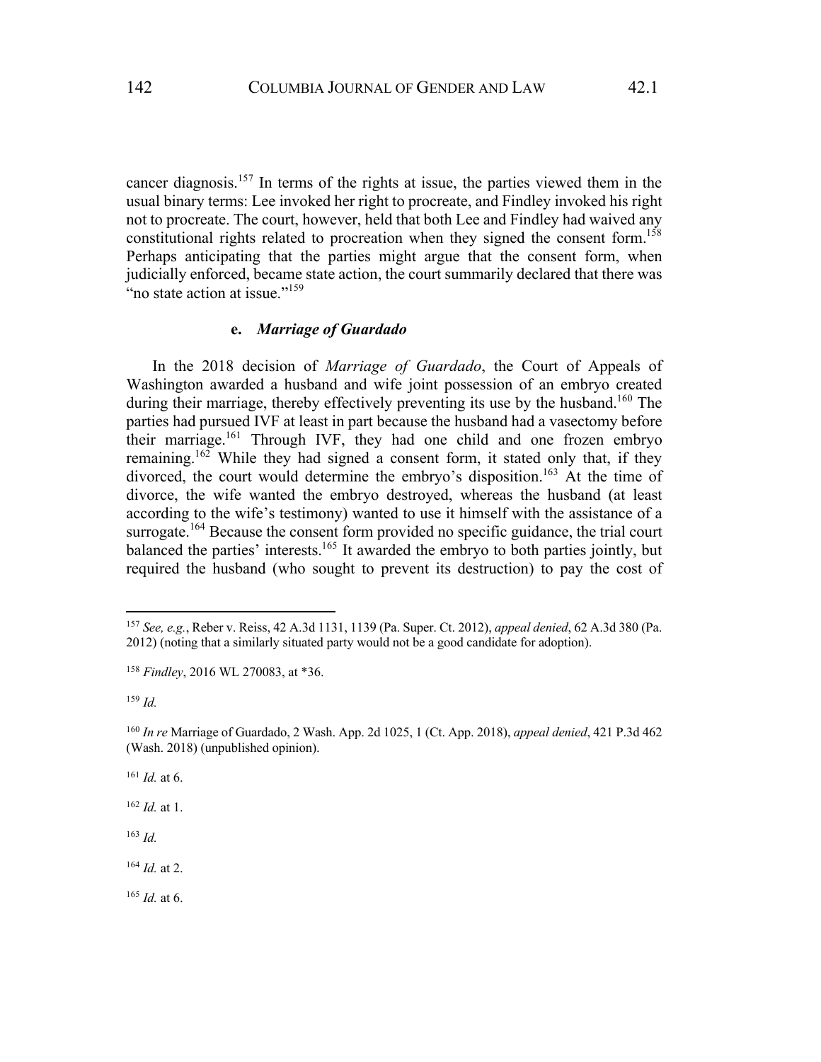cancer diagnosis.[157] In terms of the rights at issue, the parties viewed them in the usual binary terms: Lee invoked her right to procreate, and Findley invoked his right not to procreate. The court, however, held that both Lee and Findley had waived any constitutional rights related to procreation when they signed the consent form.[158] Perhaps anticipating that the parties might argue that the consent form, when judicially enforced, became state action, the court summarily declared that there was "no state action at issue."[159]

#### e. *Marriage of Guardado*

In the 2018 decision of *Marriage of Guardado*, the Court of Appeals of Washington awarded a husband and wife joint possession of an embryo created during their marriage, thereby effectively preventing its use by the husband.[160] The parties had pursued IVF at least in part because the husband had a vasectomy before their marriage.[161] Through IVF, they had one child and one frozen embryo remaining.[162] While they had signed a consent form, it stated only that, if they divorced, the court would determine the embryo's disposition.[163] At the time of divorce, the wife wanted the embryo destroyed, whereas the husband (at least according to the wife's testimony) wanted to use it himself with the assistance of a surrogate.[164] Because the consent form provided no specific guidance, the trial court balanced the parties' interests.[165] It awarded the embryo to both parties jointly, but required the husband (who sought to prevent its destruction) to pay the cost of

---

[157] *See, e.g.*, Reber v. Reiss, 42 A.3d 1131, 1139 (Pa. Super. Ct. 2012), *appeal denied*, 62 A.3d 380 (Pa. 2012) (noting that a similarly situated party would not be a good candidate for adoption).

[158] *Findley*, 2016 WL 270083, at *36.

[159] *Id.*

[160] *In re* Marriage of Guardado, 2 Wash. App. 2d 1025, 1 (Ct. App. 2018), *appeal denied*, 421 P.3d 462 (Wash. 2018) (unpublished opinion).

[161] *Id.* at 6.

[162] *Id.* at 1.

[163] *Id.*

[164] *Id.* at 2.

[165] *Id.* at 6.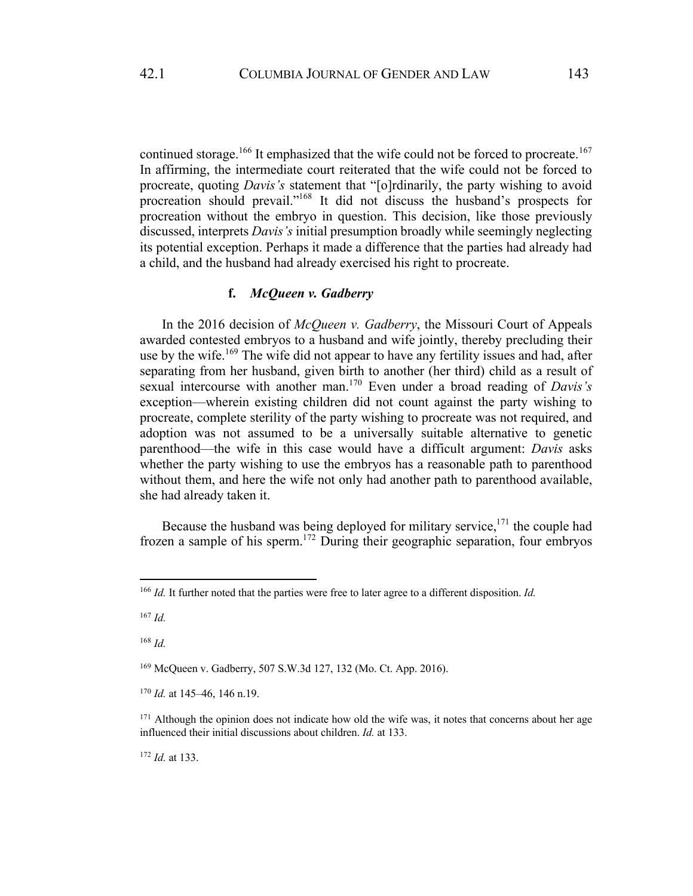continued storage.[166] It emphasized that the wife could not be forced to procreate.[167] In affirming, the intermediate court reiterated that the wife could not be forced to procreate, quoting *Davis's* statement that "[o]rdinarily, the party wishing to avoid procreation should prevail."[168] It did not discuss the husband's prospects for procreation without the embryo in question. This decision, like those previously discussed, interprets *Davis's* initial presumption broadly while seemingly neglecting its potential exception. Perhaps it made a difference that the parties had already had a child, and the husband had already exercised his right to procreate.

#### f. *McQueen v. Gadberry*

In the 2016 decision of *McQueen v. Gadberry*, the Missouri Court of Appeals awarded contested embryos to a husband and wife jointly, thereby precluding their use by the wife.[169] The wife did not appear to have any fertility issues and had, after separating from her husband, given birth to another (her third) child as a result of sexual intercourse with another man.[170] Even under a broad reading of *Davis's* exception—wherein existing children did not count against the party wishing to procreate, complete sterility of the party wishing to procreate was not required, and adoption was not assumed to be a universally suitable alternative to genetic parenthood—the wife in this case would have a difficult argument: *Davis* asks whether the party wishing to use the embryos has a reasonable path to parenthood without them, and here the wife not only had another path to parenthood available, she had already taken it.

Because the husband was being deployed for military service,[171] the couple had frozen a sample of his sperm.[172] During their geographic separation, four embryos

---

[166] *Id.* It further noted that the parties were free to later agree to a different disposition. *Id.*

[167] *Id.*

[168] *Id.*

[169] McQueen v. Gadberry, 507 S.W.3d 127, 132 (Mo. Ct. App. 2016).

[170] *Id.* at 145–46, 146 n.19.

[171] Although the opinion does not indicate how old the wife was, it notes that concerns about her age influenced their initial discussions about children. *Id.* at 133.

[172] *Id.* at 133.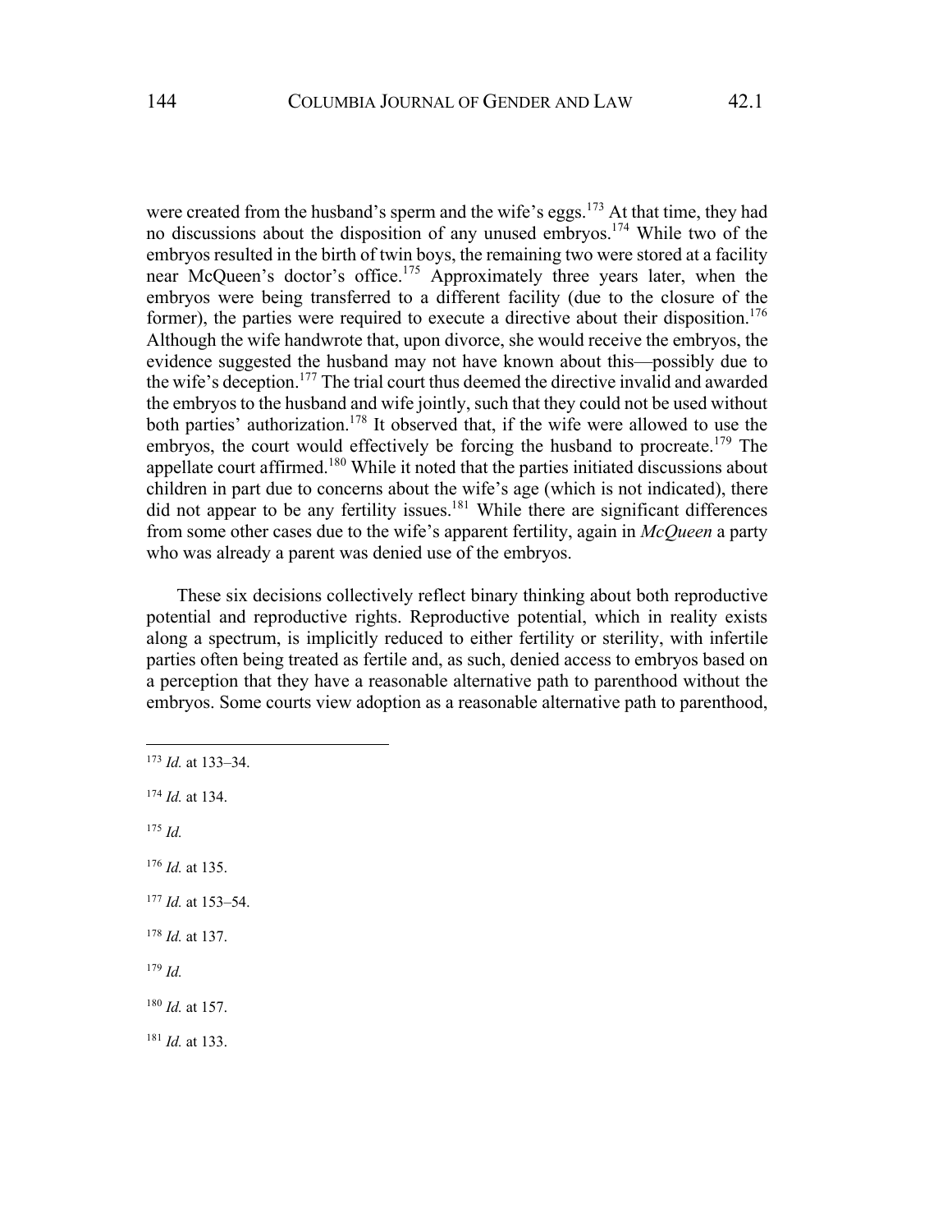were created from the husband's sperm and the wife's eggs.[173] At that time, they had no discussions about the disposition of any unused embryos.[174] While two of the embryos resulted in the birth of twin boys, the remaining two were stored at a facility near McQueen's doctor's office.[175] Approximately three years later, when the embryos were being transferred to a different facility (due to the closure of the former), the parties were required to execute a directive about their disposition.[176] Although the wife handwrote that, upon divorce, she would receive the embryos, the evidence suggested the husband may not have known about this—possibly due to the wife's deception.[177] The trial court thus deemed the directive invalid and awarded the embryos to the husband and wife jointly, such that they could not be used without both parties' authorization.[178] It observed that, if the wife were allowed to use the embryos, the court would effectively be forcing the husband to procreate.[179] The appellate court affirmed.[180] While it noted that the parties initiated discussions about children in part due to concerns about the wife's age (which is not indicated), there did not appear to be any fertility issues.[181] While there are significant differences from some other cases due to the wife's apparent fertility, again in *McQueen* a party who was already a parent was denied use of the embryos.

These six decisions collectively reflect binary thinking about both reproductive potential and reproductive rights. Reproductive potential, which in reality exists along a spectrum, is implicitly reduced to either fertility or sterility, with infertile parties often being treated as fertile and, as such, denied access to embryos based on a perception that they have a reasonable alternative path to parenthood without the embryos. Some courts view adoption as a reasonable alternative path to parenthood,

---

[173] *Id.* at 133–34.

[174] *Id.* at 134.

[175] *Id.*

[176] *Id.* at 135.

[177] *Id.* at 153–54.

[178] *Id.* at 137.

[179] *Id.*

[180] *Id.* at 157.

[181] *Id.* at 133.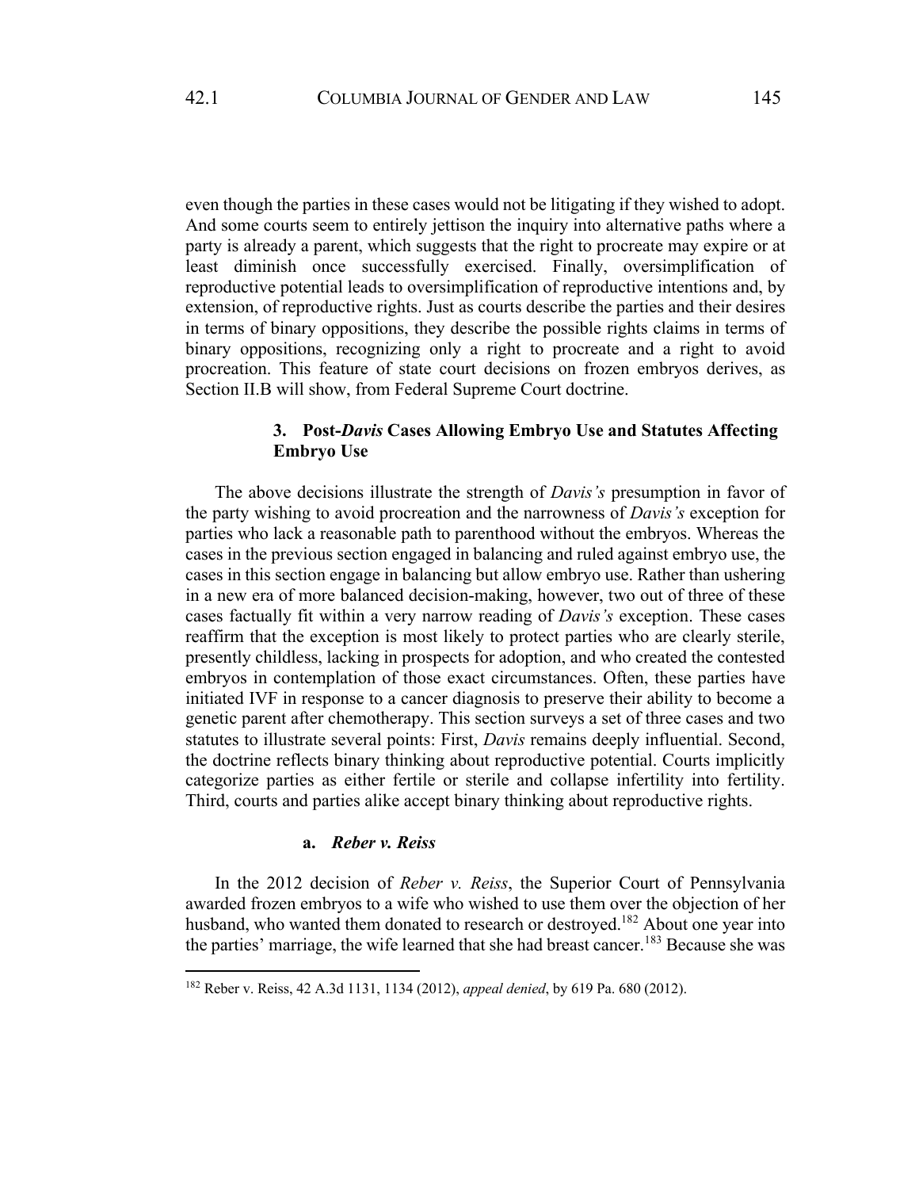even though the parties in these cases would not be litigating if they wished to adopt. And some courts seem to entirely jettison the inquiry into alternative paths where a party is already a parent, which suggests that the right to procreate may expire or at least diminish once successfully exercised. Finally, oversimplification of reproductive potential leads to oversimplification of reproductive intentions and, by extension, of reproductive rights. Just as courts describe the parties and their desires in terms of binary oppositions, they describe the possible rights claims in terms of binary oppositions, recognizing only a right to procreate and a right to avoid procreation. This feature of state court decisions on frozen embryos derives, as Section II.B will show, from Federal Supreme Court doctrine.

#### 3. Post-*Davis* Cases Allowing Embryo Use and Statutes Affecting Embryo Use

The above decisions illustrate the strength of *Davis's* presumption in favor of the party wishing to avoid procreation and the narrowness of *Davis's* exception for parties who lack a reasonable path to parenthood without the embryos. Whereas the cases in the previous section engaged in balancing and ruled against embryo use, the cases in this section engage in balancing but allow embryo use. Rather than ushering in a new era of more balanced decision-making, however, two out of three of these cases factually fit within a very narrow reading of *Davis's* exception. These cases reaffirm that the exception is most likely to protect parties who are clearly sterile, presently childless, lacking in prospects for adoption, and who created the contested embryos in contemplation of those exact circumstances. Often, these parties have initiated IVF in response to a cancer diagnosis to preserve their ability to become a genetic parent after chemotherapy. This section surveys a set of three cases and two statutes to illustrate several points: First, *Davis* remains deeply influential. Second, the doctrine reflects binary thinking about reproductive potential. Courts implicitly categorize parties as either fertile or sterile and collapse infertility into fertility. Third, courts and parties alike accept binary thinking about reproductive rights.

##### a. *Reber v. Reiss*

In the 2012 decision of *Reber v. Reiss*, the Superior Court of Pennsylvania awarded frozen embryos to a wife who wished to use them over the objection of her husband, who wanted them donated to research or destroyed.[182] About one year into the parties' marriage, the wife learned that she had breast cancer.[183] Because she was

[182] Reber v. Reiss, 42 A.3d 1131, 1134 (2012), *appeal denied*, by 619 Pa. 680 (2012).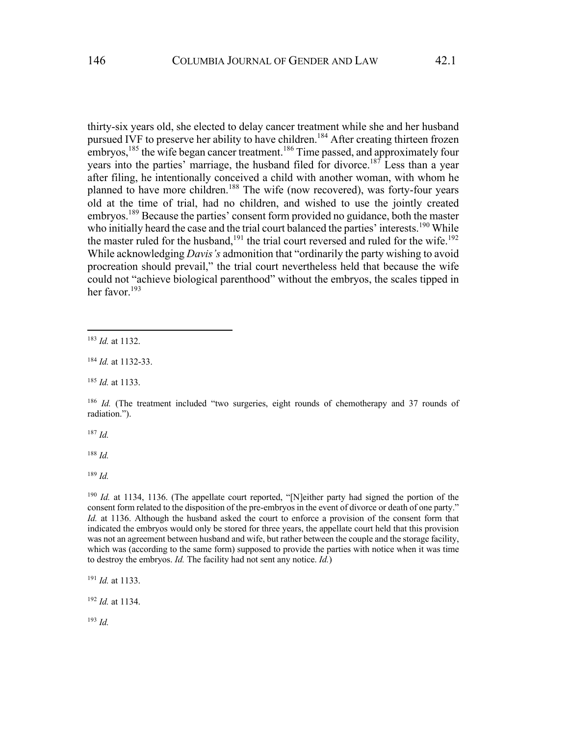thirty-six years old, she elected to delay cancer treatment while she and her husband pursued IVF to preserve her ability to have children.[184] After creating thirteen frozen embryos,[185] the wife began cancer treatment.[186] Time passed, and approximately four years into the parties' marriage, the husband filed for divorce.[187] Less than a year after filing, he intentionally conceived a child with another woman, with whom he planned to have more children.[188] The wife (now recovered), was forty-four years old at the time of trial, had no children, and wished to use the jointly created embryos.[189] Because the parties' consent form provided no guidance, both the master who initially heard the case and the trial court balanced the parties' interests.[190] While the master ruled for the husband,[191] the trial court reversed and ruled for the wife.[192] While acknowledging *Davis's* admonition that "ordinarily the party wishing to avoid procreation should prevail," the trial court nevertheless held that because the wife could not "achieve biological parenthood" without the embryos, the scales tipped in her favor.[193]

---

[183] *Id.* at 1132.

[184] *Id.* at 1132-33.

[185] *Id.* at 1133.

[186] *Id.* (The treatment included "two surgeries, eight rounds of chemotherapy and 37 rounds of radiation.").

[187] *Id.*

[188] *Id.*

[189] *Id.*

[190] *Id.* at 1134, 1136. (The appellate court reported, "[N]either party had signed the portion of the consent form related to the disposition of the pre-embryos in the event of divorce or death of one party." *Id.* at 1136. Although the husband asked the court to enforce a provision of the consent form that indicated the embryos would only be stored for three years, the appellate court held that this provision was not an agreement between husband and wife, but rather between the couple and the storage facility, which was (according to the same form) supposed to provide the parties with notice when it was time to destroy the embryos. *Id.* The facility had not sent any notice. *Id.*)

[191] *Id.* at 1133.

[192] *Id.* at 1134.

[193] *Id.*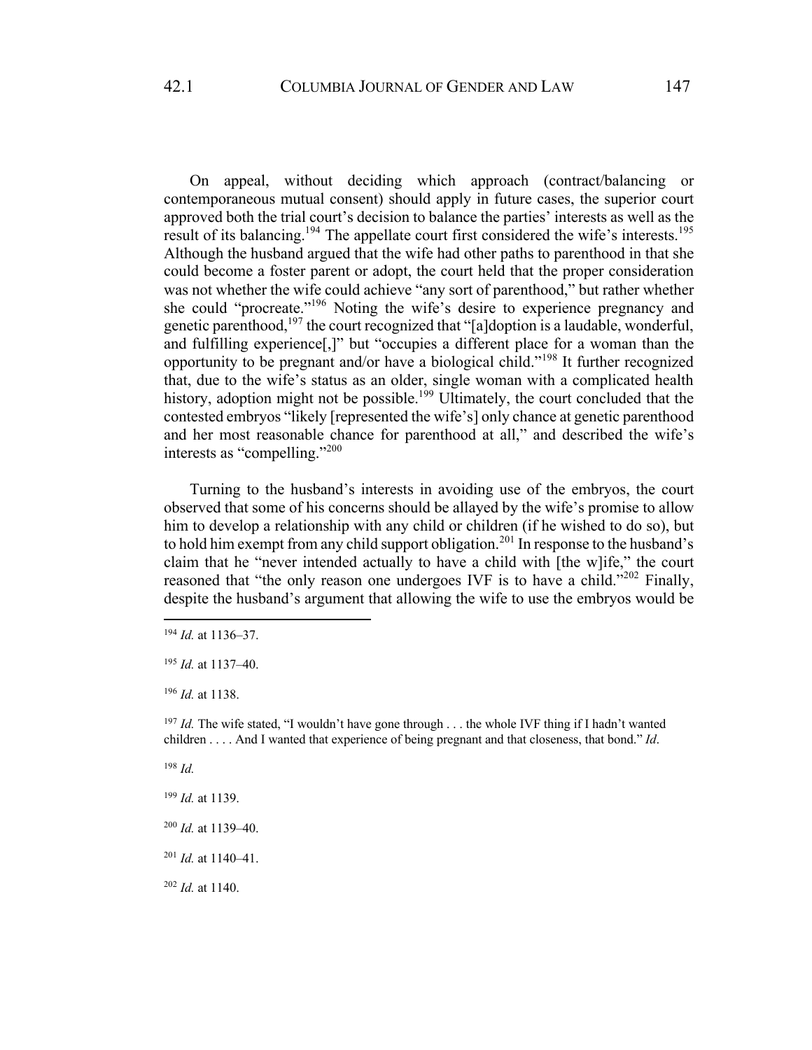On appeal, without deciding which approach (contract/balancing or contemporaneous mutual consent) should apply in future cases, the superior court approved both the trial court's decision to balance the parties' interests as well as the result of its balancing.[194] The appellate court first considered the wife's interests.[195] Although the husband argued that the wife had other paths to parenthood in that she could become a foster parent or adopt, the court held that the proper consideration was not whether the wife could achieve "any sort of parenthood," but rather whether she could "procreate."[196] Noting the wife's desire to experience pregnancy and genetic parenthood,[197] the court recognized that "[a]doption is a laudable, wonderful, and fulfilling experience[,]" but "occupies a different place for a woman than the opportunity to be pregnant and/or have a biological child."[198] It further recognized that, due to the wife's status as an older, single woman with a complicated health history, adoption might not be possible.[199] Ultimately, the court concluded that the contested embryos "likely [represented the wife's] only chance at genetic parenthood and her most reasonable chance for parenthood at all," and described the wife's interests as "compelling."[200]

Turning to the husband's interests in avoiding use of the embryos, the court observed that some of his concerns should be allayed by the wife's promise to allow him to develop a relationship with any child or children (if he wished to do so), but to hold him exempt from any child support obligation.[201] In response to the husband's claim that he "never intended actually to have a child with [the w]ife," the court reasoned that "the only reason one undergoes IVF is to have a child."[202] Finally, despite the husband's argument that allowing the wife to use the embryos would be

---

[194] *Id.* at 1136–37.

[195] *Id.* at 1137–40.

[196] *Id.* at 1138.

[197] *Id.* The wife stated, "I wouldn't have gone through . . . the whole IVF thing if I hadn't wanted children . . . . And I wanted that experience of being pregnant and that closeness, that bond." *Id*.

[198] *Id.*

[199] *Id.* at 1139.

[200] *Id.* at 1139–40.

[201] *Id.* at 1140–41.

[202] *Id.* at 1140.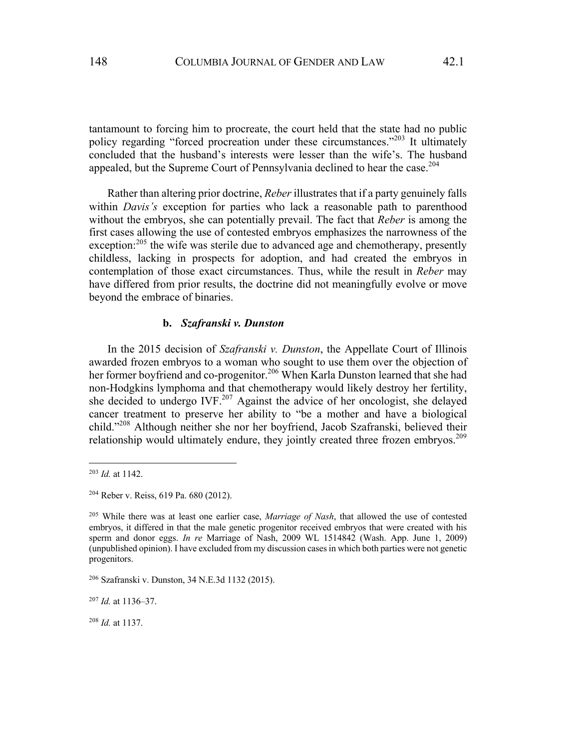tantamount to forcing him to procreate, the court held that the state had no public policy regarding "forced procreation under these circumstances."[203] It ultimately concluded that the husband's interests were lesser than the wife's. The husband appealed, but the Supreme Court of Pennsylvania declined to hear the case.[204]

Rather than altering prior doctrine, *Reber* illustrates that if a party genuinely falls within *Davis's* exception for parties who lack a reasonable path to parenthood without the embryos, she can potentially prevail. The fact that *Reber* is among the first cases allowing the use of contested embryos emphasizes the narrowness of the exception:[205] the wife was sterile due to advanced age and chemotherapy, presently childless, lacking in prospects for adoption, and had created the embryos in contemplation of those exact circumstances. Thus, while the result in *Reber* may have differed from prior results, the doctrine did not meaningfully evolve or move beyond the embrace of binaries.

#### b. *Szafranski v. Dunston*

In the 2015 decision of *Szafranski v. Dunston*, the Appellate Court of Illinois awarded frozen embryos to a woman who sought to use them over the objection of her former boyfriend and co-progenitor.[206] When Karla Dunston learned that she had non-Hodgkins lymphoma and that chemotherapy would likely destroy her fertility, she decided to undergo IVF.[207] Against the advice of her oncologist, she delayed cancer treatment to preserve her ability to "be a mother and have a biological child."[208] Although neither she nor her boyfriend, Jacob Szafranski, believed their relationship would ultimately endure, they jointly created three frozen embryos.[209]

---

[203] *Id.* at 1142.

[204] Reber v. Reiss, 619 Pa. 680 (2012).

[205] While there was at least one earlier case, *Marriage of Nash*, that allowed the use of contested embryos, it differed in that the male genetic progenitor received embryos that were created with his sperm and donor eggs. *In re* Marriage of Nash, 2009 WL 1514842 (Wash. App. June 1, 2009) (unpublished opinion). I have excluded from my discussion cases in which both parties were not genetic progenitors.

[206] Szafranski v. Dunston, 34 N.E.3d 1132 (2015).

[207] *Id.* at 1136–37.

[208] *Id.* at 1137.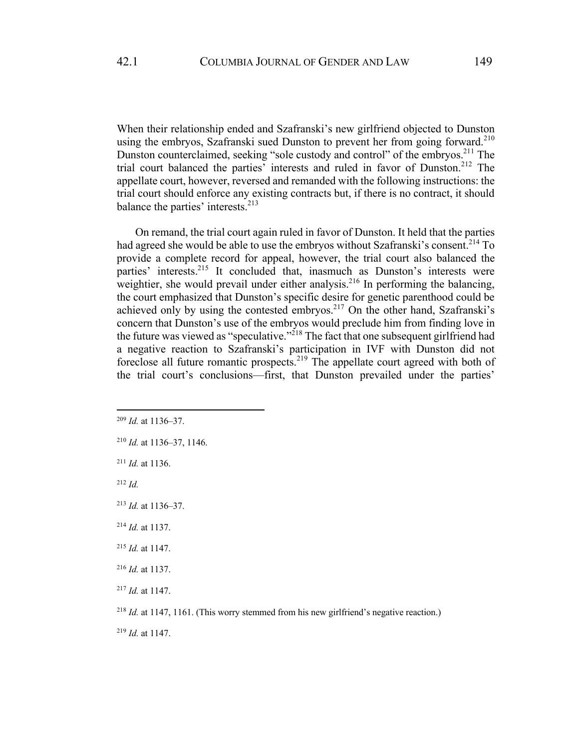When their relationship ended and Szafranski's new girlfriend objected to Dunston using the embryos, Szafranski sued Dunston to prevent her from going forward.[210] Dunston counterclaimed, seeking "sole custody and control" of the embryos.[211] The trial court balanced the parties' interests and ruled in favor of Dunston.[212] The appellate court, however, reversed and remanded with the following instructions: the trial court should enforce any existing contracts but, if there is no contract, it should balance the parties' interests.[213]

On remand, the trial court again ruled in favor of Dunston. It held that the parties had agreed she would be able to use the embryos without Szafranski's consent.[214] To provide a complete record for appeal, however, the trial court also balanced the parties' interests.[215] It concluded that, inasmuch as Dunston's interests were weightier, she would prevail under either analysis.[216] In performing the balancing, the court emphasized that Dunston's specific desire for genetic parenthood could be achieved only by using the contested embryos.[217] On the other hand, Szafranski's concern that Dunston's use of the embryos would preclude him from finding love in the future was viewed as "speculative."[218] The fact that one subsequent girlfriend had a negative reaction to Szafranski's participation in IVF with Dunston did not foreclose all future romantic prospects.[219] The appellate court agreed with both of the trial court's conclusions—first, that Dunston prevailed under the parties'

---

[209] *Id.* at 1136–37.

[210] *Id.* at 1136–37, 1146.

[211] *Id.* at 1136.

[212] *Id.*

[213] *Id.* at 1136–37.

[214] *Id.* at 1137.

[215] *Id.* at 1147.

[216] *Id.* at 1137.

[217] *Id.* at 1147.

[218] *Id.* at 1147, 1161. (This worry stemmed from his new girlfriend's negative reaction.)

[219] *Id.* at 1147.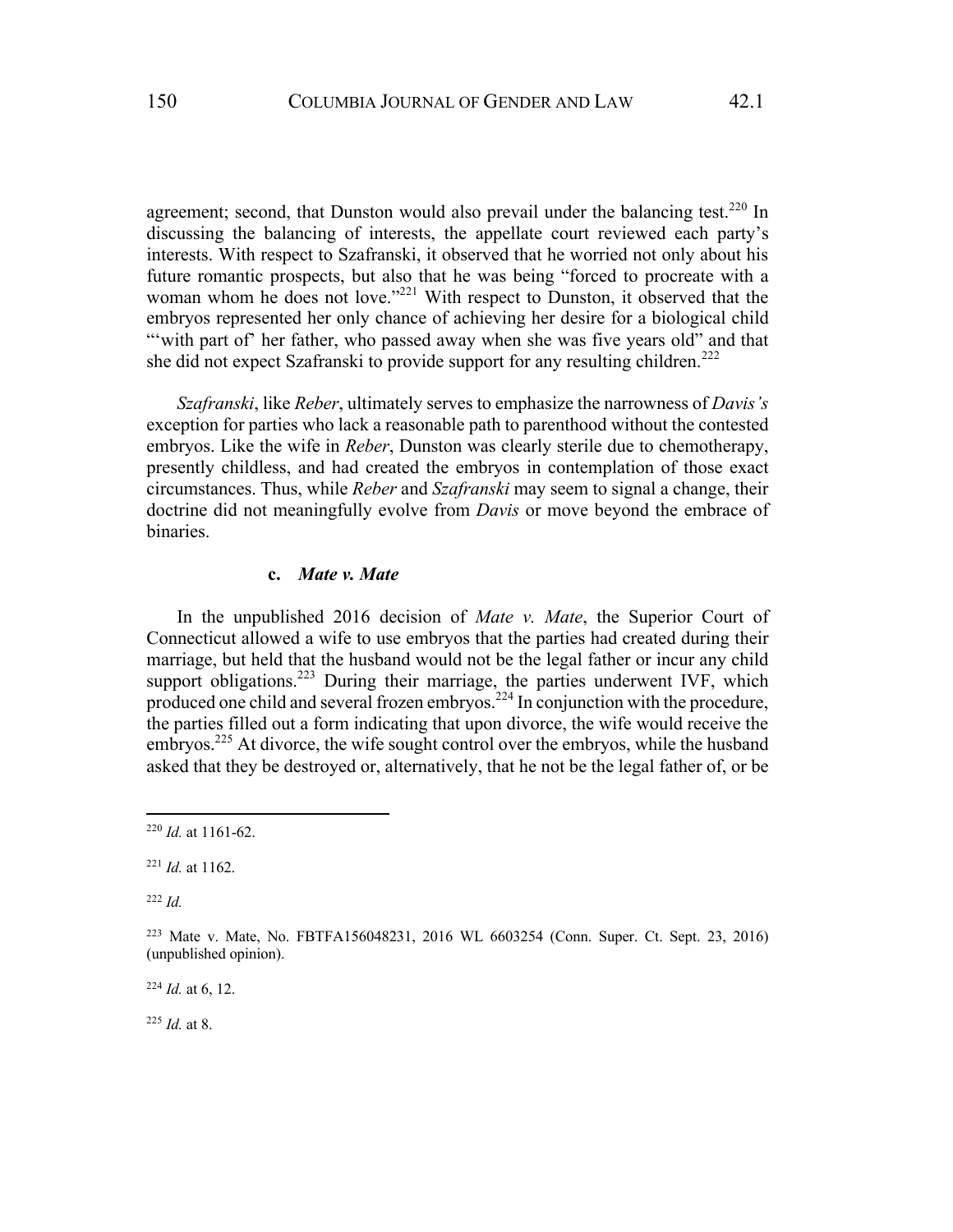agreement; second, that Dunston would also prevail under the balancing test.[220] In discussing the balancing of interests, the appellate court reviewed each party's interests. With respect to Szafranski, it observed that he worried not only about his future romantic prospects, but also that he was being "forced to procreate with a woman whom he does not love."[221] With respect to Dunston, it observed that the embryos represented her only chance of achieving her desire for a biological child "'with part of' her father, who passed away when she was five years old" and that she did not expect Szafranski to provide support for any resulting children.[222]

*Szafranski*, like *Reber*, ultimately serves to emphasize the narrowness of *Davis's* exception for parties who lack a reasonable path to parenthood without the contested embryos. Like the wife in *Reber*, Dunston was clearly sterile due to chemotherapy, presently childless, and had created the embryos in contemplation of those exact circumstances. Thus, while *Reber* and *Szafranski* may seem to signal a change, their doctrine did not meaningfully evolve from *Davis* or move beyond the embrace of binaries.

#### c. *Mate v. Mate*

In the unpublished 2016 decision of *Mate v. Mate*, the Superior Court of Connecticut allowed a wife to use embryos that the parties had created during their marriage, but held that the husband would not be the legal father or incur any child support obligations.[223] During their marriage, the parties underwent IVF, which produced one child and several frozen embryos.[224] In conjunction with the procedure, the parties filled out a form indicating that upon divorce, the wife would receive the embryos.[225] At divorce, the wife sought control over the embryos, while the husband asked that they be destroyed or, alternatively, that he not be the legal father of, or be

---

[220] *Id.* at 1161-62.

[221] *Id.* at 1162.

[222] *Id.*

[223] Mate v. Mate, No. FBTFA156048231, 2016 WL 6603254 (Conn. Super. Ct. Sept. 23, 2016) (unpublished opinion).

[224] *Id.* at 6, 12.

[225] *Id.* at 8.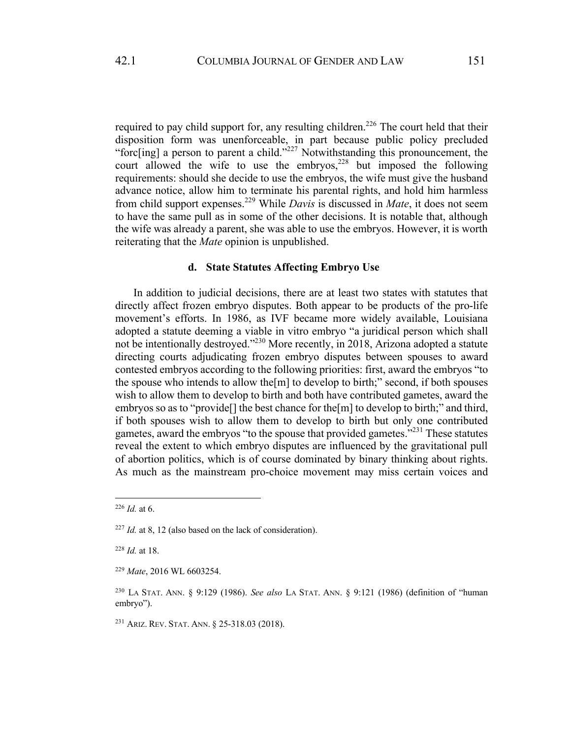required to pay child support for, any resulting children.[226] The court held that their disposition form was unenforceable, in part because public policy precluded "forc[ing] a person to parent a child."[227] Notwithstanding this pronouncement, the court allowed the wife to use the embryos,[228] but imposed the following requirements: should she decide to use the embryos, the wife must give the husband advance notice, allow him to terminate his parental rights, and hold him harmless from child support expenses.[229] While *Davis* is discussed in *Mate*, it does not seem to have the same pull as in some of the other decisions. It is notable that, although the wife was already a parent, she was able to use the embryos. However, it is worth reiterating that the *Mate* opinion is unpublished.

#### d. State Statutes Affecting Embryo Use

In addition to judicial decisions, there are at least two states with statutes that directly affect frozen embryo disputes. Both appear to be products of the pro-life movement's efforts. In 1986, as IVF became more widely available, Louisiana adopted a statute deeming a viable in vitro embryo "a juridical person which shall not be intentionally destroyed."[230] More recently, in 2018, Arizona adopted a statute directing courts adjudicating frozen embryo disputes between spouses to award contested embryos according to the following priorities: first, award the embryos "to the spouse who intends to allow the[m] to develop to birth;" second, if both spouses wish to allow them to develop to birth and both have contributed gametes, award the embryos so as to "provide[] the best chance for the[m] to develop to birth;" and third, if both spouses wish to allow them to develop to birth but only one contributed gametes, award the embryos "to the spouse that provided gametes."[231] These statutes reveal the extent to which embryo disputes are influenced by the gravitational pull of abortion politics, which is of course dominated by binary thinking about rights. As much as the mainstream pro-choice movement may miss certain voices and

---

[226] *Id.* at 6.

[227] *Id.* at 8, 12 (also based on the lack of consideration).

[228] *Id.* at 18.

[229] *Mate*, 2016 WL 6603254.

[230] LA STAT. ANN. § 9:129 (1986). *See also* LA STAT. ANN. § 9:121 (1986) (definition of "human embryo").

[231] ARIZ. REV. STAT. ANN. § 25-318.03 (2018).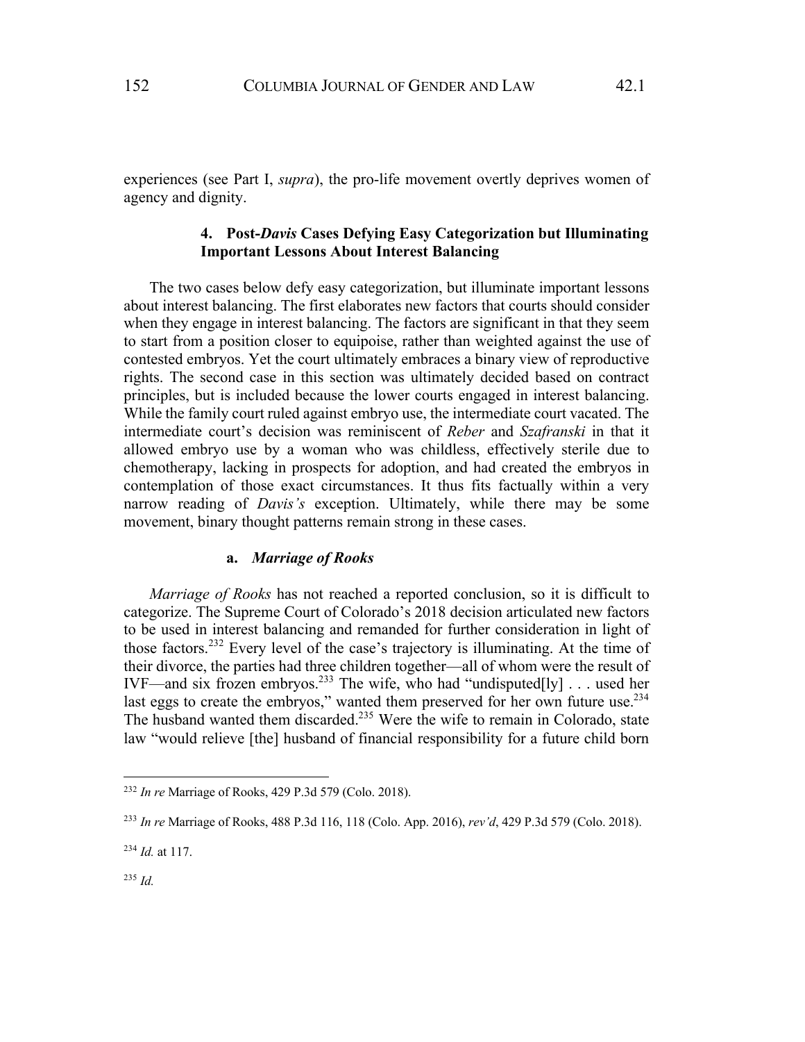experiences (see Part I, *supra*), the pro-life movement overtly deprives women of agency and dignity.

### 4. Post-*Davis* Cases Defying Easy Categorization but Illuminating Important Lessons About Interest Balancing

The two cases below defy easy categorization, but illuminate important lessons about interest balancing. The first elaborates new factors that courts should consider when they engage in interest balancing. The factors are significant in that they seem to start from a position closer to equipoise, rather than weighted against the use of contested embryos. Yet the court ultimately embraces a binary view of reproductive rights. The second case in this section was ultimately decided based on contract principles, but is included because the lower courts engaged in interest balancing. While the family court ruled against embryo use, the intermediate court vacated. The intermediate court's decision was reminiscent of *Reber* and *Szafranski* in that it allowed embryo use by a woman who was childless, effectively sterile due to chemotherapy, lacking in prospects for adoption, and had created the embryos in contemplation of those exact circumstances. It thus fits factually within a very narrow reading of *Davis's* exception. Ultimately, while there may be some movement, binary thought patterns remain strong in these cases.

#### a. *Marriage of Rooks*

*Marriage of Rooks* has not reached a reported conclusion, so it is difficult to categorize. The Supreme Court of Colorado's 2018 decision articulated new factors to be used in interest balancing and remanded for further consideration in light of those factors.[232] Every level of the case's trajectory is illuminating. At the time of their divorce, the parties had three children together—all of whom were the result of IVF—and six frozen embryos.[233] The wife, who had "undisputed[ly] . . . used her last eggs to create the embryos," wanted them preserved for her own future use.[234] The husband wanted them discarded.[235] Were the wife to remain in Colorado, state law "would relieve [the] husband of financial responsibility for a future child born

---

[232] *In re* Marriage of Rooks, 429 P.3d 579 (Colo. 2018).

[233] *In re* Marriage of Rooks, 488 P.3d 116, 118 (Colo. App. 2016), *rev'd*, 429 P.3d 579 (Colo. 2018).

[234] *Id.* at 117.

[235] *Id.*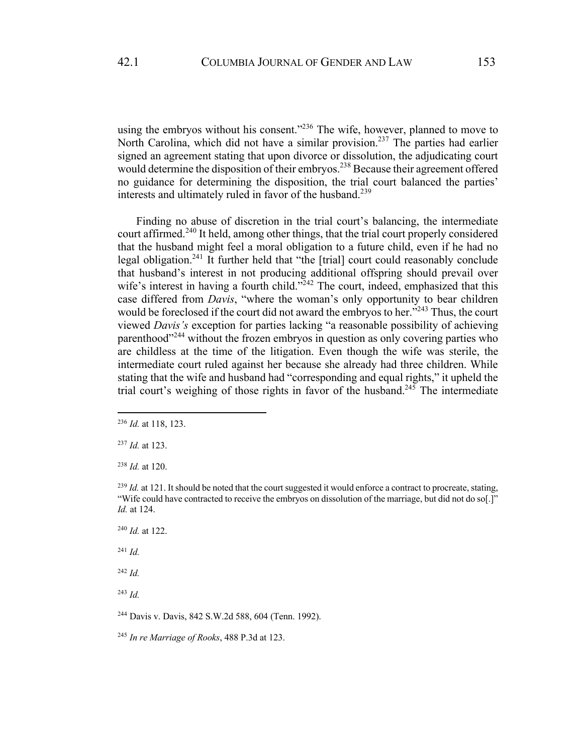using the embryos without his consent."[236] The wife, however, planned to move to North Carolina, which did not have a similar provision.[237] The parties had earlier signed an agreement stating that upon divorce or dissolution, the adjudicating court would determine the disposition of their embryos.[238] Because their agreement offered no guidance for determining the disposition, the trial court balanced the parties' interests and ultimately ruled in favor of the husband.[239]

Finding no abuse of discretion in the trial court's balancing, the intermediate court affirmed.[240] It held, among other things, that the trial court properly considered that the husband might feel a moral obligation to a future child, even if he had no legal obligation.[241] It further held that "the [trial] court could reasonably conclude that husband's interest in not producing additional offspring should prevail over wife's interest in having a fourth child."[242] The court, indeed, emphasized that this case differed from *Davis*, "where the woman's only opportunity to bear children would be foreclosed if the court did not award the embryos to her."[243] Thus, the court viewed *Davis's* exception for parties lacking "a reasonable possibility of achieving parenthood"[244] without the frozen embryos in question as only covering parties who are childless at the time of the litigation. Even though the wife was sterile, the intermediate court ruled against her because she already had three children. While stating that the wife and husband had "corresponding and equal rights," it upheld the trial court's weighing of those rights in favor of the husband.[245] The intermediate

---

[236] *Id.* at 118, 123.

[237] *Id.* at 123.

[238] *Id.* at 120.

[239] *Id.* at 121. It should be noted that the court suggested it would enforce a contract to procreate, stating, "Wife could have contracted to receive the embryos on dissolution of the marriage, but did not do so[.]" *Id.* at 124.

[240] *Id.* at 122.

[241] *Id.*

[242] *Id.*

[243] *Id.*

[244] Davis v. Davis, 842 S.W.2d 588, 604 (Tenn. 1992).

[245] *In re Marriage of Rooks*, 488 P.3d at 123.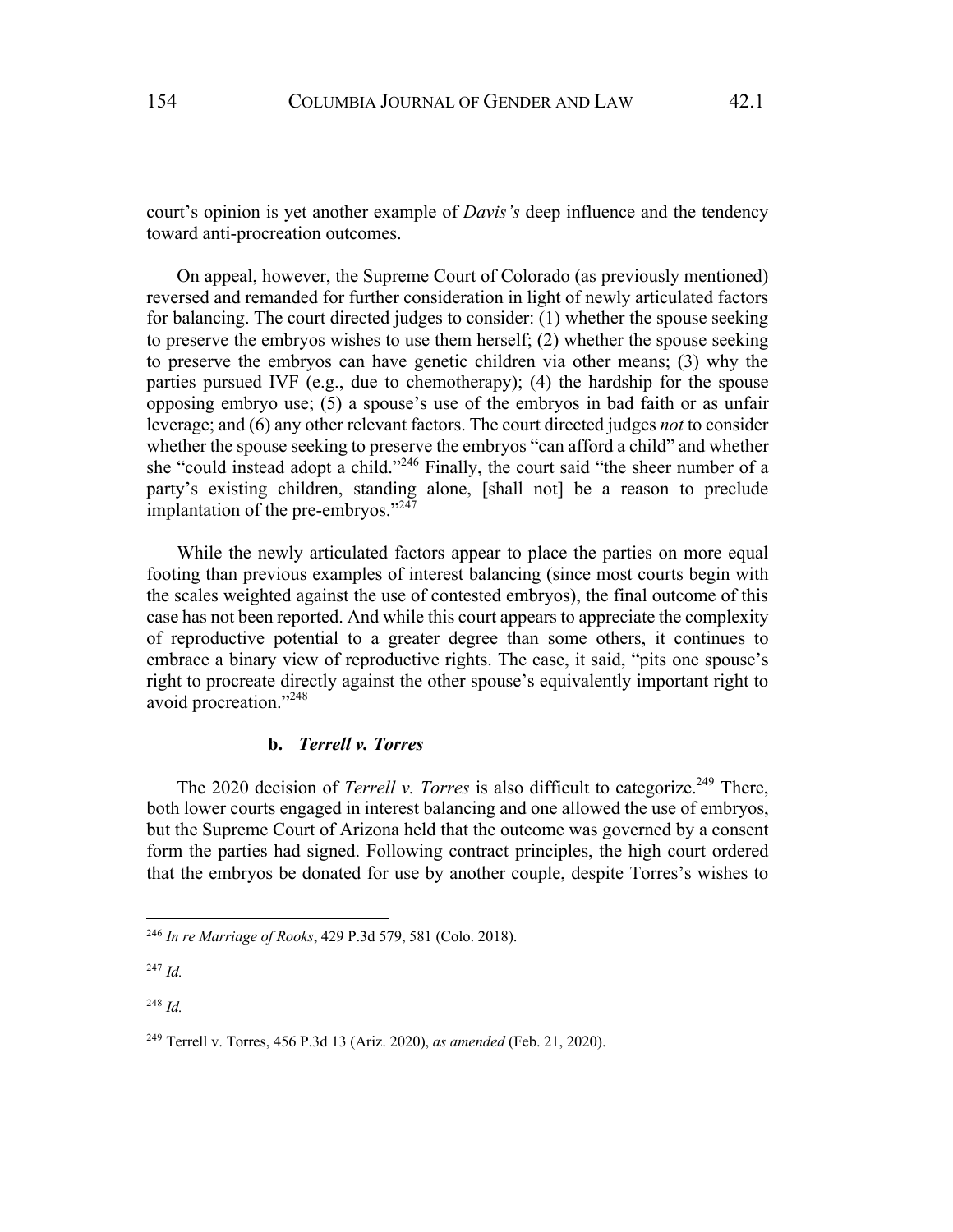court's opinion is yet another example of *Davis's* deep influence and the tendency toward anti-procreation outcomes.

On appeal, however, the Supreme Court of Colorado (as previously mentioned) reversed and remanded for further consideration in light of newly articulated factors for balancing. The court directed judges to consider: (1) whether the spouse seeking to preserve the embryos wishes to use them herself; (2) whether the spouse seeking to preserve the embryos can have genetic children via other means; (3) why the parties pursued IVF (e.g., due to chemotherapy); (4) the hardship for the spouse opposing embryo use; (5) a spouse's use of the embryos in bad faith or as unfair leverage; and (6) any other relevant factors. The court directed judges *not* to consider whether the spouse seeking to preserve the embryos "can afford a child" and whether she "could instead adopt a child."[246] Finally, the court said "the sheer number of a party's existing children, standing alone, [shall not] be a reason to preclude implantation of the pre-embryos."[247]

While the newly articulated factors appear to place the parties on more equal footing than previous examples of interest balancing (since most courts begin with the scales weighted against the use of contested embryos), the final outcome of this case has not been reported. And while this court appears to appreciate the complexity of reproductive potential to a greater degree than some others, it continues to embrace a binary view of reproductive rights. The case, it said, "pits one spouse's right to procreate directly against the other spouse's equivalently important right to avoid procreation."[248]

#### b. *Terrell v. Torres*

The 2020 decision of *Terrell v. Torres* is also difficult to categorize.[249] There, both lower courts engaged in interest balancing and one allowed the use of embryos, but the Supreme Court of Arizona held that the outcome was governed by a consent form the parties had signed. Following contract principles, the high court ordered that the embryos be donated for use by another couple, despite Torres's wishes to

---

[246] *In re Marriage of Rooks*, 429 P.3d 579, 581 (Colo. 2018).

[247] *Id.*

[248] *Id.*

[249] Terrell v. Torres, 456 P.3d 13 (Ariz. 2020), *as amended* (Feb. 21, 2020).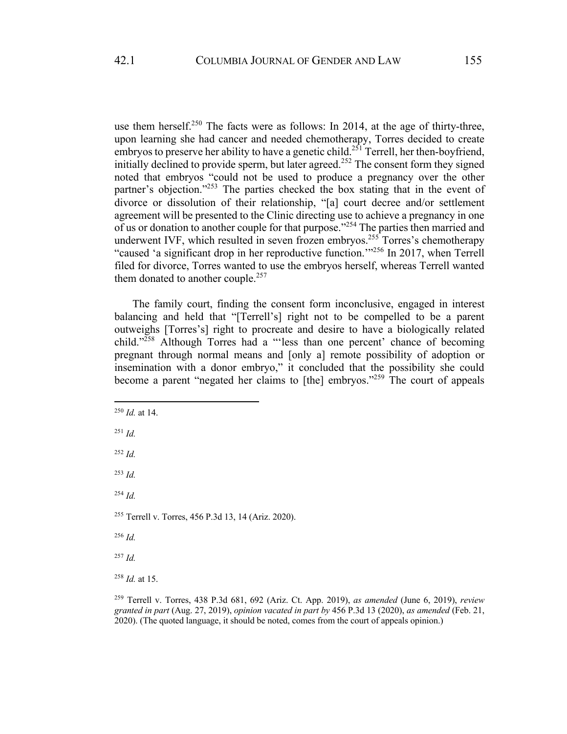use them herself.[250] The facts were as follows: In 2014, at the age of thirty-three, upon learning she had cancer and needed chemotherapy, Torres decided to create embryos to preserve her ability to have a genetic child.[251] Terrell, her then-boyfriend, initially declined to provide sperm, but later agreed.[252] The consent form they signed noted that embryos "could not be used to produce a pregnancy over the other partner's objection."[253] The parties checked the box stating that in the event of divorce or dissolution of their relationship, "[a] court decree and/or settlement agreement will be presented to the Clinic directing use to achieve a pregnancy in one of us or donation to another couple for that purpose."[254] The parties then married and underwent IVF, which resulted in seven frozen embryos.[255] Torres's chemotherapy "caused 'a significant drop in her reproductive function.'"[256] In 2017, when Terrell filed for divorce, Torres wanted to use the embryos herself, whereas Terrell wanted them donated to another couple.[257]

The family court, finding the consent form inconclusive, engaged in interest balancing and held that "[Terrell's] right not to be compelled to be a parent outweighs [Torres's] right to procreate and desire to have a biologically related child."[258] Although Torres had a "'less than one percent' chance of becoming pregnant through normal means and [only a] remote possibility of adoption or insemination with a donor embryo," it concluded that the possibility she could become a parent "negated her claims to [the] embryos."[259] The court of appeals

---

[250] *Id.* at 14.

[251] *Id.*

[252] *Id.*

[253] *Id.*

[254] *Id.*

[255] Terrell v. Torres, 456 P.3d 13, 14 (Ariz. 2020).

[256] *Id.*

[257] *Id.*

[258] *Id.* at 15.

[259] Terrell v. Torres, 438 P.3d 681, 692 (Ariz. Ct. App. 2019), *as amended* (June 6, 2019), *review granted in part* (Aug. 27, 2019), *opinion vacated in part by* 456 P.3d 13 (2020), *as amended* (Feb. 21, 2020). (The quoted language, it should be noted, comes from the court of appeals opinion.)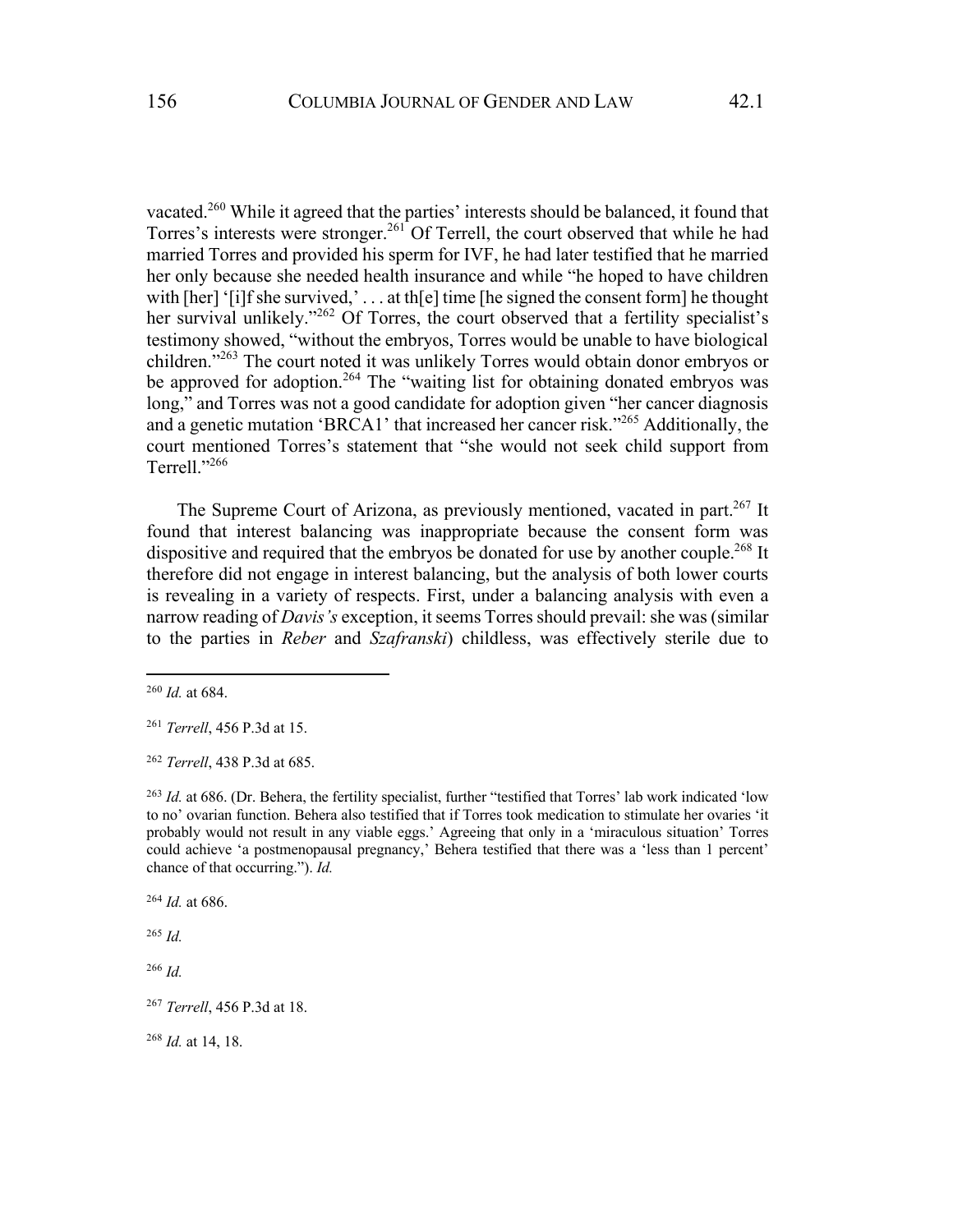vacated.[260] While it agreed that the parties' interests should be balanced, it found that Torres's interests were stronger.[261] Of Terrell, the court observed that while he had married Torres and provided his sperm for IVF, he had later testified that he married her only because she needed health insurance and while "he hoped to have children with [her] '[i]f she survived,' . . . at th[e] time [he signed the consent form] he thought her survival unlikely."[262] Of Torres, the court observed that a fertility specialist's testimony showed, "without the embryos, Torres would be unable to have biological children."[263] The court noted it was unlikely Torres would obtain donor embryos or be approved for adoption.[264] The "waiting list for obtaining donated embryos was long," and Torres was not a good candidate for adoption given "her cancer diagnosis and a genetic mutation 'BRCA1' that increased her cancer risk."[265] Additionally, the court mentioned Torres's statement that "she would not seek child support from Terrell."[266]

The Supreme Court of Arizona, as previously mentioned, vacated in part.[267] It found that interest balancing was inappropriate because the consent form was dispositive and required that the embryos be donated for use by another couple.[268] It therefore did not engage in interest balancing, but the analysis of both lower courts is revealing in a variety of respects. First, under a balancing analysis with even a narrow reading of *Davis's* exception, it seems Torres should prevail: she was (similar to the parties in *Reber* and *Szafranski*) childless, was effectively sterile due to

---

[260] *Id.* at 684.

[261] *Terrell*, 456 P.3d at 15.

[262] *Terrell*, 438 P.3d at 685.

[263] *Id.* at 686. (Dr. Behera, the fertility specialist, further "testified that Torres' lab work indicated 'low to no' ovarian function. Behera also testified that if Torres took medication to stimulate her ovaries 'it probably would not result in any viable eggs.' Agreeing that only in a 'miraculous situation' Torres could achieve 'a postmenopausal pregnancy,' Behera testified that there was a 'less than 1 percent' chance of that occurring."). *Id.*

[264] *Id.* at 686.

[265] *Id.*

[266] *Id.*

[267] *Terrell*, 456 P.3d at 18.

[268] *Id.* at 14, 18.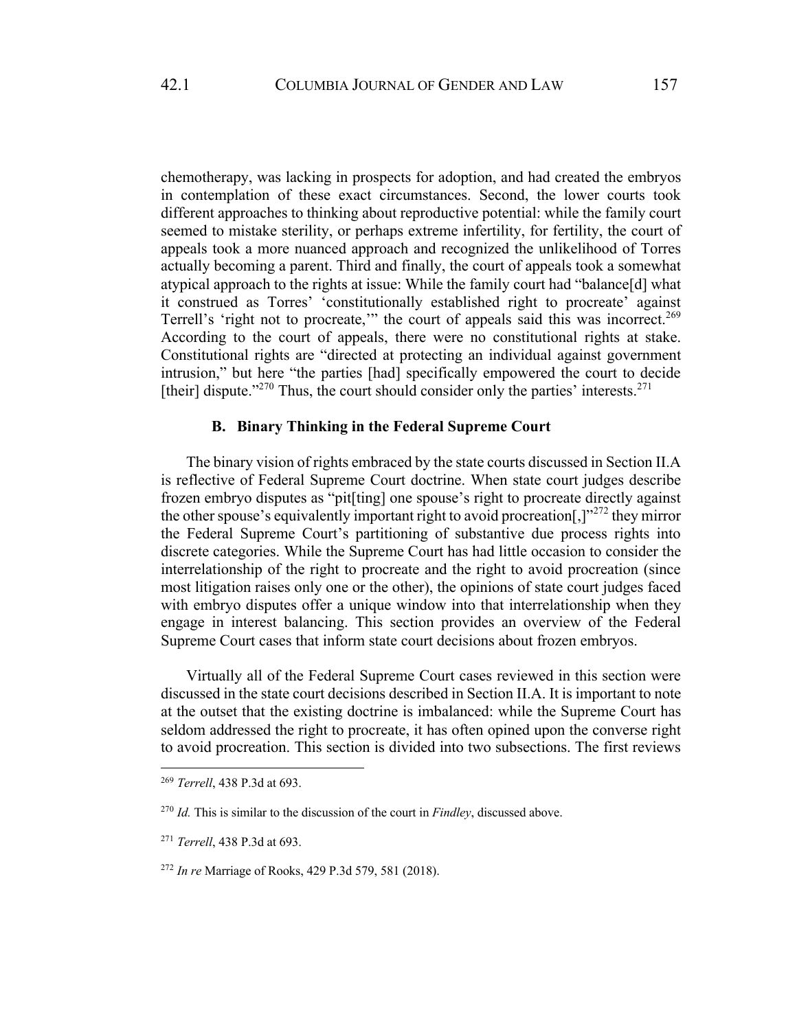chemotherapy, was lacking in prospects for adoption, and had created the embryos in contemplation of these exact circumstances. Second, the lower courts took different approaches to thinking about reproductive potential: while the family court seemed to mistake sterility, or perhaps extreme infertility, for fertility, the court of appeals took a more nuanced approach and recognized the unlikelihood of Torres actually becoming a parent. Third and finally, the court of appeals took a somewhat atypical approach to the rights at issue: While the family court had "balance[d] what it construed as Torres' 'constitutionally established right to procreate' against Terrell's 'right not to procreate,'" the court of appeals said this was incorrect.[269] According to the court of appeals, there were no constitutional rights at stake. Constitutional rights are "directed at protecting an individual against government intrusion," but here "the parties [had] specifically empowered the court to decide [their] dispute."[270] Thus, the court should consider only the parties' interests.[271]

### B. Binary Thinking in the Federal Supreme Court

The binary vision of rights embraced by the state courts discussed in Section II.A is reflective of Federal Supreme Court doctrine. When state court judges describe frozen embryo disputes as "pit[ting] one spouse's right to procreate directly against the other spouse's equivalently important right to avoid procreation[,]"[272] they mirror the Federal Supreme Court's partitioning of substantive due process rights into discrete categories. While the Supreme Court has had little occasion to consider the interrelationship of the right to procreate and the right to avoid procreation (since most litigation raises only one or the other), the opinions of state court judges faced with embryo disputes offer a unique window into that interrelationship when they engage in interest balancing. This section provides an overview of the Federal Supreme Court cases that inform state court decisions about frozen embryos.

Virtually all of the Federal Supreme Court cases reviewed in this section were discussed in the state court decisions described in Section II.A. It is important to note at the outset that the existing doctrine is imbalanced: while the Supreme Court has seldom addressed the right to procreate, it has often opined upon the converse right to avoid procreation. This section is divided into two subsections. The first reviews

---

[269] *Terrell*, 438 P.3d at 693.

[270] *Id.* This is similar to the discussion of the court in *Findley*, discussed above.

[271] *Terrell*, 438 P.3d at 693.

[272] *In re* Marriage of Rooks, 429 P.3d 579, 581 (2018).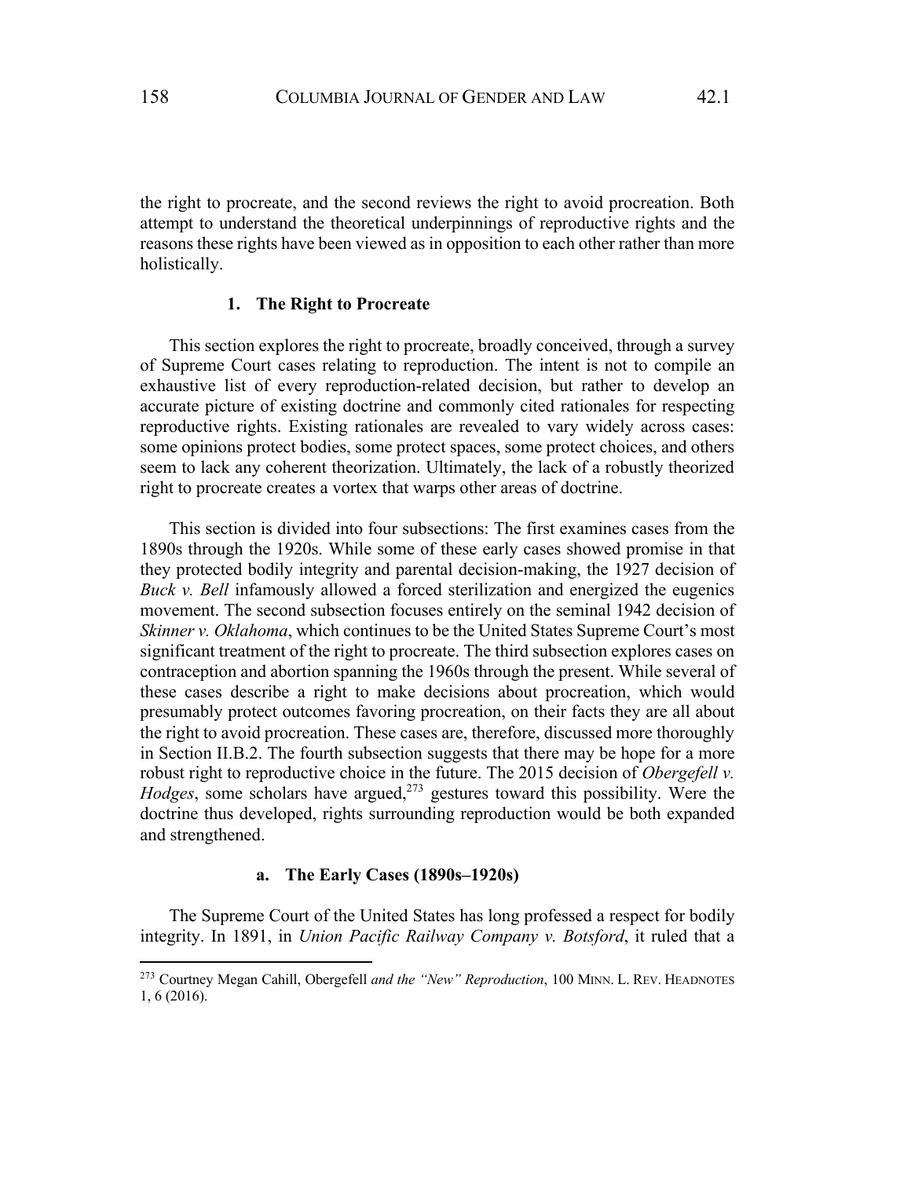the right to procreate, and the second reviews the right to avoid procreation. Both attempt to understand the theoretical underpinnings of reproductive rights and the reasons these rights have been viewed as in opposition to each other rather than more holistically.

### 1. The Right to Procreate

This section explores the right to procreate, broadly conceived, through a survey of Supreme Court cases relating to reproduction. The intent is not to compile an exhaustive list of every reproduction-related decision, but rather to develop an accurate picture of existing doctrine and commonly cited rationales for respecting reproductive rights. Existing rationales are revealed to vary widely across cases: some opinions protect bodies, some protect spaces, some protect choices, and others seem to lack any coherent theorization. Ultimately, the lack of a robustly theorized right to procreate creates a vortex that warps other areas of doctrine.

This section is divided into four subsections: The first examines cases from the 1890s through the 1920s. While some of these early cases showed promise in that they protected bodily integrity and parental decision-making, the 1927 decision of *Buck v. Bell* infamously allowed a forced sterilization and energized the eugenics movement. The second subsection focuses entirely on the seminal 1942 decision of *Skinner v. Oklahoma*, which continues to be the United States Supreme Court's most significant treatment of the right to procreate. The third subsection explores cases on contraception and abortion spanning the 1960s through the present. While several of these cases describe a right to make decisions about procreation, which would presumably protect outcomes favoring procreation, on their facts they are all about the right to avoid procreation. These cases are, therefore, discussed more thoroughly in Section II.B.2. The fourth subsection suggests that there may be hope for a more robust right to reproductive choice in the future. The 2015 decision of *Obergefell v. Hodges*, some scholars have argued,[273] gestures toward this possibility. Were the doctrine thus developed, rights surrounding reproduction would be both expanded and strengthened.

#### a. The Early Cases (1890s–1920s)

The Supreme Court of the United States has long professed a respect for bodily integrity. In 1891, in *Union Pacific Railway Company v. Botsford*, it ruled that a

[273] Courtney Megan Cahill, Obergefell *and the "New" Reproduction*, 100 MINN. L. REV. HEADNOTES 1, 6 (2016).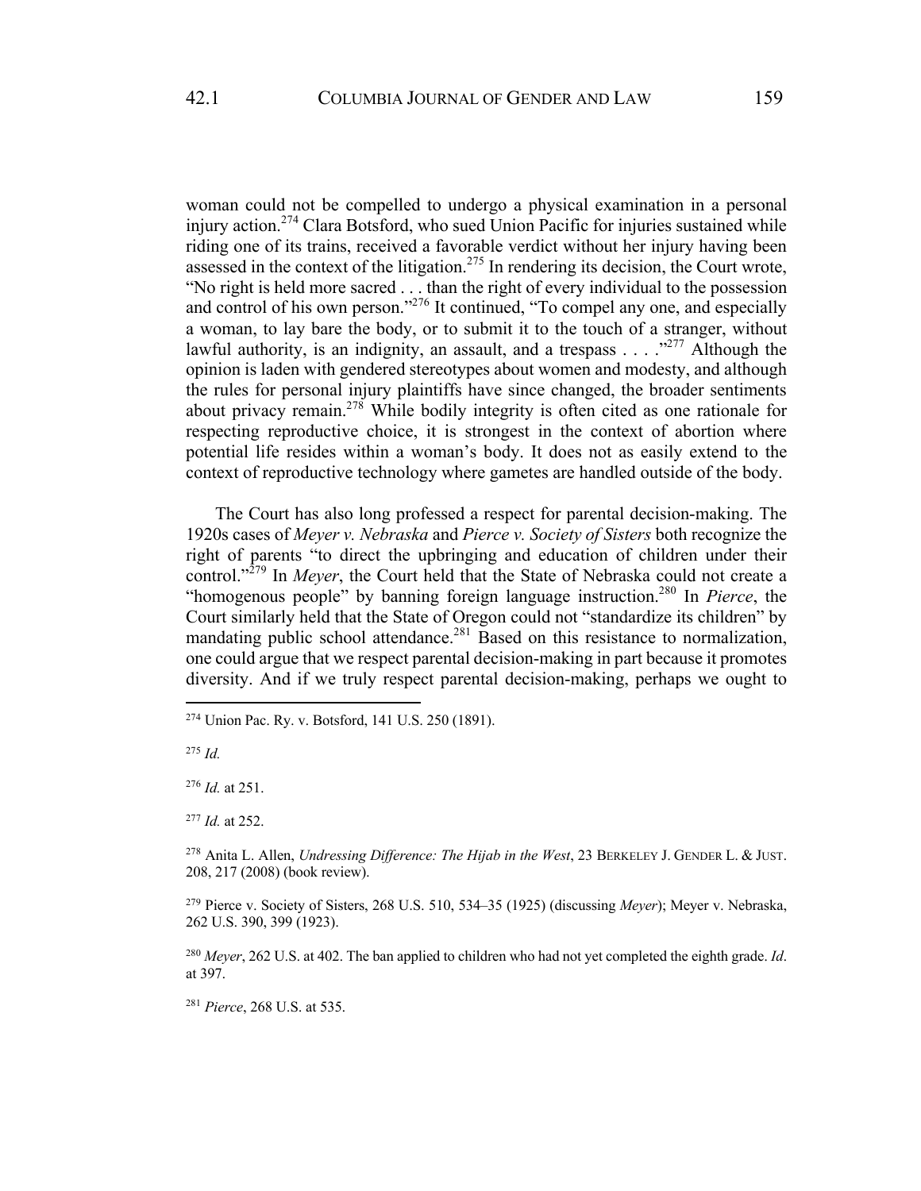woman could not be compelled to undergo a physical examination in a personal injury action.[274] Clara Botsford, who sued Union Pacific for injuries sustained while riding one of its trains, received a favorable verdict without her injury having been assessed in the context of the litigation.[275] In rendering its decision, the Court wrote, "No right is held more sacred . . . than the right of every individual to the possession and control of his own person."[276] It continued, "To compel any one, and especially a woman, to lay bare the body, or to submit it to the touch of a stranger, without lawful authority, is an indignity, an assault, and a trespass . . . ."[277] Although the opinion is laden with gendered stereotypes about women and modesty, and although the rules for personal injury plaintiffs have since changed, the broader sentiments about privacy remain.[278] While bodily integrity is often cited as one rationale for respecting reproductive choice, it is strongest in the context of abortion where potential life resides within a woman's body. It does not as easily extend to the context of reproductive technology where gametes are handled outside of the body.

The Court has also long professed a respect for parental decision-making. The 1920s cases of *Meyer v. Nebraska* and *Pierce v. Society of Sisters* both recognize the right of parents "to direct the upbringing and education of children under their control."[279] In *Meyer*, the Court held that the State of Nebraska could not create a "homogenous people" by banning foreign language instruction.[280] In *Pierce*, the Court similarly held that the State of Oregon could not "standardize its children" by mandating public school attendance.[281] Based on this resistance to normalization, one could argue that we respect parental decision-making in part because it promotes diversity. And if we truly respect parental decision-making, perhaps we ought to

---

[274] Union Pac. Ry. v. Botsford, 141 U.S. 250 (1891).

[275] *Id.*

[276] *Id.* at 251.

[277] *Id.* at 252.

[278] Anita L. Allen, *Undressing Difference: The Hijab in the West*, 23 BERKELEY J. GENDER L. & JUST. 208, 217 (2008) (book review).

[279] Pierce v. Society of Sisters, 268 U.S. 510, 534–35 (1925) (discussing *Meyer*); Meyer v. Nebraska, 262 U.S. 390, 399 (1923).

[280] *Meyer*, 262 U.S. at 402. The ban applied to children who had not yet completed the eighth grade. *Id*. at 397.

[281] *Pierce*, 268 U.S. at 535.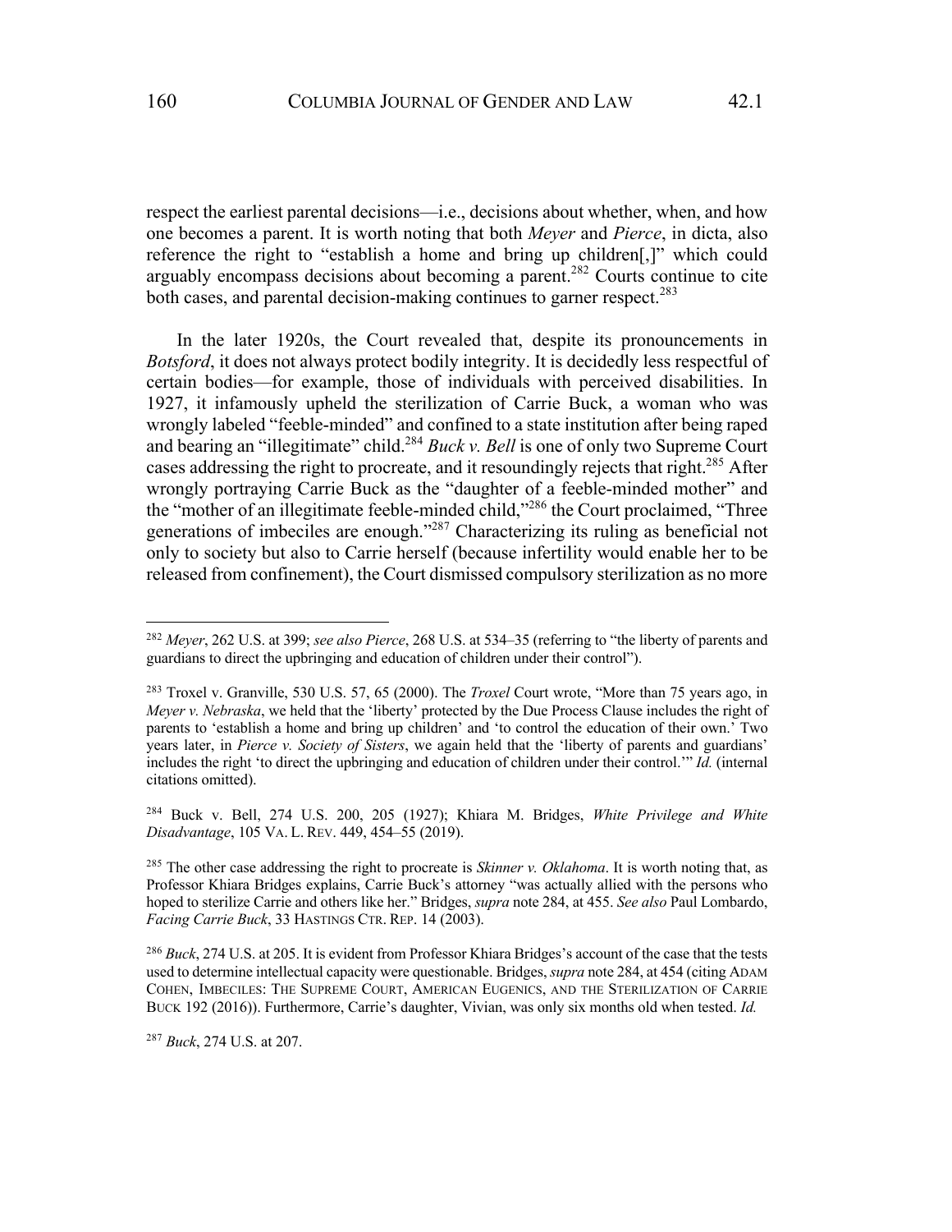respect the earliest parental decisions—i.e., decisions about whether, when, and how one becomes a parent. It is worth noting that both *Meyer* and *Pierce*, in dicta, also reference the right to "establish a home and bring up children[,]" which could arguably encompass decisions about becoming a parent.[282] Courts continue to cite both cases, and parental decision-making continues to garner respect.[283]

In the later 1920s, the Court revealed that, despite its pronouncements in *Botsford*, it does not always protect bodily integrity. It is decidedly less respectful of certain bodies—for example, those of individuals with perceived disabilities. In 1927, it infamously upheld the sterilization of Carrie Buck, a woman who was wrongly labeled "feeble-minded" and confined to a state institution after being raped and bearing an "illegitimate" child.[284] *Buck v. Bell* is one of only two Supreme Court cases addressing the right to procreate, and it resoundingly rejects that right.[285] After wrongly portraying Carrie Buck as the "daughter of a feeble-minded mother" and the "mother of an illegitimate feeble-minded child,"[286] the Court proclaimed, "Three generations of imbeciles are enough."[287] Characterizing its ruling as beneficial not only to society but also to Carrie herself (because infertility would enable her to be released from confinement), the Court dismissed compulsory sterilization as no more

---

[282] *Meyer*, 262 U.S. at 399; *see also Pierce*, 268 U.S. at 534–35 (referring to "the liberty of parents and guardians to direct the upbringing and education of children under their control").

[283] Troxel v. Granville, 530 U.S. 57, 65 (2000). The *Troxel* Court wrote, "More than 75 years ago, in *Meyer v. Nebraska*, we held that the 'liberty' protected by the Due Process Clause includes the right of parents to 'establish a home and bring up children' and 'to control the education of their own.' Two years later, in *Pierce v. Society of Sisters*, we again held that the 'liberty of parents and guardians' includes the right 'to direct the upbringing and education of children under their control.'" *Id.* (internal citations omitted).

[284] Buck v. Bell, 274 U.S. 200, 205 (1927); Khiara M. Bridges, *White Privilege and White Disadvantage*, 105 VA. L. REV. 449, 454–55 (2019).

[285] The other case addressing the right to procreate is *Skinner v. Oklahoma*. It is worth noting that, as Professor Khiara Bridges explains, Carrie Buck's attorney "was actually allied with the persons who hoped to sterilize Carrie and others like her." Bridges, *supra* note 284, at 455. *See also* Paul Lombardo, *Facing Carrie Buck*, 33 HASTINGS CTR. REP. 14 (2003).

[286] *Buck*, 274 U.S. at 205. It is evident from Professor Khiara Bridges's account of the case that the tests used to determine intellectual capacity were questionable. Bridges, *supra* note 284, at 454 (citing ADAM COHEN, IMBECILES: THE SUPREME COURT, AMERICAN EUGENICS, AND THE STERILIZATION OF CARRIE BUCK 192 (2016)). Furthermore, Carrie's daughter, Vivian, was only six months old when tested. *Id.*

[287] *Buck*, 274 U.S. at 207.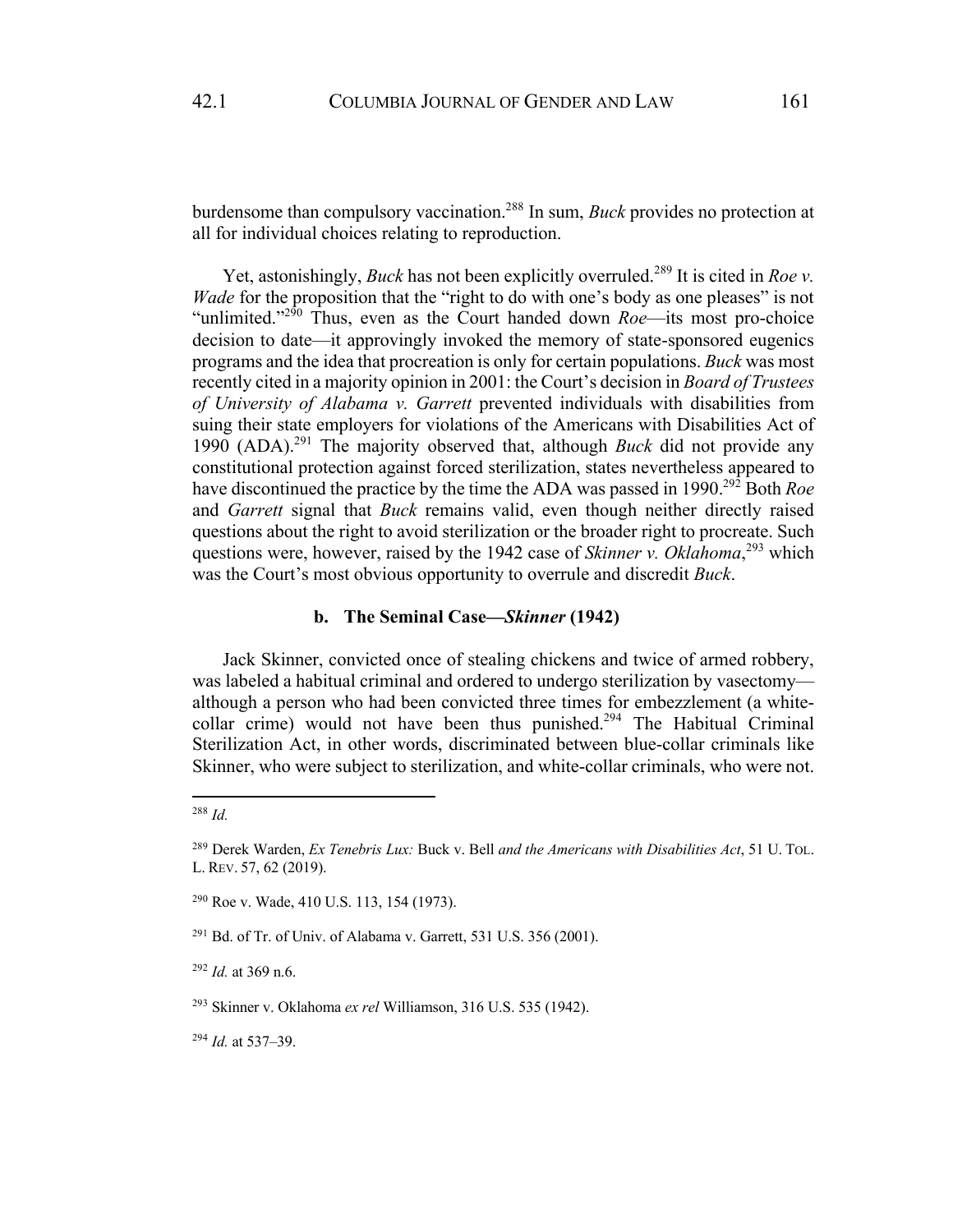burdensome than compulsory vaccination.[288] In sum, *Buck* provides no protection at all for individual choices relating to reproduction.

Yet, astonishingly, *Buck* has not been explicitly overruled.[289] It is cited in *Roe v. Wade* for the proposition that the "right to do with one's body as one pleases" is not "unlimited."[290] Thus, even as the Court handed down *Roe*—its most pro-choice decision to date—it approvingly invoked the memory of state-sponsored eugenics programs and the idea that procreation is only for certain populations. *Buck* was most recently cited in a majority opinion in 2001: the Court's decision in *Board of Trustees of University of Alabama v. Garrett* prevented individuals with disabilities from suing their state employers for violations of the Americans with Disabilities Act of 1990 (ADA).[291] The majority observed that, although *Buck* did not provide any constitutional protection against forced sterilization, states nevertheless appeared to have discontinued the practice by the time the ADA was passed in 1990.[292] Both *Roe* and *Garrett* signal that *Buck* remains valid, even though neither directly raised questions about the right to avoid sterilization or the broader right to procreate. Such questions were, however, raised by the 1942 case of *Skinner v. Oklahoma*,[293] which was the Court's most obvious opportunity to overrule and discredit *Buck*.

### b. The Seminal Case—*Skinner* (1942)

Jack Skinner, convicted once of stealing chickens and twice of armed robbery, was labeled a habitual criminal and ordered to undergo sterilization by vasectomy—although a person who had been convicted three times for embezzlement (a white-collar crime) would not have been thus punished.[294] The Habitual Criminal Sterilization Act, in other words, discriminated between blue-collar criminals like Skinner, who were subject to sterilization, and white-collar criminals, who were not.

---

[288] *Id.*

[289] Derek Warden, *Ex Tenebris Lux:* Buck v. Bell *and the Americans with Disabilities Act*, 51 U. TOL. L. REV. 57, 62 (2019).

[290] Roe v. Wade, 410 U.S. 113, 154 (1973).

[291] Bd. of Tr. of Univ. of Alabama v. Garrett, 531 U.S. 356 (2001).

[292] *Id.* at 369 n.6.

[293] Skinner v. Oklahoma *ex rel* Williamson, 316 U.S. 535 (1942).

[294] *Id.* at 537–39.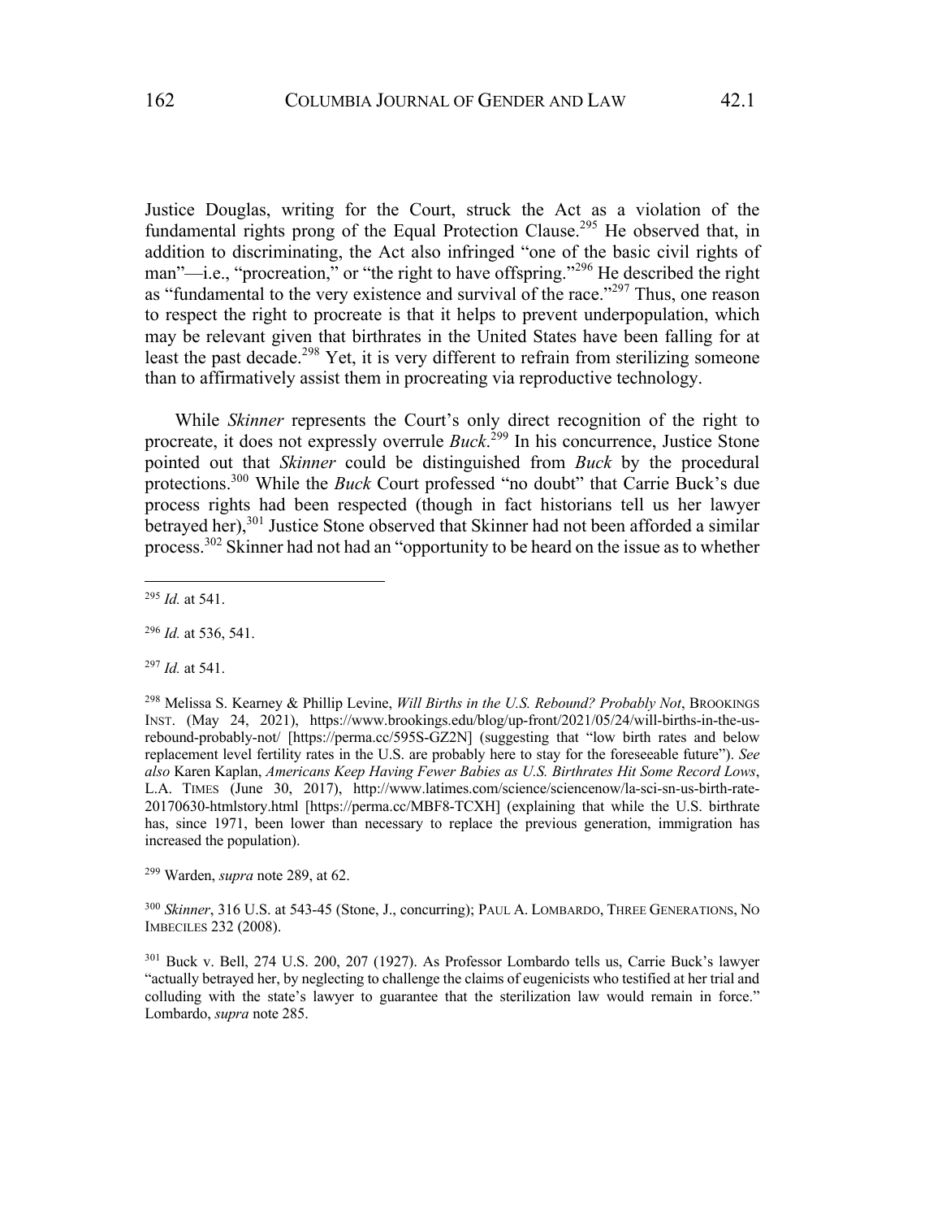Justice Douglas, writing for the Court, struck the Act as a violation of the fundamental rights prong of the Equal Protection Clause.[295] He observed that, in addition to discriminating, the Act also infringed "one of the basic civil rights of man"—i.e., "procreation," or "the right to have offspring."[296] He described the right as "fundamental to the very existence and survival of the race."[297] Thus, one reason to respect the right to procreate is that it helps to prevent underpopulation, which may be relevant given that birthrates in the United States have been falling for at least the past decade.[298] Yet, it is very different to refrain from sterilizing someone than to affirmatively assist them in procreating via reproductive technology.

While *Skinner* represents the Court's only direct recognition of the right to procreate, it does not expressly overrule *Buck*.[299] In his concurrence, Justice Stone pointed out that *Skinner* could be distinguished from *Buck* by the procedural protections.[300] While the *Buck* Court professed "no doubt" that Carrie Buck's due process rights had been respected (though in fact historians tell us her lawyer betrayed her),[301] Justice Stone observed that Skinner had not been afforded a similar process.[302] Skinner had not had an "opportunity to be heard on the issue as to whether

---

[295] *Id.* at 541.

[296] *Id.* at 536, 541.

[297] *Id.* at 541.

[298] Melissa S. Kearney & Phillip Levine, *Will Births in the U.S. Rebound? Probably Not*, BROOKINGS INST. (May 24, 2021), https://www.brookings.edu/blog/up-front/2021/05/24/will-births-in-the-us-rebound-probably-not/ [https://perma.cc/595S-GZ2N] (suggesting that "low birth rates and below replacement level fertility rates in the U.S. are probably here to stay for the foreseeable future"). *See also* Karen Kaplan, *Americans Keep Having Fewer Babies as U.S. Birthrates Hit Some Record Lows*, L.A. TIMES (June 30, 2017), http://www.latimes.com/science/sciencenow/la-sci-sn-us-birth-rate-20170630-htmlstory.html [https://perma.cc/MBF8-TCXH] (explaining that while the U.S. birthrate has, since 1971, been lower than necessary to replace the previous generation, immigration has increased the population).

[299] Warden, *supra* note 289, at 62.

[300] *Skinner*, 316 U.S. at 543-45 (Stone, J., concurring); PAUL A. LOMBARDO, THREE GENERATIONS, NO IMBECILES 232 (2008).

[301] Buck v. Bell, 274 U.S. 200, 207 (1927). As Professor Lombardo tells us, Carrie Buck's lawyer "actually betrayed her, by neglecting to challenge the claims of eugenicists who testified at her trial and colluding with the state's lawyer to guarantee that the sterilization law would remain in force." Lombardo, *supra* note 285.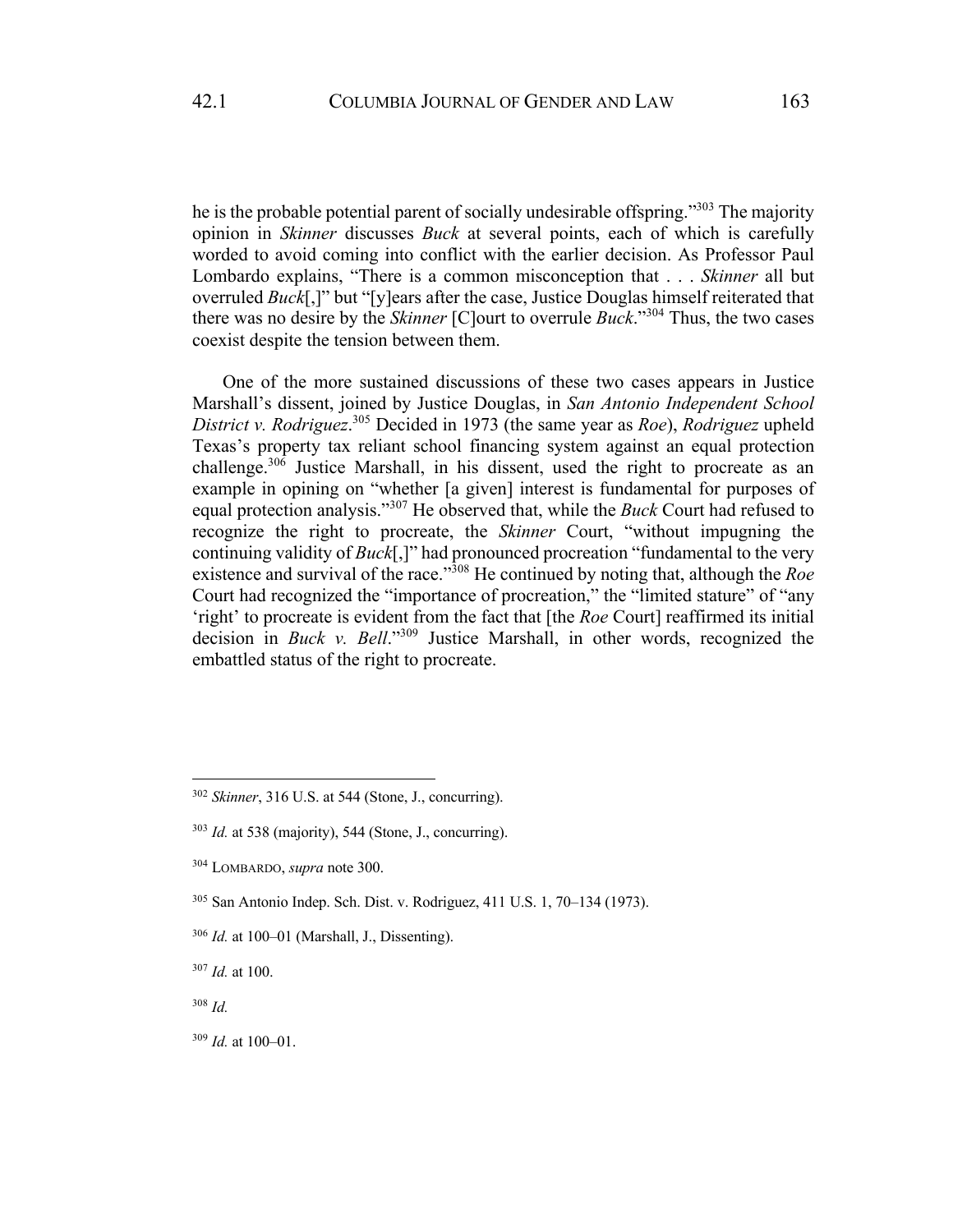he is the probable potential parent of socially undesirable offspring."[303] The majority opinion in *Skinner* discusses *Buck* at several points, each of which is carefully worded to avoid coming into conflict with the earlier decision. As Professor Paul Lombardo explains, "There is a common misconception that . . . *Skinner* all but overruled *Buck*[,]" but "[y]ears after the case, Justice Douglas himself reiterated that there was no desire by the *Skinner* [C]ourt to overrule *Buck*."[304] Thus, the two cases coexist despite the tension between them.

One of the more sustained discussions of these two cases appears in Justice Marshall's dissent, joined by Justice Douglas, in *San Antonio Independent School District v. Rodriguez*.[305] Decided in 1973 (the same year as *Roe*), *Rodriguez* upheld Texas's property tax reliant school financing system against an equal protection challenge.[306] Justice Marshall, in his dissent, used the right to procreate as an example in opining on "whether [a given] interest is fundamental for purposes of equal protection analysis."[307] He observed that, while the *Buck* Court had refused to recognize the right to procreate, the *Skinner* Court, "without impugning the continuing validity of *Buck*[,]" had pronounced procreation "fundamental to the very existence and survival of the race."[308] He continued by noting that, although the *Roe* Court had recognized the "importance of procreation," the "limited stature" of "any 'right' to procreate is evident from the fact that [the *Roe* Court] reaffirmed its initial decision in *Buck v. Bell*."[309] Justice Marshall, in other words, recognized the embattled status of the right to procreate.

---

[302] *Skinner*, 316 U.S. at 544 (Stone, J., concurring).

[303] *Id.* at 538 (majority), 544 (Stone, J., concurring).

[304] LOMBARDO, *supra* note 300.

[305] San Antonio Indep. Sch. Dist. v. Rodriguez, 411 U.S. 1, 70–134 (1973).

[306] *Id.* at 100–01 (Marshall, J., Dissenting).

[307] *Id.* at 100.

[308] *Id.*

[309] *Id.* at 100–01.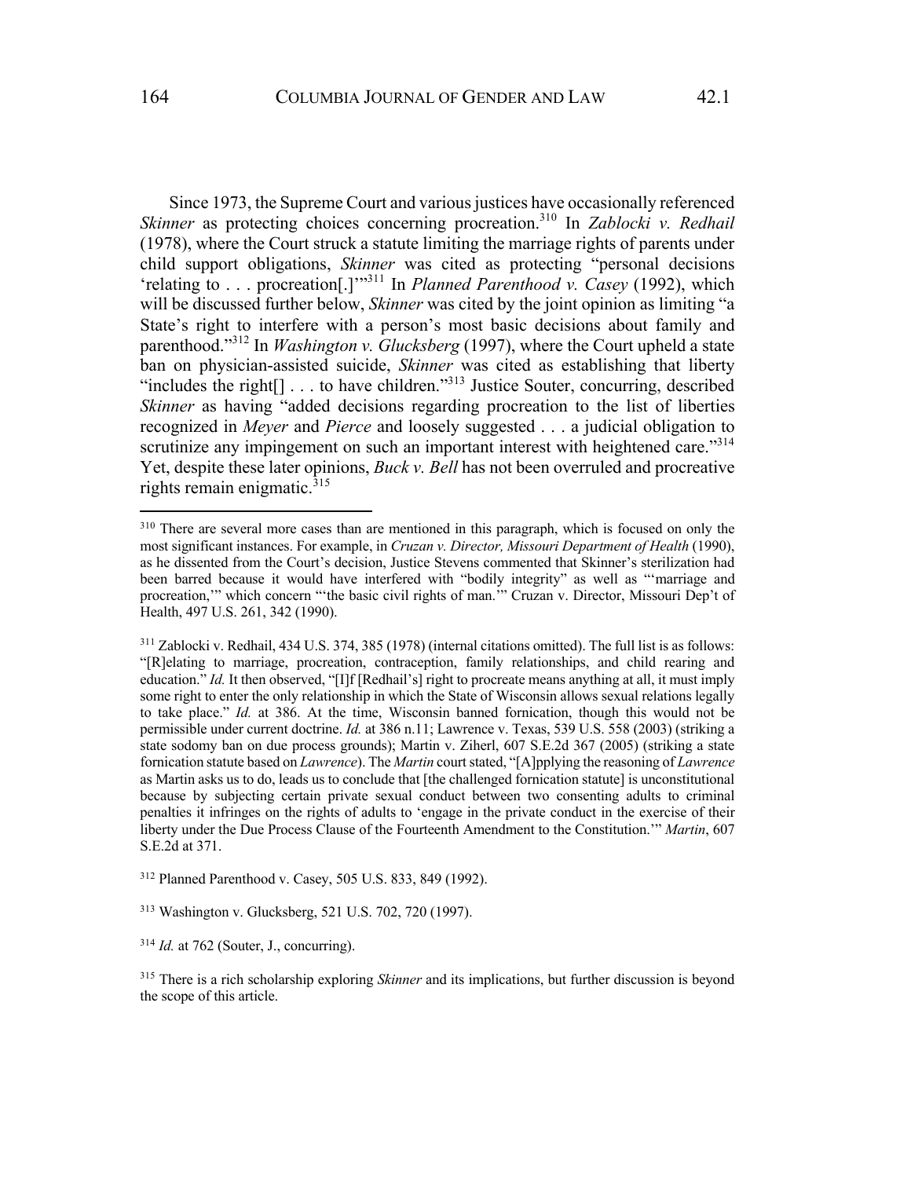Since 1973, the Supreme Court and various justices have occasionally referenced *Skinner* as protecting choices concerning procreation.[310] In *Zablocki v. Redhail* (1978), where the Court struck a statute limiting the marriage rights of parents under child support obligations, *Skinner* was cited as protecting "personal decisions 'relating to . . . procreation[.]'"[311] In *Planned Parenthood v. Casey* (1992), which will be discussed further below, *Skinner* was cited by the joint opinion as limiting "a State's right to interfere with a person's most basic decisions about family and parenthood."[312] In *Washington v. Glucksberg* (1997), where the Court upheld a state ban on physician-assisted suicide, *Skinner* was cited as establishing that liberty "includes the right[] . . . to have children."[313] Justice Souter, concurring, described *Skinner* as having "added decisions regarding procreation to the list of liberties recognized in *Meyer* and *Pierce* and loosely suggested . . . a judicial obligation to scrutinize any impingement on such an important interest with heightened care."[314] Yet, despite these later opinions, *Buck v. Bell* has not been overruled and procreative rights remain enigmatic.[315]

---

[310] There are several more cases than are mentioned in this paragraph, which is focused on only the most significant instances. For example, in *Cruzan v. Director, Missouri Department of Health* (1990), as he dissented from the Court's decision, Justice Stevens commented that Skinner's sterilization had been barred because it would have interfered with "bodily integrity" as well as "'marriage and procreation,'" which concern "'the basic civil rights of man.'" Cruzan v. Director, Missouri Dep't of Health, 497 U.S. 261, 342 (1990).

[311] Zablocki v. Redhail, 434 U.S. 374, 385 (1978) (internal citations omitted). The full list is as follows: "[R]elating to marriage, procreation, contraception, family relationships, and child rearing and education." *Id.* It then observed, "[I]f [Redhail's] right to procreate means anything at all, it must imply some right to enter the only relationship in which the State of Wisconsin allows sexual relations legally to take place." *Id.* at 386. At the time, Wisconsin banned fornication, though this would not be permissible under current doctrine. *Id.* at 386 n.11; Lawrence v. Texas, 539 U.S. 558 (2003) (striking a state sodomy ban on due process grounds); Martin v. Ziherl, 607 S.E.2d 367 (2005) (striking a state fornication statute based on *Lawrence*). The *Martin* court stated, "[A]pplying the reasoning of *Lawrence* as Martin asks us to do, leads us to conclude that [the challenged fornication statute] is unconstitutional because by subjecting certain private sexual conduct between two consenting adults to criminal penalties it infringes on the rights of adults to 'engage in the private conduct in the exercise of their liberty under the Due Process Clause of the Fourteenth Amendment to the Constitution.'" *Martin*, 607 S.E.2d at 371.

[312] Planned Parenthood v. Casey, 505 U.S. 833, 849 (1992).

[313] Washington v. Glucksberg, 521 U.S. 702, 720 (1997).

[314] *Id.* at 762 (Souter, J., concurring).

[315] There is a rich scholarship exploring *Skinner* and its implications, but further discussion is beyond the scope of this article.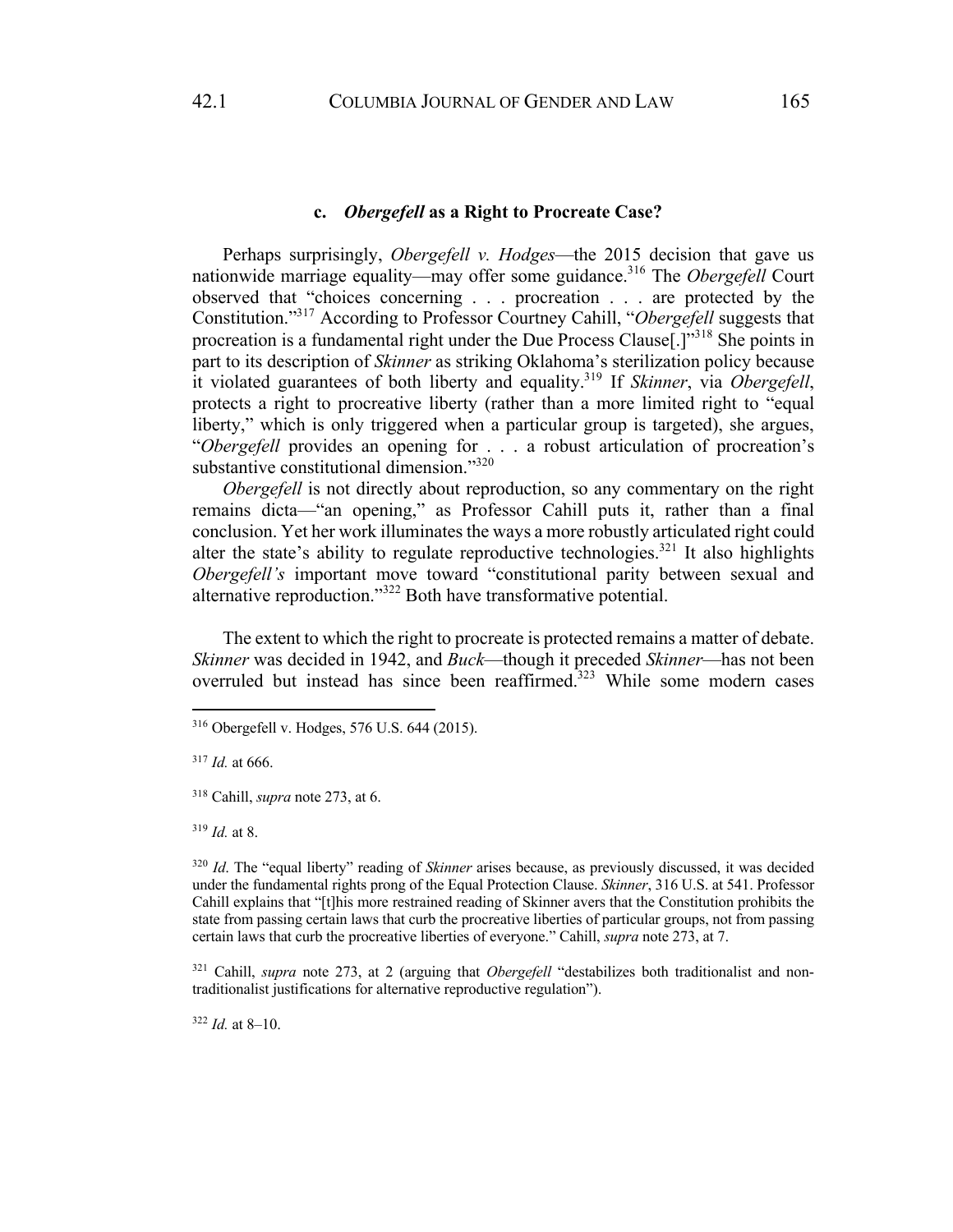### c. *Obergefell* as a Right to Procreate Case?

Perhaps surprisingly, *Obergefell v. Hodges*—the 2015 decision that gave us nationwide marriage equality—may offer some guidance.[316] The *Obergefell* Court observed that "choices concerning . . . procreation . . . are protected by the Constitution."[317] According to Professor Courtney Cahill, "*Obergefell* suggests that procreation is a fundamental right under the Due Process Clause[.]"[318] She points in part to its description of *Skinner* as striking Oklahoma's sterilization policy because it violated guarantees of both liberty and equality.[319] If *Skinner*, via *Obergefell*, protects a right to procreative liberty (rather than a more limited right to "equal liberty," which is only triggered when a particular group is targeted), she argues, "*Obergefell* provides an opening for . . . a robust articulation of procreation's substantive constitutional dimension."[320]

*Obergefell* is not directly about reproduction, so any commentary on the right remains dicta—"an opening," as Professor Cahill puts it, rather than a final conclusion. Yet her work illuminates the ways a more robustly articulated right could alter the state's ability to regulate reproductive technologies.[321] It also highlights *Obergefell's* important move toward "constitutional parity between sexual and alternative reproduction."[322] Both have transformative potential.

The extent to which the right to procreate is protected remains a matter of debate. *Skinner* was decided in 1942, and *Buck*—though it preceded *Skinner*—has not been overruled but instead has since been reaffirmed.[323] While some modern cases

---

[316] Obergefell v. Hodges, 576 U.S. 644 (2015).

[317] *Id.* at 666.

[318] Cahill, *supra* note 273, at 6.

[319] *Id.* at 8.

[320] *Id*. The "equal liberty" reading of *Skinner* arises because, as previously discussed, it was decided under the fundamental rights prong of the Equal Protection Clause. *Skinner*, 316 U.S. at 541. Professor Cahill explains that "[t]his more restrained reading of Skinner avers that the Constitution prohibits the state from passing certain laws that curb the procreative liberties of particular groups, not from passing certain laws that curb the procreative liberties of everyone." Cahill, *supra* note 273, at 7.

[321] Cahill, *supra* note 273, at 2 (arguing that *Obergefell* "destabilizes both traditionalist and non-traditionalist justifications for alternative reproductive regulation").

[322] *Id.* at 8–10.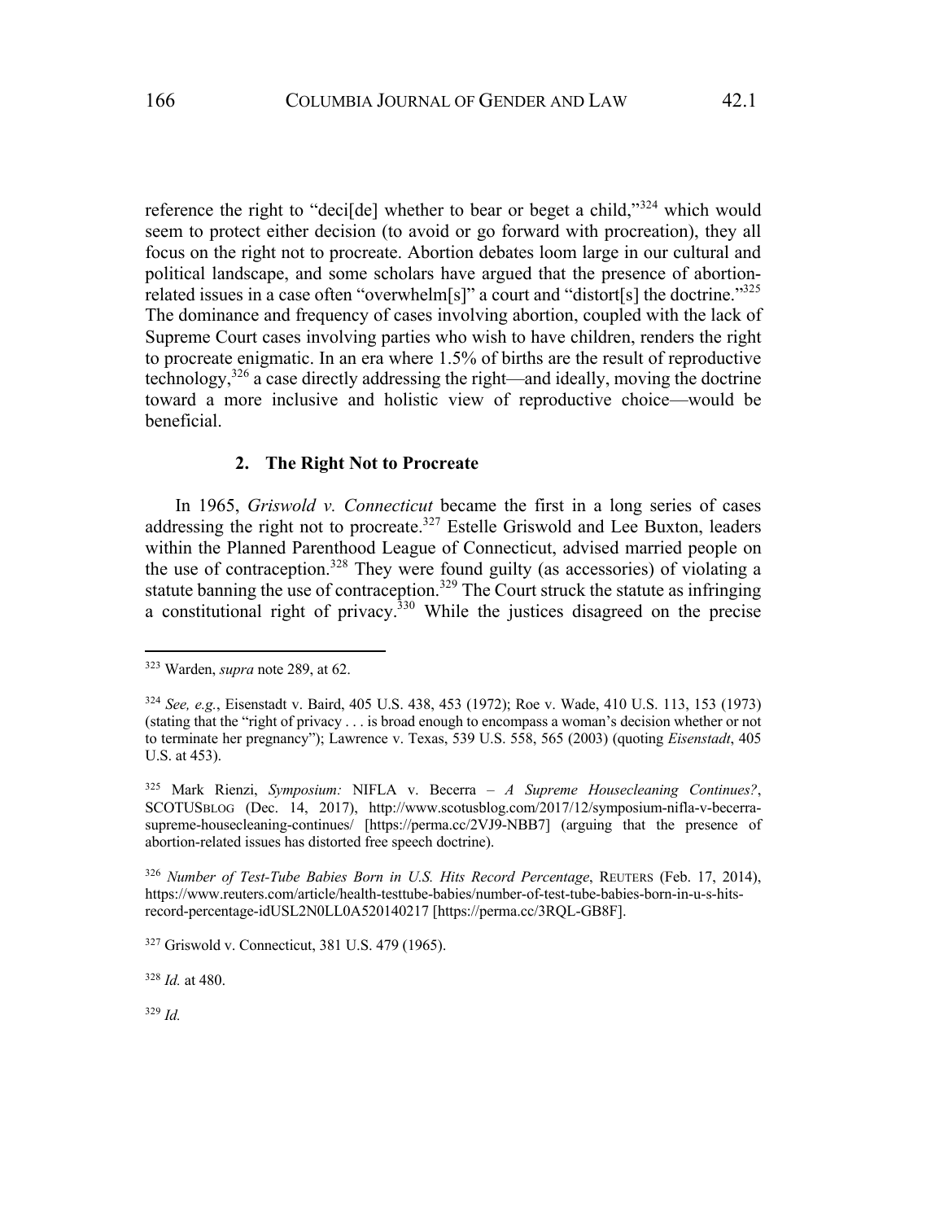reference the right to "deci[de] whether to bear or beget a child,"[324] which would seem to protect either decision (to avoid or go forward with procreation), they all focus on the right not to procreate. Abortion debates loom large in our cultural and political landscape, and some scholars have argued that the presence of abortion-related issues in a case often "overwhelm[s]" a court and "distort[s] the doctrine."[325] The dominance and frequency of cases involving abortion, coupled with the lack of Supreme Court cases involving parties who wish to have children, renders the right to procreate enigmatic. In an era where 1.5% of births are the result of reproductive technology,[326] a case directly addressing the right—and ideally, moving the doctrine toward a more inclusive and holistic view of reproductive choice—would be beneficial.

### 2. The Right Not to Procreate

In 1965, *Griswold v. Connecticut* became the first in a long series of cases addressing the right not to procreate.[327] Estelle Griswold and Lee Buxton, leaders within the Planned Parenthood League of Connecticut, advised married people on the use of contraception.[328] They were found guilty (as accessories) of violating a statute banning the use of contraception.[329] The Court struck the statute as infringing a constitutional right of privacy.[330] While the justices disagreed on the precise

---

[323] Warden, *supra* note 289, at 62.

[324] *See, e.g.*, Eisenstadt v. Baird, 405 U.S. 438, 453 (1972); Roe v. Wade, 410 U.S. 113, 153 (1973) (stating that the "right of privacy . . . is broad enough to encompass a woman's decision whether or not to terminate her pregnancy"); Lawrence v. Texas, 539 U.S. 558, 565 (2003) (quoting *Eisenstadt*, 405 U.S. at 453).

[325] Mark Rienzi, *Symposium:* NIFLA v. Becerra – *A Supreme Housecleaning Continues?*, SCOTUSBLOG (Dec. 14, 2017), http://www.scotusblog.com/2017/12/symposium-nifla-v-becerra-supreme-housecleaning-continues/ [https://perma.cc/2VJ9-NBB7] (arguing that the presence of abortion-related issues has distorted free speech doctrine).

[326] *Number of Test-Tube Babies Born in U.S. Hits Record Percentage*, REUTERS (Feb. 17, 2014), https://www.reuters.com/article/health-testtube-babies/number-of-test-tube-babies-born-in-u-s-hits-record-percentage-idUSL2N0LL0A520140217 [https://perma.cc/3RQL-GB8F].

[327] Griswold v. Connecticut, 381 U.S. 479 (1965).

[328] *Id.* at 480.

[329] *Id.*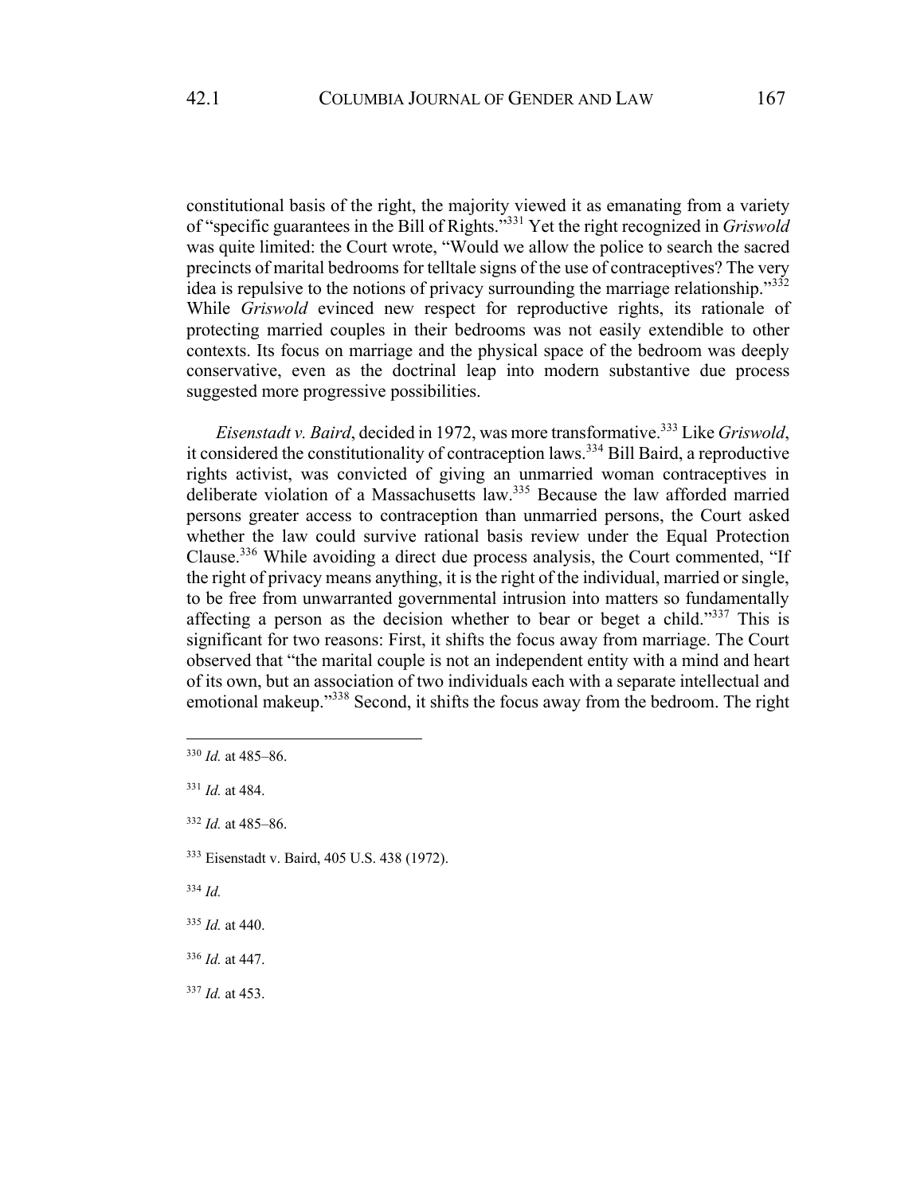constitutional basis of the right, the majority viewed it as emanating from a variety of "specific guarantees in the Bill of Rights."[331] Yet the right recognized in *Griswold* was quite limited: the Court wrote, "Would we allow the police to search the sacred precincts of marital bedrooms for telltale signs of the use of contraceptives? The very idea is repulsive to the notions of privacy surrounding the marriage relationship."[332] While *Griswold* evinced new respect for reproductive rights, its rationale of protecting married couples in their bedrooms was not easily extendible to other contexts. Its focus on marriage and the physical space of the bedroom was deeply conservative, even as the doctrinal leap into modern substantive due process suggested more progressive possibilities.

*Eisenstadt v. Baird*, decided in 1972, was more transformative.[333] Like *Griswold*, it considered the constitutionality of contraception laws.[334] Bill Baird, a reproductive rights activist, was convicted of giving an unmarried woman contraceptives in deliberate violation of a Massachusetts law.[335] Because the law afforded married persons greater access to contraception than unmarried persons, the Court asked whether the law could survive rational basis review under the Equal Protection Clause.[336] While avoiding a direct due process analysis, the Court commented, "If the right of privacy means anything, it is the right of the individual, married or single, to be free from unwarranted governmental intrusion into matters so fundamentally affecting a person as the decision whether to bear or beget a child."[337] This is significant for two reasons: First, it shifts the focus away from marriage. The Court observed that "the marital couple is not an independent entity with a mind and heart of its own, but an association of two individuals each with a separate intellectual and emotional makeup."[338] Second, it shifts the focus away from the bedroom. The right

---

[330] *Id.* at 485–86.

[331] *Id.* at 484.

[332] *Id.* at 485–86.

[333] Eisenstadt v. Baird, 405 U.S. 438 (1972).

[334] *Id.*

[335] *Id.* at 440.

[336] *Id.* at 447.

[337] *Id.* at 453.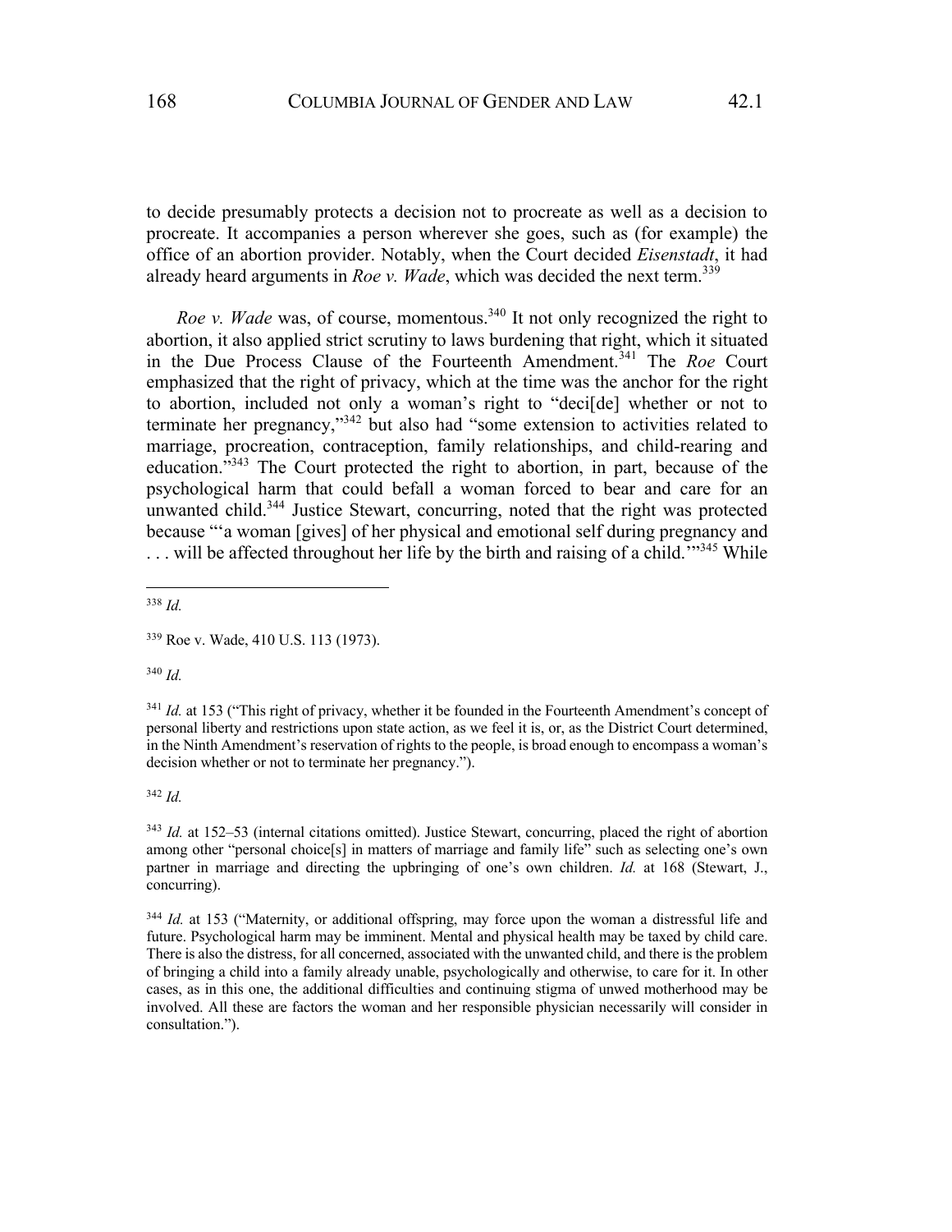to decide presumably protects a decision not to procreate as well as a decision to procreate. It accompanies a person wherever she goes, such as (for example) the office of an abortion provider. Notably, when the Court decided *Eisenstadt*, it had already heard arguments in *Roe v. Wade*, which was decided the next term.[339]

*Roe v. Wade* was, of course, momentous.[340] It not only recognized the right to abortion, it also applied strict scrutiny to laws burdening that right, which it situated in the Due Process Clause of the Fourteenth Amendment.[341] The *Roe* Court emphasized that the right of privacy, which at the time was the anchor for the right to abortion, included not only a woman's right to "deci[de] whether or not to terminate her pregnancy,"[342] but also had "some extension to activities related to marriage, procreation, contraception, family relationships, and child-rearing and education."[343] The Court protected the right to abortion, in part, because of the psychological harm that could befall a woman forced to bear and care for an unwanted child.[344] Justice Stewart, concurring, noted that the right was protected because "'a woman [gives] of her physical and emotional self during pregnancy and . . . will be affected throughout her life by the birth and raising of a child.'"[345] While

---

[338] *Id.*

[339] Roe v. Wade, 410 U.S. 113 (1973).

[340] *Id.*

[341] *Id.* at 153 ("This right of privacy, whether it be founded in the Fourteenth Amendment's concept of personal liberty and restrictions upon state action, as we feel it is, or, as the District Court determined, in the Ninth Amendment's reservation of rights to the people, is broad enough to encompass a woman's decision whether or not to terminate her pregnancy.").

[342] *Id.*

[343] *Id.* at 152–53 (internal citations omitted). Justice Stewart, concurring, placed the right of abortion among other "personal choice[s] in matters of marriage and family life" such as selecting one's own partner in marriage and directing the upbringing of one's own children. *Id.* at 168 (Stewart, J., concurring).

[344] *Id.* at 153 ("Maternity, or additional offspring, may force upon the woman a distressful life and future. Psychological harm may be imminent. Mental and physical health may be taxed by child care. There is also the distress, for all concerned, associated with the unwanted child, and there is the problem of bringing a child into a family already unable, psychologically and otherwise, to care for it. In other cases, as in this one, the additional difficulties and continuing stigma of unwed motherhood may be involved. All these are factors the woman and her responsible physician necessarily will consider in consultation.").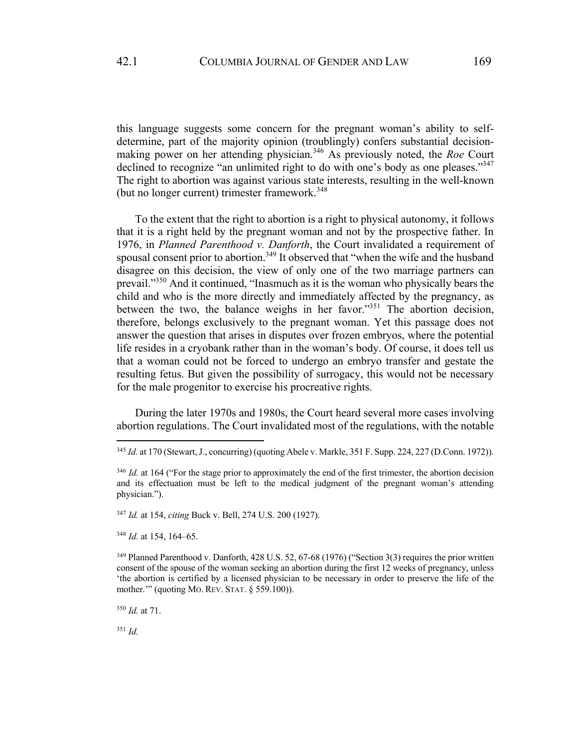this language suggests some concern for the pregnant woman's ability to self-determine, part of the majority opinion (troublingly) confers substantial decision-making power on her attending physician.[346] As previously noted, the *Roe* Court declined to recognize "an unlimited right to do with one's body as one pleases."[347] The right to abortion was against various state interests, resulting in the well-known (but no longer current) trimester framework.[348]

To the extent that the right to abortion is a right to physical autonomy, it follows that it is a right held by the pregnant woman and not by the prospective father. In 1976, in *Planned Parenthood v. Danforth*, the Court invalidated a requirement of spousal consent prior to abortion.[349] It observed that "when the wife and the husband disagree on this decision, the view of only one of the two marriage partners can prevail."[350] And it continued, "Inasmuch as it is the woman who physically bears the child and who is the more directly and immediately affected by the pregnancy, as between the two, the balance weighs in her favor."[351] The abortion decision, therefore, belongs exclusively to the pregnant woman. Yet this passage does not answer the question that arises in disputes over frozen embryos, where the potential life resides in a cryobank rather than in the woman's body. Of course, it does tell us that a woman could not be forced to undergo an embryo transfer and gestate the resulting fetus. But given the possibility of surrogacy, this would not be necessary for the male progenitor to exercise his procreative rights.

During the later 1970s and 1980s, the Court heard several more cases involving abortion regulations. The Court invalidated most of the regulations, with the notable

---

[345] *Id.* at 170 (Stewart, J., concurring) (quoting Abele v. Markle, 351 F. Supp. 224, 227 (D.Conn. 1972)).

[346] *Id.* at 164 ("For the stage prior to approximately the end of the first trimester, the abortion decision and its effectuation must be left to the medical judgment of the pregnant woman's attending physician.").

[347] *Id.* at 154, *citing* Buck v. Bell, 274 U.S. 200 (1927).

[348] *Id.* at 154, 164–65.

[349] Planned Parenthood v. Danforth, 428 U.S. 52, 67-68 (1976) ("Section 3(3) requires the prior written consent of the spouse of the woman seeking an abortion during the first 12 weeks of pregnancy, unless 'the abortion is certified by a licensed physician to be necessary in order to preserve the life of the mother.'" (quoting MO. REV. STAT. § 559.100)).

[350] *Id.* at 71.

[351] *Id.*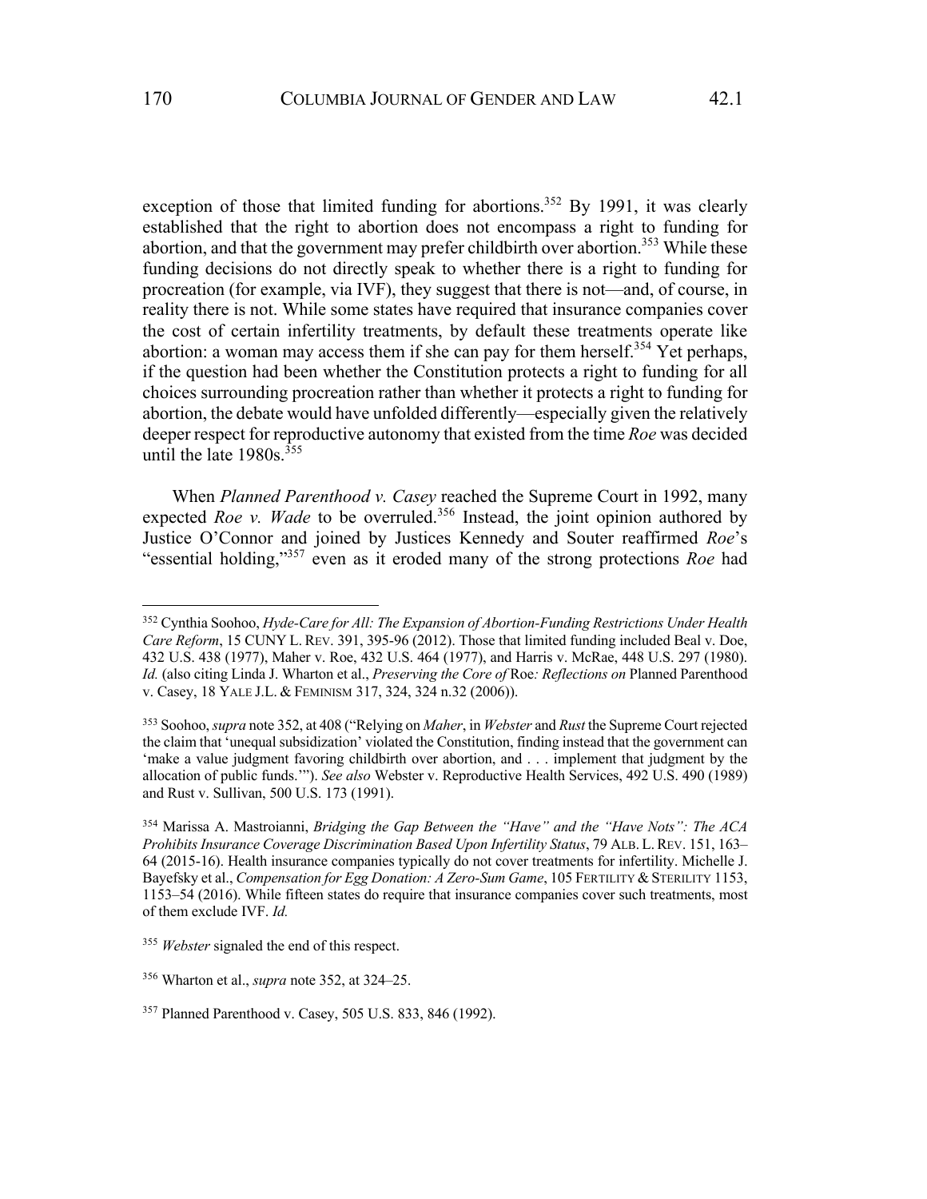exception of those that limited funding for abortions.[352] By 1991, it was clearly established that the right to abortion does not encompass a right to funding for abortion, and that the government may prefer childbirth over abortion.[353] While these funding decisions do not directly speak to whether there is a right to funding for procreation (for example, via IVF), they suggest that there is not—and, of course, in reality there is not. While some states have required that insurance companies cover the cost of certain infertility treatments, by default these treatments operate like abortion: a woman may access them if she can pay for them herself.[354] Yet perhaps, if the question had been whether the Constitution protects a right to funding for all choices surrounding procreation rather than whether it protects a right to funding for abortion, the debate would have unfolded differently—especially given the relatively deeper respect for reproductive autonomy that existed from the time *Roe* was decided until the late 1980s.[355]

When *Planned Parenthood v. Casey* reached the Supreme Court in 1992, many expected *Roe v. Wade* to be overruled.[356] Instead, the joint opinion authored by Justice O'Connor and joined by Justices Kennedy and Souter reaffirmed *Roe*'s "essential holding,"[357] even as it eroded many of the strong protections *Roe* had

---

[352] Cynthia Soohoo, *Hyde-Care for All: The Expansion of Abortion-Funding Restrictions Under Health Care Reform*, 15 CUNY L. REV. 391, 395-96 (2012). Those that limited funding included Beal v. Doe, 432 U.S. 438 (1977), Maher v. Roe, 432 U.S. 464 (1977), and Harris v. McRae, 448 U.S. 297 (1980). *Id.* (also citing Linda J. Wharton et al., *Preserving the Core of* Roe*: Reflections on* Planned Parenthood v. Casey, 18 YALE J.L. & FEMINISM 317, 324, 324 n.32 (2006)).

[353] Soohoo, *supra* note 352, at 408 ("Relying on *Maher*, in *Webster* and *Rust* the Supreme Court rejected the claim that 'unequal subsidization' violated the Constitution, finding instead that the government can 'make a value judgment favoring childbirth over abortion, and . . . implement that judgment by the allocation of public funds.'"). *See also* Webster v. Reproductive Health Services, 492 U.S. 490 (1989) and Rust v. Sullivan, 500 U.S. 173 (1991).

[354] Marissa A. Mastroianni, *Bridging the Gap Between the "Have" and the "Have Nots": The ACA Prohibits Insurance Coverage Discrimination Based Upon Infertility Status*, 79 ALB. L. REV. 151, 163–64 (2015-16). Health insurance companies typically do not cover treatments for infertility. Michelle J. Bayefsky et al., *Compensation for Egg Donation: A Zero-Sum Game*, 105 FERTILITY & STERILITY 1153, 1153–54 (2016). While fifteen states do require that insurance companies cover such treatments, most of them exclude IVF. *Id.*

[355] *Webster* signaled the end of this respect.

[356] Wharton et al., *supra* note 352, at 324–25.

[357] Planned Parenthood v. Casey, 505 U.S. 833, 846 (1992).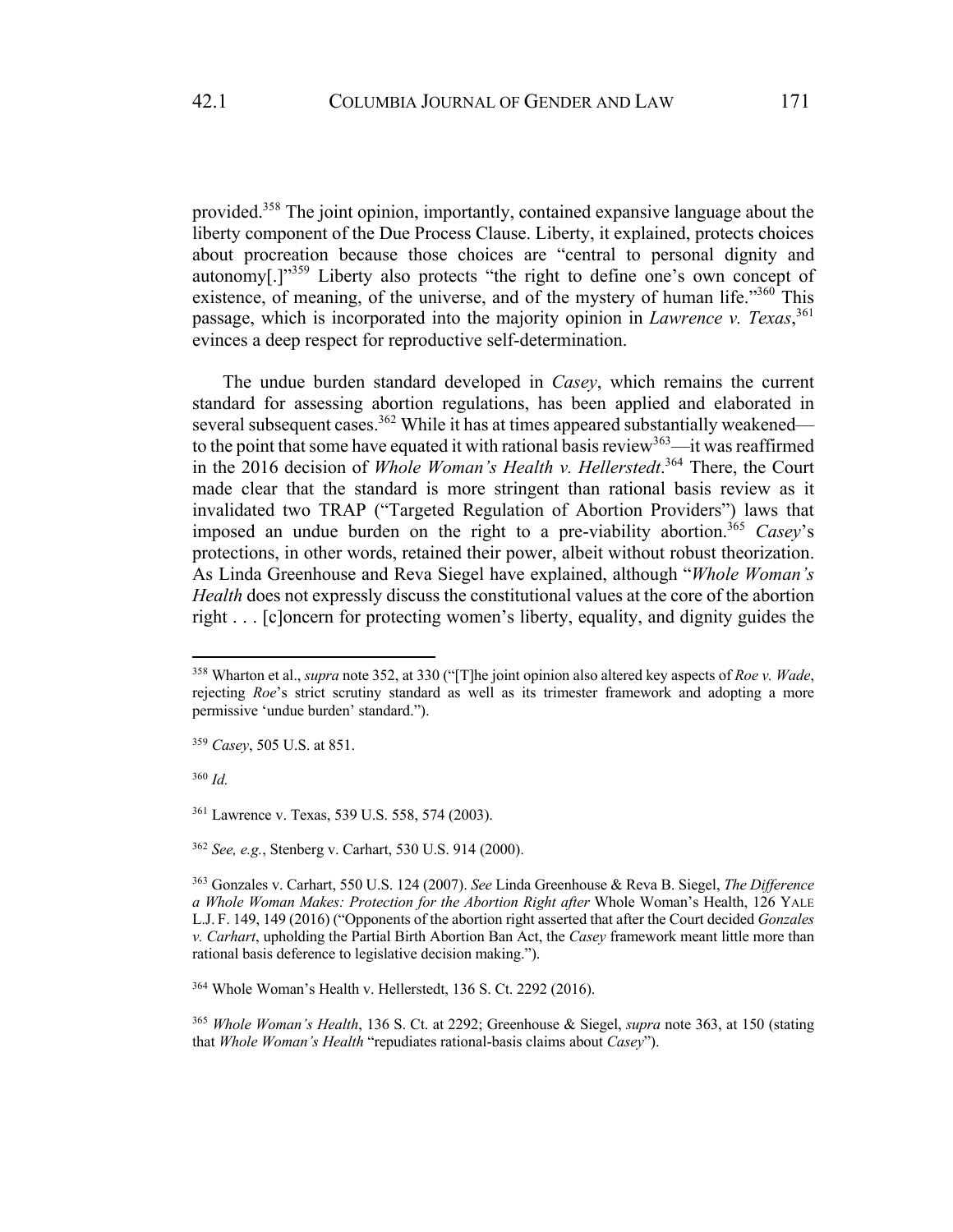provided.[358] The joint opinion, importantly, contained expansive language about the liberty component of the Due Process Clause. Liberty, it explained, protects choices about procreation because those choices are "central to personal dignity and autonomy[.]"[359] Liberty also protects "the right to define one's own concept of existence, of meaning, of the universe, and of the mystery of human life."[360] This passage, which is incorporated into the majority opinion in *Lawrence v. Texas*,[361] evinces a deep respect for reproductive self-determination.

The undue burden standard developed in *Casey*, which remains the current standard for assessing abortion regulations, has been applied and elaborated in several subsequent cases.[362] While it has at times appeared substantially weakened—to the point that some have equated it with rational basis review[363]—it was reaffirmed in the 2016 decision of *Whole Woman's Health v. Hellerstedt*.[364] There, the Court made clear that the standard is more stringent than rational basis review as it invalidated two TRAP ("Targeted Regulation of Abortion Providers") laws that imposed an undue burden on the right to a pre-viability abortion.[365] *Casey*'s protections, in other words, retained their power, albeit without robust theorization. As Linda Greenhouse and Reva Siegel have explained, although "*Whole Woman's Health* does not expressly discuss the constitutional values at the core of the abortion right . . . [c]oncern for protecting women's liberty, equality, and dignity guides the

---

[358] Wharton et al., *supra* note 352, at 330 ("[T]he joint opinion also altered key aspects of *Roe v. Wade*, rejecting *Roe*'s strict scrutiny standard as well as its trimester framework and adopting a more permissive 'undue burden' standard.").

[359] *Casey*, 505 U.S. at 851.

[360] *Id.*

[361] Lawrence v. Texas, 539 U.S. 558, 574 (2003).

[362] *See, e.g.*, Stenberg v. Carhart, 530 U.S. 914 (2000).

[363] Gonzales v. Carhart, 550 U.S. 124 (2007). *See* Linda Greenhouse & Reva B. Siegel, *The Difference a Whole Woman Makes: Protection for the Abortion Right after* Whole Woman's Health, 126 YALE L.J. F. 149, 149 (2016) ("Opponents of the abortion right asserted that after the Court decided *Gonzales v. Carhart*, upholding the Partial Birth Abortion Ban Act, the *Casey* framework meant little more than rational basis deference to legislative decision making.").

[364] Whole Woman's Health v. Hellerstedt, 136 S. Ct. 2292 (2016).

[365] *Whole Woman's Health*, 136 S. Ct. at 2292; Greenhouse & Siegel, *supra* note 363, at 150 (stating that *Whole Woman's Health* "repudiates rational-basis claims about *Casey*").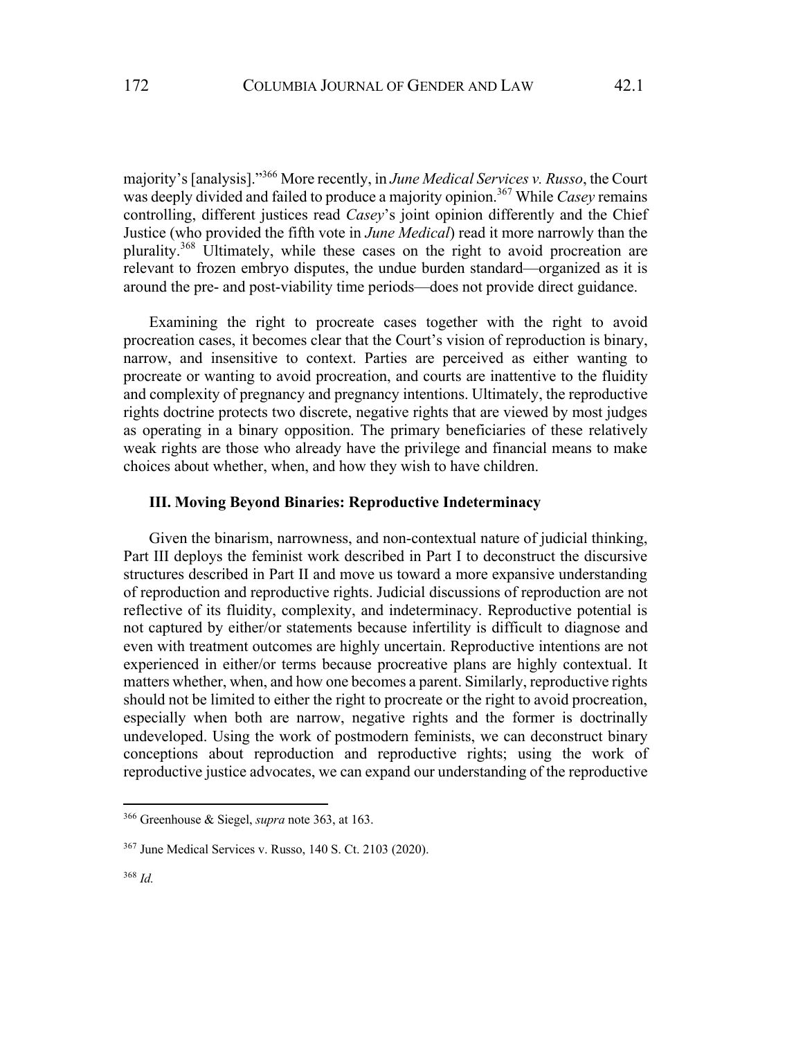majority's [analysis]."[366] More recently, in *June Medical Services v. Russo*, the Court was deeply divided and failed to produce a majority opinion.[367] While *Casey* remains controlling, different justices read *Casey*'s joint opinion differently and the Chief Justice (who provided the fifth vote in *June Medical*) read it more narrowly than the plurality.[368] Ultimately, while these cases on the right to avoid procreation are relevant to frozen embryo disputes, the undue burden standard—organized as it is around the pre- and post-viability time periods—does not provide direct guidance.

Examining the right to procreate cases together with the right to avoid procreation cases, it becomes clear that the Court's vision of reproduction is binary, narrow, and insensitive to context. Parties are perceived as either wanting to procreate or wanting to avoid procreation, and courts are inattentive to the fluidity and complexity of pregnancy and pregnancy intentions. Ultimately, the reproductive rights doctrine protects two discrete, negative rights that are viewed by most judges as operating in a binary opposition. The primary beneficiaries of these relatively weak rights are those who already have the privilege and financial means to make choices about whether, when, and how they wish to have children.

### III. Moving Beyond Binaries: Reproductive Indeterminacy

Given the binarism, narrowness, and non-contextual nature of judicial thinking, Part III deploys the feminist work described in Part I to deconstruct the discursive structures described in Part II and move us toward a more expansive understanding of reproduction and reproductive rights. Judicial discussions of reproduction are not reflective of its fluidity, complexity, and indeterminacy. Reproductive potential is not captured by either/or statements because infertility is difficult to diagnose and even with treatment outcomes are highly uncertain. Reproductive intentions are not experienced in either/or terms because procreative plans are highly contextual. It matters whether, when, and how one becomes a parent. Similarly, reproductive rights should not be limited to either the right to procreate or the right to avoid procreation, especially when both are narrow, negative rights and the former is doctrinally undeveloped. Using the work of postmodern feminists, we can deconstruct binary conceptions about reproduction and reproductive rights; using the work of reproductive justice advocates, we can expand our understanding of the reproductive

---

[366] Greenhouse & Siegel, *supra* note 363, at 163.

[367] June Medical Services v. Russo, 140 S. Ct. 2103 (2020).

[368] *Id.*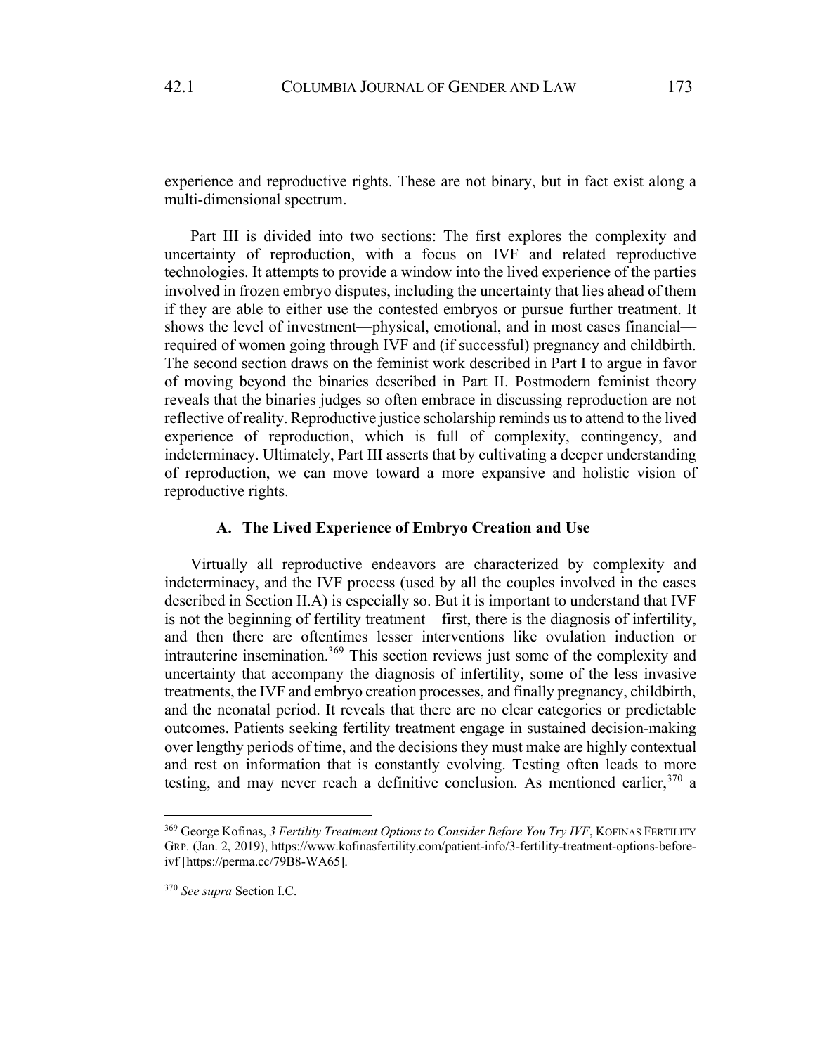experience and reproductive rights. These are not binary, but in fact exist along a multi-dimensional spectrum.

Part III is divided into two sections: The first explores the complexity and uncertainty of reproduction, with a focus on IVF and related reproductive technologies. It attempts to provide a window into the lived experience of the parties involved in frozen embryo disputes, including the uncertainty that lies ahead of them if they are able to either use the contested embryos or pursue further treatment. It shows the level of investment—physical, emotional, and in most cases financial—required of women going through IVF and (if successful) pregnancy and childbirth. The second section draws on the feminist work described in Part I to argue in favor of moving beyond the binaries described in Part II. Postmodern feminist theory reveals that the binaries judges so often embrace in discussing reproduction are not reflective of reality. Reproductive justice scholarship reminds us to attend to the lived experience of reproduction, which is full of complexity, contingency, and indeterminacy. Ultimately, Part III asserts that by cultivating a deeper understanding of reproduction, we can move toward a more expansive and holistic vision of reproductive rights.

### A. The Lived Experience of Embryo Creation and Use

Virtually all reproductive endeavors are characterized by complexity and indeterminacy, and the IVF process (used by all the couples involved in the cases described in Section II.A) is especially so. But it is important to understand that IVF is not the beginning of fertility treatment—first, there is the diagnosis of infertility, and then there are oftentimes lesser interventions like ovulation induction or intrauterine insemination.[369] This section reviews just some of the complexity and uncertainty that accompany the diagnosis of infertility, some of the less invasive treatments, the IVF and embryo creation processes, and finally pregnancy, childbirth, and the neonatal period. It reveals that there are no clear categories or predictable outcomes. Patients seeking fertility treatment engage in sustained decision-making over lengthy periods of time, and the decisions they must make are highly contextual and rest on information that is constantly evolving. Testing often leads to more testing, and may never reach a definitive conclusion. As mentioned earlier,[370] a

---

[369] George Kofinas, *3 Fertility Treatment Options to Consider Before You Try IVF*, KOFINAS FERTILITY GRP. (Jan. 2, 2019), https://www.kofinasfertility.com/patient-info/3-fertility-treatment-options-before-ivf [https://perma.cc/79B8-WA65].

[370] *See supra* Section I.C.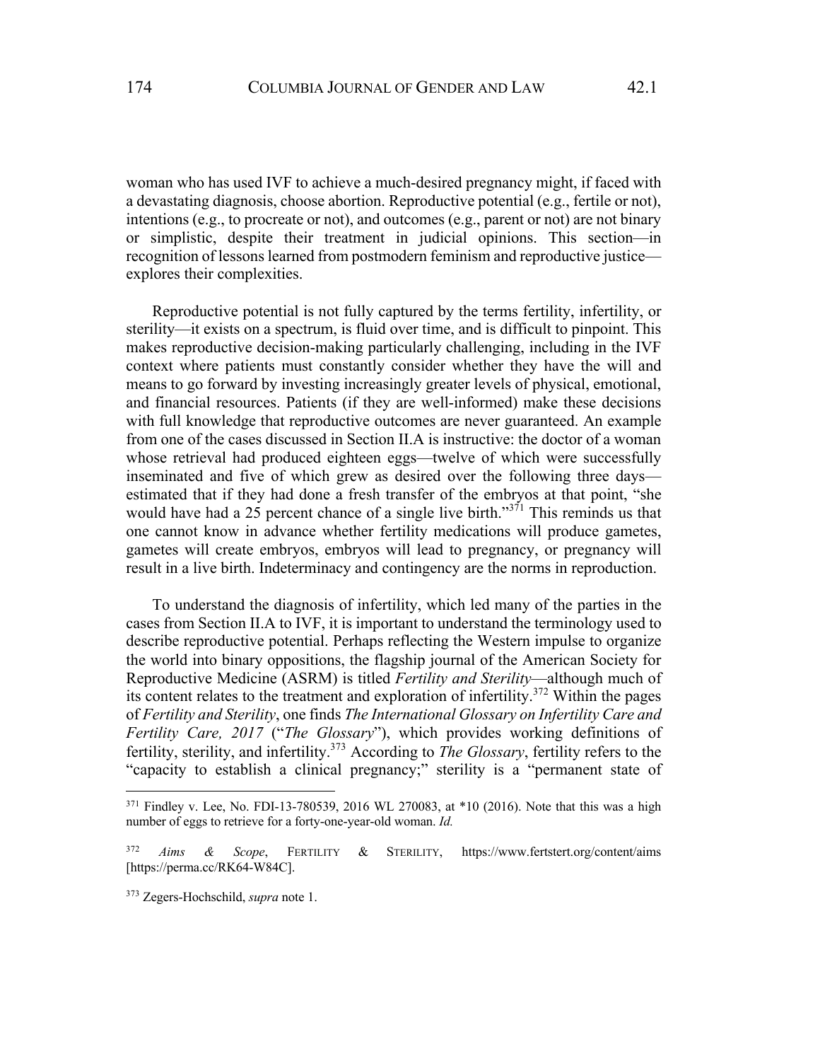woman who has used IVF to achieve a much-desired pregnancy might, if faced with a devastating diagnosis, choose abortion. Reproductive potential (e.g., fertile or not), intentions (e.g., to procreate or not), and outcomes (e.g., parent or not) are not binary or simplistic, despite their treatment in judicial opinions. This section—in recognition of lessons learned from postmodern feminism and reproductive justice—explores their complexities.

Reproductive potential is not fully captured by the terms fertility, infertility, or sterility—it exists on a spectrum, is fluid over time, and is difficult to pinpoint. This makes reproductive decision-making particularly challenging, including in the IVF context where patients must constantly consider whether they have the will and means to go forward by investing increasingly greater levels of physical, emotional, and financial resources. Patients (if they are well-informed) make these decisions with full knowledge that reproductive outcomes are never guaranteed. An example from one of the cases discussed in Section II.A is instructive: the doctor of a woman whose retrieval had produced eighteen eggs—twelve of which were successfully inseminated and five of which grew as desired over the following three days—estimated that if they had done a fresh transfer of the embryos at that point, "she would have had a 25 percent chance of a single live birth."[371] This reminds us that one cannot know in advance whether fertility medications will produce gametes, gametes will create embryos, embryos will lead to pregnancy, or pregnancy will result in a live birth. Indeterminacy and contingency are the norms in reproduction.

To understand the diagnosis of infertility, which led many of the parties in the cases from Section II.A to IVF, it is important to understand the terminology used to describe reproductive potential. Perhaps reflecting the Western impulse to organize the world into binary oppositions, the flagship journal of the American Society for Reproductive Medicine (ASRM) is titled *Fertility and Sterility*—although much of its content relates to the treatment and exploration of infertility.[372] Within the pages of *Fertility and Sterility*, one finds *The International Glossary on Infertility Care and Fertility Care, 2017* ("*The Glossary*"), which provides working definitions of fertility, sterility, and infertility.[373] According to *The Glossary*, fertility refers to the "capacity to establish a clinical pregnancy;" sterility is a "permanent state of

---

[371] Findley v. Lee, No. FDI-13-780539, 2016 WL 270083, at *10 (2016). Note that this was a high number of eggs to retrieve for a forty-one-year-old woman. *Id.*

[372] *Aims & Scope*, FERTILITY & STERILITY, https://www.fertstert.org/content/aims [https://perma.cc/RK64-W84C].

[373] Zegers-Hochschild, *supra* note 1.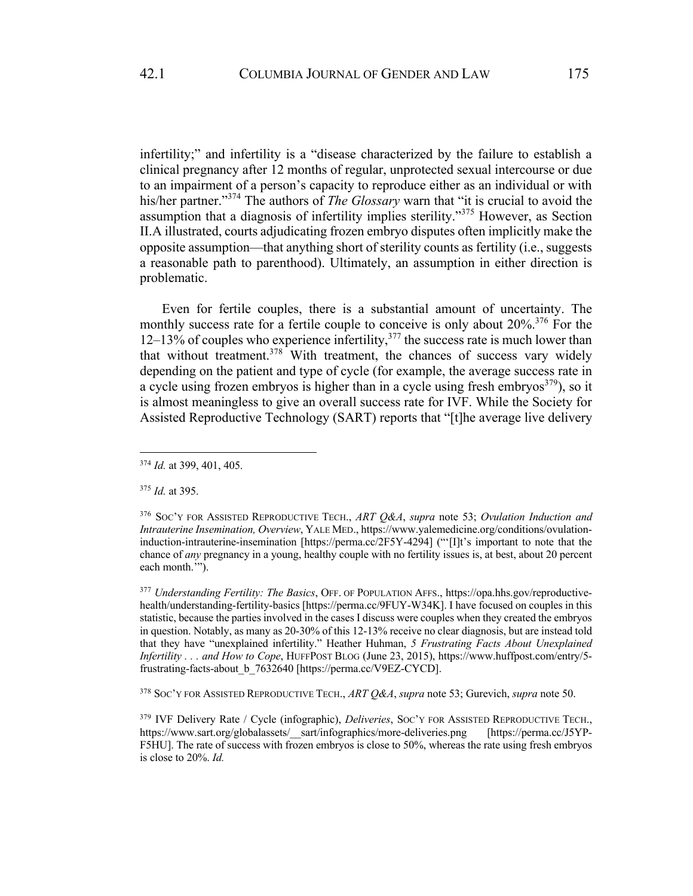infertility;" and infertility is a "disease characterized by the failure to establish a clinical pregnancy after 12 months of regular, unprotected sexual intercourse or due to an impairment of a person's capacity to reproduce either as an individual or with his/her partner."[374] The authors of *The Glossary* warn that "it is crucial to avoid the assumption that a diagnosis of infertility implies sterility."[375] However, as Section II.A illustrated, courts adjudicating frozen embryo disputes often implicitly make the opposite assumption—that anything short of sterility counts as fertility (i.e., suggests a reasonable path to parenthood). Ultimately, an assumption in either direction is problematic.

Even for fertile couples, there is a substantial amount of uncertainty. The monthly success rate for a fertile couple to conceive is only about 20%.[376] For the 12–13% of couples who experience infertility,[377] the success rate is much lower than that without treatment.[378] With treatment, the chances of success vary widely depending on the patient and type of cycle (for example, the average success rate in a cycle using frozen embryos is higher than in a cycle using fresh embryos[379]), so it is almost meaningless to give an overall success rate for IVF. While the Society for Assisted Reproductive Technology (SART) reports that "[t]he average live delivery

---

[374] *Id.* at 399, 401, 405.

[375] *Id.* at 395.

[376] SOC'Y FOR ASSISTED REPRODUCTIVE TECH., *ART Q&A*, *supra* note 53; *Ovulation Induction and Intrauterine Insemination, Overview*, YALE MED., https://www.yalemedicine.org/conditions/ovulation-induction-intrauterine-insemination [https://perma.cc/2F5Y-4294] ("'[I]t's important to note that the chance of *any* pregnancy in a young, healthy couple with no fertility issues is, at best, about 20 percent each month.'").

[377] *Understanding Fertility: The Basics*, OFF. OF POPULATION AFFS., https://opa.hhs.gov/reproductive-health/understanding-fertility-basics [https://perma.cc/9FUY-W34K]. I have focused on couples in this statistic, because the parties involved in the cases I discuss were couples when they created the embryos in question. Notably, as many as 20-30% of this 12-13% receive no clear diagnosis, but are instead told that they have "unexplained infertility." Heather Huhman, *5 Frustrating Facts About Unexplained Infertility . . . and How to Cope*, HUFFPOST BLOG (June 23, 2015), https://www.huffpost.com/entry/5-frustrating-facts-about_b_7632640 [https://perma.cc/V9EZ-CYCD].

[378] SOC'Y FOR ASSISTED REPRODUCTIVE TECH., *ART Q&A*, *supra* note 53; Gurevich, *supra* note 50.

[379] IVF Delivery Rate / Cycle (infographic), *Deliveries*, SOC'Y FOR ASSISTED REPRODUCTIVE TECH., https://www.sart.org/globalassets/__sart/infographics/more-deliveries.png [https://perma.cc/J5YP-F5HU]. The rate of success with frozen embryos is close to 50%, whereas the rate using fresh embryos is close to 20%. *Id.*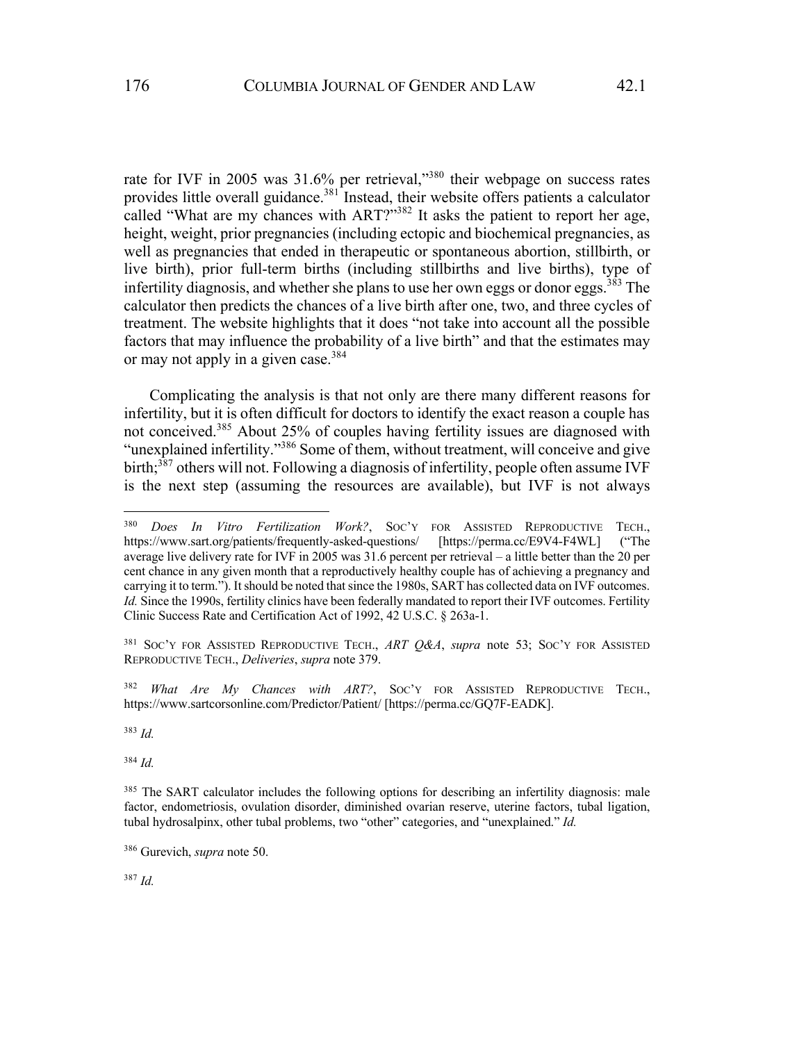rate for IVF in 2005 was 31.6% per retrieval,"[380] their webpage on success rates provides little overall guidance.[381] Instead, their website offers patients a calculator called "What are my chances with ART?"[382] It asks the patient to report her age, height, weight, prior pregnancies (including ectopic and biochemical pregnancies, as well as pregnancies that ended in therapeutic or spontaneous abortion, stillbirth, or live birth), prior full-term births (including stillbirths and live births), type of infertility diagnosis, and whether she plans to use her own eggs or donor eggs.[383] The calculator then predicts the chances of a live birth after one, two, and three cycles of treatment. The website highlights that it does "not take into account all the possible factors that may influence the probability of a live birth" and that the estimates may or may not apply in a given case.[384]

Complicating the analysis is that not only are there many different reasons for infertility, but it is often difficult for doctors to identify the exact reason a couple has not conceived.[385] About 25% of couples having fertility issues are diagnosed with "unexplained infertility."[386] Some of them, without treatment, will conceive and give birth;[387] others will not. Following a diagnosis of infertility, people often assume IVF is the next step (assuming the resources are available), but IVF is not always

---

[380] *Does In Vitro Fertilization Work?*, SOC'Y FOR ASSISTED REPRODUCTIVE TECH., https://www.sart.org/patients/frequently-asked-questions/ [https://perma.cc/E9V4-F4WL] ("The average live delivery rate for IVF in 2005 was 31.6 percent per retrieval – a little better than the 20 per cent chance in any given month that a reproductively healthy couple has of achieving a pregnancy and carrying it to term."). It should be noted that since the 1980s, SART has collected data on IVF outcomes. *Id.* Since the 1990s, fertility clinics have been federally mandated to report their IVF outcomes. Fertility Clinic Success Rate and Certification Act of 1992, 42 U.S.C. § 263a-1.

[381] SOC'Y FOR ASSISTED REPRODUCTIVE TECH., *ART Q&A*, *supra* note 53; SOC'Y FOR ASSISTED REPRODUCTIVE TECH., *Deliveries*, *supra* note 379.

[382] *What Are My Chances with ART?*, SOC'Y FOR ASSISTED REPRODUCTIVE TECH., https://www.sartcorsonline.com/Predictor/Patient/ [https://perma.cc/GQ7F-EADK].

[383] *Id.*

[384] *Id.*

[385] The SART calculator includes the following options for describing an infertility diagnosis: male factor, endometriosis, ovulation disorder, diminished ovarian reserve, uterine factors, tubal ligation, tubal hydrosalpinx, other tubal problems, two "other" categories, and "unexplained." *Id.*

[386] Gurevich, *supra* note 50.

[387] *Id.*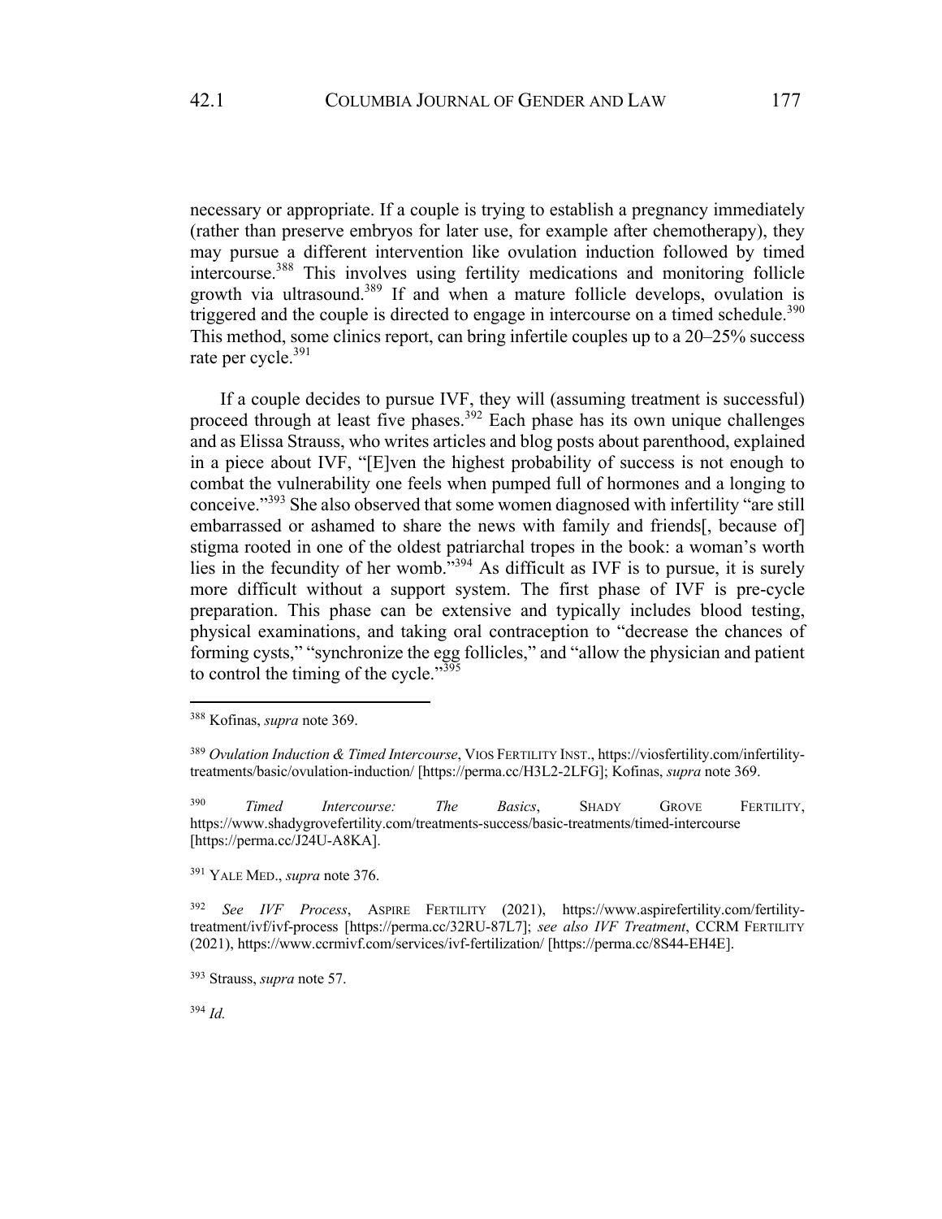necessary or appropriate. If a couple is trying to establish a pregnancy immediately (rather than preserve embryos for later use, for example after chemotherapy), they may pursue a different intervention like ovulation induction followed by timed intercourse.[388] This involves using fertility medications and monitoring follicle growth via ultrasound.[389] If and when a mature follicle develops, ovulation is triggered and the couple is directed to engage in intercourse on a timed schedule.[390] This method, some clinics report, can bring infertile couples up to a 20–25% success rate per cycle.[391]

If a couple decides to pursue IVF, they will (assuming treatment is successful) proceed through at least five phases.[392] Each phase has its own unique challenges and as Elissa Strauss, who writes articles and blog posts about parenthood, explained in a piece about IVF, "[E]ven the highest probability of success is not enough to combat the vulnerability one feels when pumped full of hormones and a longing to conceive."[393] She also observed that some women diagnosed with infertility "are still embarrassed or ashamed to share the news with family and friends[, because of] stigma rooted in one of the oldest patriarchal tropes in the book: a woman's worth lies in the fecundity of her womb."[394] As difficult as IVF is to pursue, it is surely more difficult without a support system. The first phase of IVF is pre-cycle preparation. This phase can be extensive and typically includes blood testing, physical examinations, and taking oral contraception to "decrease the chances of forming cysts," "synchronize the egg follicles," and "allow the physician and patient to control the timing of the cycle."[395]

---

[388] Kofinas, *supra* note 369.

[389] *Ovulation Induction & Timed Intercourse*, VIOS FERTILITY INST., https://viosfertility.com/infertility-treatments/basic/ovulation-induction/ [https://perma.cc/H3L2-2LFG]; Kofinas, *supra* note 369.

[390] *Timed Intercourse: The Basics*, SHADY GROVE FERTILITY, https://www.shadygrovefertility.com/treatments-success/basic-treatments/timed-intercourse [https://perma.cc/J24U-A8KA].

[391] YALE MED., *supra* note 376.

[392] *See IVF Process*, ASPIRE FERTILITY (2021), https://www.aspirefertility.com/fertility-treatment/ivf/ivf-process [https://perma.cc/32RU-87L7]; *see also IVF Treatment*, CCRM FERTILITY (2021), https://www.ccrmivf.com/services/ivf-fertilization/ [https://perma.cc/8S44-EH4E].

[393] Strauss, *supra* note 57.

[394] *Id.*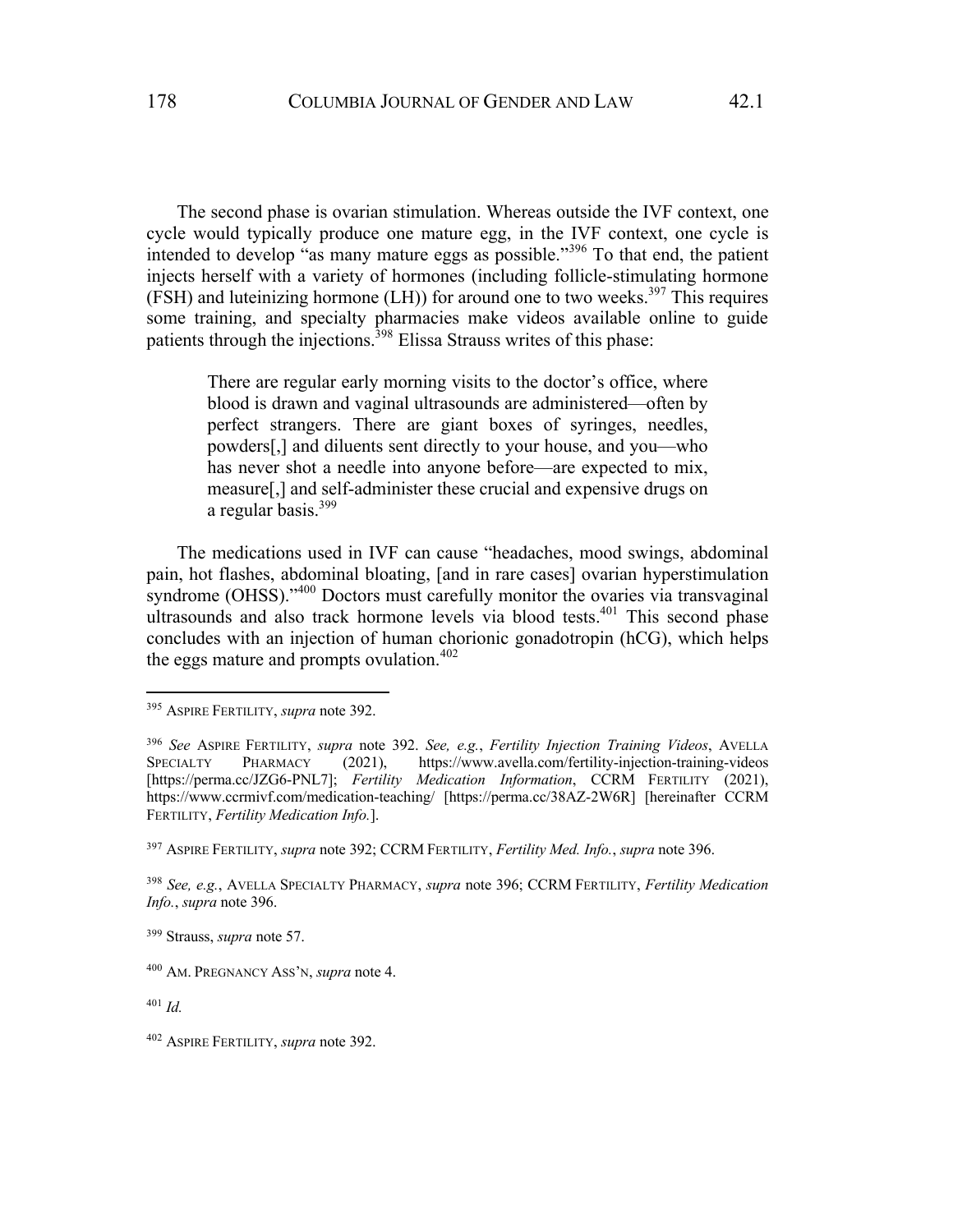The second phase is ovarian stimulation. Whereas outside the IVF context, one cycle would typically produce one mature egg, in the IVF context, one cycle is intended to develop "as many mature eggs as possible."[396] To that end, the patient injects herself with a variety of hormones (including follicle-stimulating hormone (FSH) and luteinizing hormone (LH)) for around one to two weeks.[397] This requires some training, and specialty pharmacies make videos available online to guide patients through the injections.[398] Elissa Strauss writes of this phase:

> There are regular early morning visits to the doctor's office, where blood is drawn and vaginal ultrasounds are administered—often by perfect strangers. There are giant boxes of syringes, needles, powders[,] and diluents sent directly to your house, and you—who has never shot a needle into anyone before—are expected to mix, measure[,] and self-administer these crucial and expensive drugs on a regular basis.[399]

The medications used in IVF can cause "headaches, mood swings, abdominal pain, hot flashes, abdominal bloating, [and in rare cases] ovarian hyperstimulation syndrome (OHSS)."[400] Doctors must carefully monitor the ovaries via transvaginal ultrasounds and also track hormone levels via blood tests.[401] This second phase concludes with an injection of human chorionic gonadotropin (hCG), which helps the eggs mature and prompts ovulation.[402]

---

[395] ASPIRE FERTILITY, *supra* note 392.

[396] *See* ASPIRE FERTILITY, *supra* note 392. *See, e.g.*, *Fertility Injection Training Videos*, AVELLA SPECIALTY PHARMACY (2021), https://www.avella.com/fertility-injection-training-videos [https://perma.cc/JZG6-PNL7]; *Fertility Medication Information*, CCRM FERTILITY (2021), https://www.ccrmivf.com/medication-teaching/ [https://perma.cc/38AZ-2W6R] [hereinafter CCRM FERTILITY, *Fertility Medication Info.*].

[397] ASPIRE FERTILITY, *supra* note 392; CCRM FERTILITY, *Fertility Med. Info.*, *supra* note 396.

[398] *See, e.g.*, AVELLA SPECIALTY PHARMACY, *supra* note 396; CCRM FERTILITY, *Fertility Medication Info.*, *supra* note 396.

[399] Strauss, *supra* note 57.

[400] AM. PREGNANCY ASS'N, *supra* note 4.

[401] *Id.*

[402] ASPIRE FERTILITY, *supra* note 392.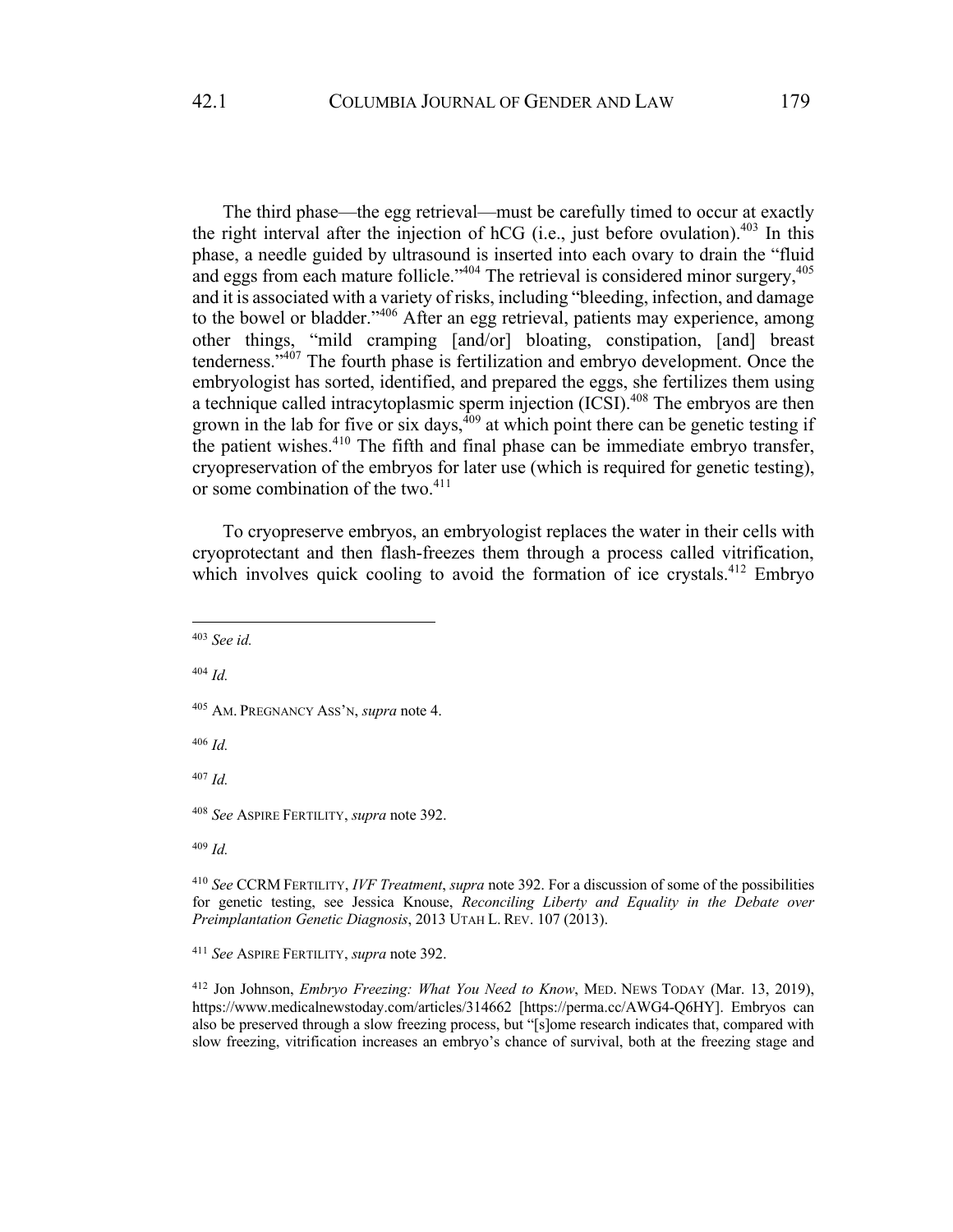The third phase—the egg retrieval—must be carefully timed to occur at exactly the right interval after the injection of hCG (i.e., just before ovulation).[403] In this phase, a needle guided by ultrasound is inserted into each ovary to drain the "fluid and eggs from each mature follicle."[404] The retrieval is considered minor surgery,[405] and it is associated with a variety of risks, including "bleeding, infection, and damage to the bowel or bladder."[406] After an egg retrieval, patients may experience, among other things, "mild cramping [and/or] bloating, constipation, [and] breast tenderness."[407] The fourth phase is fertilization and embryo development. Once the embryologist has sorted, identified, and prepared the eggs, she fertilizes them using a technique called intracytoplasmic sperm injection (ICSI).[408] The embryos are then grown in the lab for five or six days,[409] at which point there can be genetic testing if the patient wishes.[410] The fifth and final phase can be immediate embryo transfer, cryopreservation of the embryos for later use (which is required for genetic testing), or some combination of the two.[411]

To cryopreserve embryos, an embryologist replaces the water in their cells with cryoprotectant and then flash-freezes them through a process called vitrification, which involves quick cooling to avoid the formation of ice crystals.[412] Embryo

---

[403] *See id.*

[404] *Id.*

[405] AM. PREGNANCY ASS'N, *supra* note 4.

[406] *Id.*

[407] *Id.*

[408] *See* ASPIRE FERTILITY, *supra* note 392.

[409] *Id.*

[410] *See* CCRM FERTILITY, *IVF Treatment*, *supra* note 392. For a discussion of some of the possibilities for genetic testing, see Jessica Knouse, *Reconciling Liberty and Equality in the Debate over Preimplantation Genetic Diagnosis*, 2013 UTAH L. REV. 107 (2013).

[411] *See* ASPIRE FERTILITY, *supra* note 392.

[412] Jon Johnson, *Embryo Freezing: What You Need to Know*, MED. NEWS TODAY (Mar. 13, 2019), https://www.medicalnewstoday.com/articles/314662 [https://perma.cc/AWG4-Q6HY]. Embryos can also be preserved through a slow freezing process, but "[s]ome research indicates that, compared with slow freezing, vitrification increases an embryo's chance of survival, both at the freezing stage and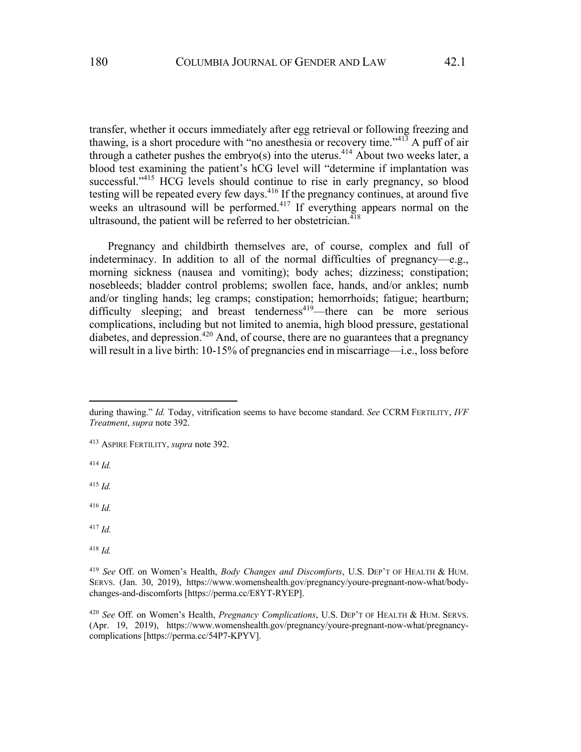transfer, whether it occurs immediately after egg retrieval or following freezing and thawing, is a short procedure with "no anesthesia or recovery time."[413] A puff of air through a catheter pushes the embryo(s) into the uterus.[414] About two weeks later, a blood test examining the patient's hCG level will "determine if implantation was successful."[415] HCG levels should continue to rise in early pregnancy, so blood testing will be repeated every few days.[416] If the pregnancy continues, at around five weeks an ultrasound will be performed.[417] If everything appears normal on the ultrasound, the patient will be referred to her obstetrician.[418]

Pregnancy and childbirth themselves are, of course, complex and full of indeterminacy. In addition to all of the normal difficulties of pregnancy—e.g., morning sickness (nausea and vomiting); body aches; dizziness; constipation; nosebleeds; bladder control problems; swollen face, hands, and/or ankles; numb and/or tingling hands; leg cramps; constipation; hemorrhoids; fatigue; heartburn; difficulty sleeping; and breast tenderness[419]—there can be more serious complications, including but not limited to anemia, high blood pressure, gestational diabetes, and depression.[420] And, of course, there are no guarantees that a pregnancy will result in a live birth: 10-15% of pregnancies end in miscarriage—i.e., loss before

---

during thawing." *Id.* Today, vitrification seems to have become standard. *See* CCRM FERTILITY, *IVF Treatment*, *supra* note 392.

[413] ASPIRE FERTILITY, *supra* note 392.

[414] *Id.*

[415] *Id.*

[416] *Id.*

[417] *Id.*

[418] *Id.*

[419] *See* Off. on Women's Health, *Body Changes and Discomforts*, U.S. DEP'T OF HEALTH & HUM. SERVS. (Jan. 30, 2019), https://www.womenshealth.gov/pregnancy/youre-pregnant-now-what/body-changes-and-discomforts [https://perma.cc/E8YT-RYEP].

[420] *See* Off. on Women's Health, *Pregnancy Complications*, U.S. DEP'T OF HEALTH & HUM. SERVS. (Apr. 19, 2019), https://www.womenshealth.gov/pregnancy/youre-pregnant-now-what/pregnancy-complications [https://perma.cc/54P7-KPYV].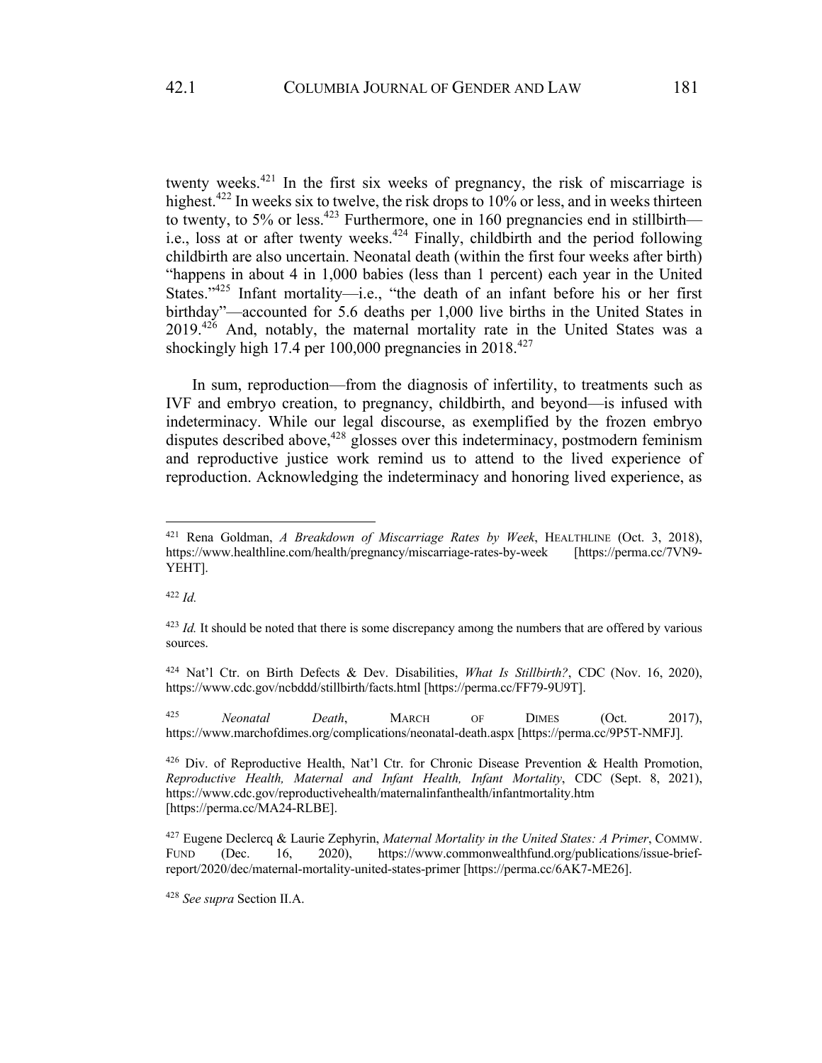twenty weeks.[421] In the first six weeks of pregnancy, the risk of miscarriage is highest.[422] In weeks six to twelve, the risk drops to 10% or less, and in weeks thirteen to twenty, to 5% or less.[423] Furthermore, one in 160 pregnancies end in stillbirth—i.e., loss at or after twenty weeks.[424] Finally, childbirth and the period following childbirth are also uncertain. Neonatal death (within the first four weeks after birth) "happens in about 4 in 1,000 babies (less than 1 percent) each year in the United States."[425] Infant mortality—i.e., "the death of an infant before his or her first birthday"—accounted for 5.6 deaths per 1,000 live births in the United States in 2019.[426] And, notably, the maternal mortality rate in the United States was a shockingly high 17.4 per 100,000 pregnancies in 2018.[427]

In sum, reproduction—from the diagnosis of infertility, to treatments such as IVF and embryo creation, to pregnancy, childbirth, and beyond—is infused with indeterminacy. While our legal discourse, as exemplified by the frozen embryo disputes described above,[428] glosses over this indeterminacy, postmodern feminism and reproductive justice work remind us to attend to the lived experience of reproduction. Acknowledging the indeterminacy and honoring lived experience, as

---

[421] Rena Goldman, *A Breakdown of Miscarriage Rates by Week*, HEALTHLINE (Oct. 3, 2018), https://www.healthline.com/health/pregnancy/miscarriage-rates-by-week [https://perma.cc/7VN9-YEHT].

[422] *Id.*

[423] *Id.* It should be noted that there is some discrepancy among the numbers that are offered by various sources.

[424] Nat'l Ctr. on Birth Defects & Dev. Disabilities, *What Is Stillbirth?*, CDC (Nov. 16, 2020), https://www.cdc.gov/ncbddd/stillbirth/facts.html [https://perma.cc/FF79-9U9T].

[425] *Neonatal Death*, MARCH OF DIMES (Oct. 2017), https://www.marchofdimes.org/complications/neonatal-death.aspx [https://perma.cc/9P5T-NMFJ].

[426] Div. of Reproductive Health, Nat'l Ctr. for Chronic Disease Prevention & Health Promotion, *Reproductive Health, Maternal and Infant Health, Infant Mortality*, CDC (Sept. 8, 2021), https://www.cdc.gov/reproductivehealth/maternalinfanthealth/infantmortality.htm [https://perma.cc/MA24-RLBE].

[427] Eugene Declercq & Laurie Zephyrin, *Maternal Mortality in the United States: A Primer*, COMMW. FUND (Dec. 16, 2020), https://www.commonwealthfund.org/publications/issue-brief-report/2020/dec/maternal-mortality-united-states-primer [https://perma.cc/6AK7-ME26].

[428] *See supra* Section II.A.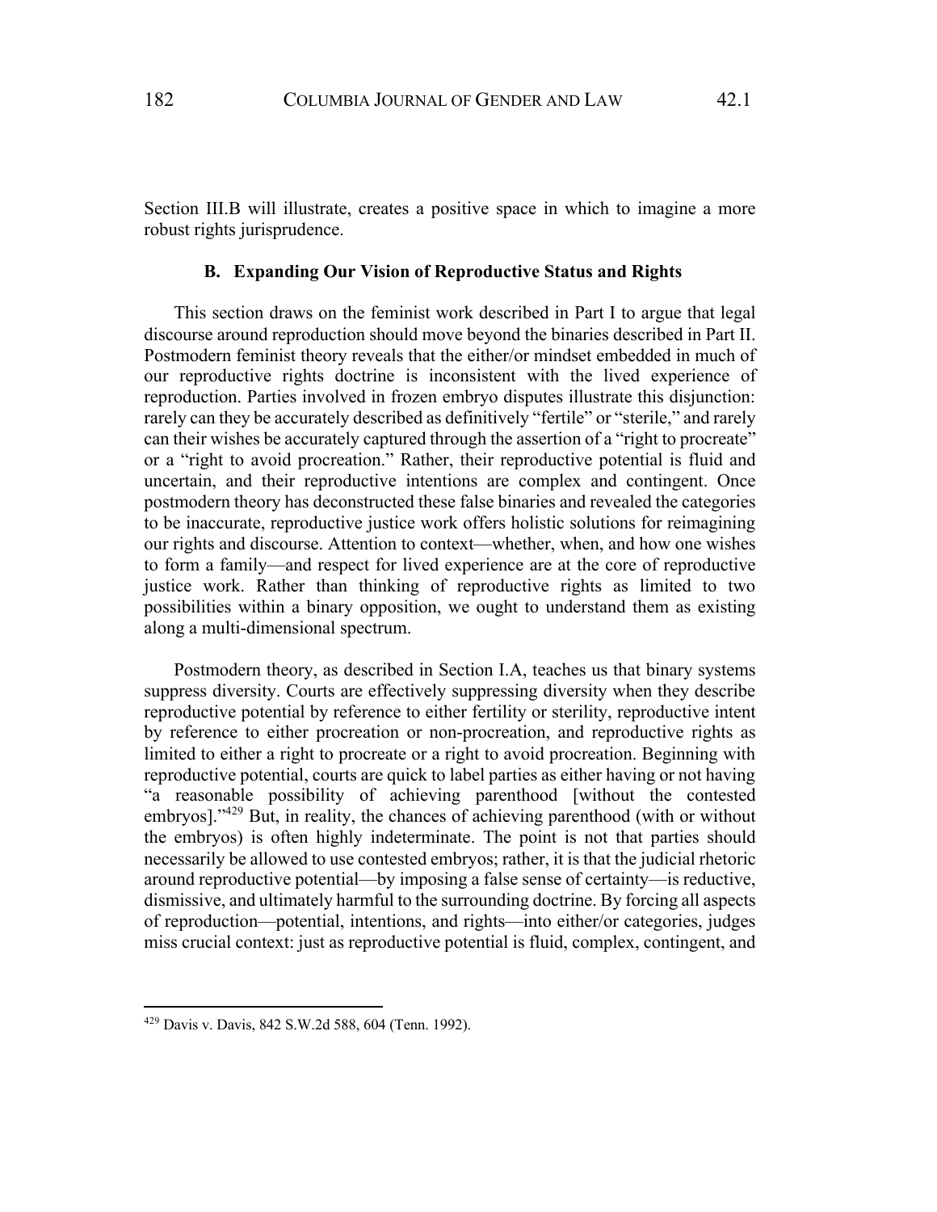Section III.B will illustrate, creates a positive space in which to imagine a more robust rights jurisprudence.

### B. Expanding Our Vision of Reproductive Status and Rights

This section draws on the feminist work described in Part I to argue that legal discourse around reproduction should move beyond the binaries described in Part II. Postmodern feminist theory reveals that the either/or mindset embedded in much of our reproductive rights doctrine is inconsistent with the lived experience of reproduction. Parties involved in frozen embryo disputes illustrate this disjunction: rarely can they be accurately described as definitively "fertile" or "sterile," and rarely can their wishes be accurately captured through the assertion of a "right to procreate" or a "right to avoid procreation." Rather, their reproductive potential is fluid and uncertain, and their reproductive intentions are complex and contingent. Once postmodern theory has deconstructed these false binaries and revealed the categories to be inaccurate, reproductive justice work offers holistic solutions for reimagining our rights and discourse. Attention to context—whether, when, and how one wishes to form a family—and respect for lived experience are at the core of reproductive justice work. Rather than thinking of reproductive rights as limited to two possibilities within a binary opposition, we ought to understand them as existing along a multi-dimensional spectrum.

Postmodern theory, as described in Section I.A, teaches us that binary systems suppress diversity. Courts are effectively suppressing diversity when they describe reproductive potential by reference to either fertility or sterility, reproductive intent by reference to either procreation or non-procreation, and reproductive rights as limited to either a right to procreate or a right to avoid procreation. Beginning with reproductive potential, courts are quick to label parties as either having or not having "a reasonable possibility of achieving parenthood [without the contested embryos]."[429] But, in reality, the chances of achieving parenthood (with or without the embryos) is often highly indeterminate. The point is not that parties should necessarily be allowed to use contested embryos; rather, it is that the judicial rhetoric around reproductive potential—by imposing a false sense of certainty—is reductive, dismissive, and ultimately harmful to the surrounding doctrine. By forcing all aspects of reproduction—potential, intentions, and rights—into either/or categories, judges miss crucial context: just as reproductive potential is fluid, complex, contingent, and

[429] Davis v. Davis, 842 S.W.2d 588, 604 (Tenn. 1992).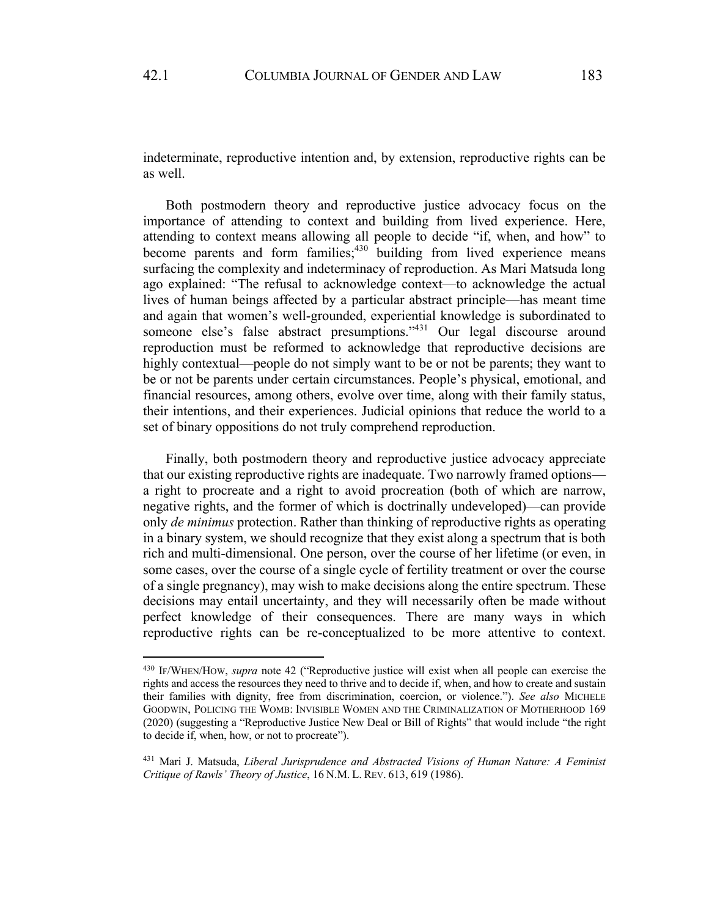indeterminate, reproductive intention and, by extension, reproductive rights can be as well.

Both postmodern theory and reproductive justice advocacy focus on the importance of attending to context and building from lived experience. Here, attending to context means allowing all people to decide "if, when, and how" to become parents and form families;[430] building from lived experience means surfacing the complexity and indeterminacy of reproduction. As Mari Matsuda long ago explained: "The refusal to acknowledge context—to acknowledge the actual lives of human beings affected by a particular abstract principle—has meant time and again that women's well-grounded, experiential knowledge is subordinated to someone else's false abstract presumptions."[431] Our legal discourse around reproduction must be reformed to acknowledge that reproductive decisions are highly contextual—people do not simply want to be or not be parents; they want to be or not be parents under certain circumstances. People's physical, emotional, and financial resources, among others, evolve over time, along with their family status, their intentions, and their experiences. Judicial opinions that reduce the world to a set of binary oppositions do not truly comprehend reproduction.

Finally, both postmodern theory and reproductive justice advocacy appreciate that our existing reproductive rights are inadequate. Two narrowly framed options—a right to procreate and a right to avoid procreation (both of which are narrow, negative rights, and the former of which is doctrinally undeveloped)—can provide only *de minimus* protection. Rather than thinking of reproductive rights as operating in a binary system, we should recognize that they exist along a spectrum that is both rich and multi-dimensional. One person, over the course of her lifetime (or even, in some cases, over the course of a single cycle of fertility treatment or over the course of a single pregnancy), may wish to make decisions along the entire spectrum. These decisions may entail uncertainty, and they will necessarily often be made without perfect knowledge of their consequences. There are many ways in which reproductive rights can be re-conceptualized to be more attentive to context.

---

[430] IF/WHEN/HOW, *supra* note 42 ("Reproductive justice will exist when all people can exercise the rights and access the resources they need to thrive and to decide if, when, and how to create and sustain their families with dignity, free from discrimination, coercion, or violence."). *See also* MICHELE GOODWIN, POLICING THE WOMB: INVISIBLE WOMEN AND THE CRIMINALIZATION OF MOTHERHOOD 169 (2020) (suggesting a "Reproductive Justice New Deal or Bill of Rights" that would include "the right to decide if, when, how, or not to procreate").

[431] Mari J. Matsuda, *Liberal Jurisprudence and Abstracted Visions of Human Nature: A Feminist Critique of Rawls' Theory of Justice*, 16 N.M. L. REV. 613, 619 (1986).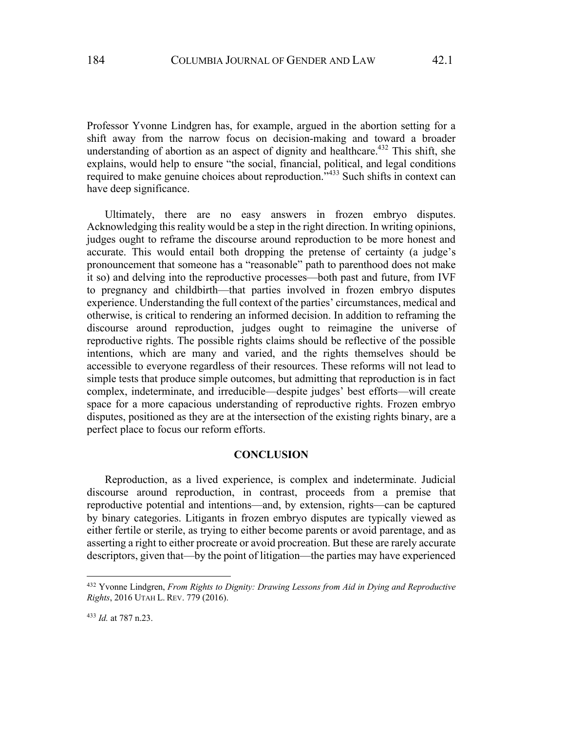Professor Yvonne Lindgren has, for example, argued in the abortion setting for a shift away from the narrow focus on decision-making and toward a broader understanding of abortion as an aspect of dignity and healthcare.[432] This shift, she explains, would help to ensure "the social, financial, political, and legal conditions required to make genuine choices about reproduction."[433] Such shifts in context can have deep significance.

Ultimately, there are no easy answers in frozen embryo disputes. Acknowledging this reality would be a step in the right direction. In writing opinions, judges ought to reframe the discourse around reproduction to be more honest and accurate. This would entail both dropping the pretense of certainty (a judge's pronouncement that someone has a "reasonable" path to parenthood does not make it so) and delving into the reproductive processes—both past and future, from IVF to pregnancy and childbirth—that parties involved in frozen embryo disputes experience. Understanding the full context of the parties' circumstances, medical and otherwise, is critical to rendering an informed decision. In addition to reframing the discourse around reproduction, judges ought to reimagine the universe of reproductive rights. The possible rights claims should be reflective of the possible intentions, which are many and varied, and the rights themselves should be accessible to everyone regardless of their resources. These reforms will not lead to simple tests that produce simple outcomes, but admitting that reproduction is in fact complex, indeterminate, and irreducible—despite judges' best efforts—will create space for a more capacious understanding of reproductive rights. Frozen embryo disputes, positioned as they are at the intersection of the existing rights binary, are a perfect place to focus our reform efforts.

## CONCLUSION

Reproduction, as a lived experience, is complex and indeterminate. Judicial discourse around reproduction, in contrast, proceeds from a premise that reproductive potential and intentions—and, by extension, rights—can be captured by binary categories. Litigants in frozen embryo disputes are typically viewed as either fertile or sterile, as trying to either become parents or avoid parentage, and as asserting a right to either procreate or avoid procreation. But these are rarely accurate descriptors, given that—by the point of litigation—the parties may have experienced

---

[432] Yvonne Lindgren, *From Rights to Dignity: Drawing Lessons from Aid in Dying and Reproductive Rights*, 2016 UTAH L. REV. 779 (2016).

[433] *Id.* at 787 n.23.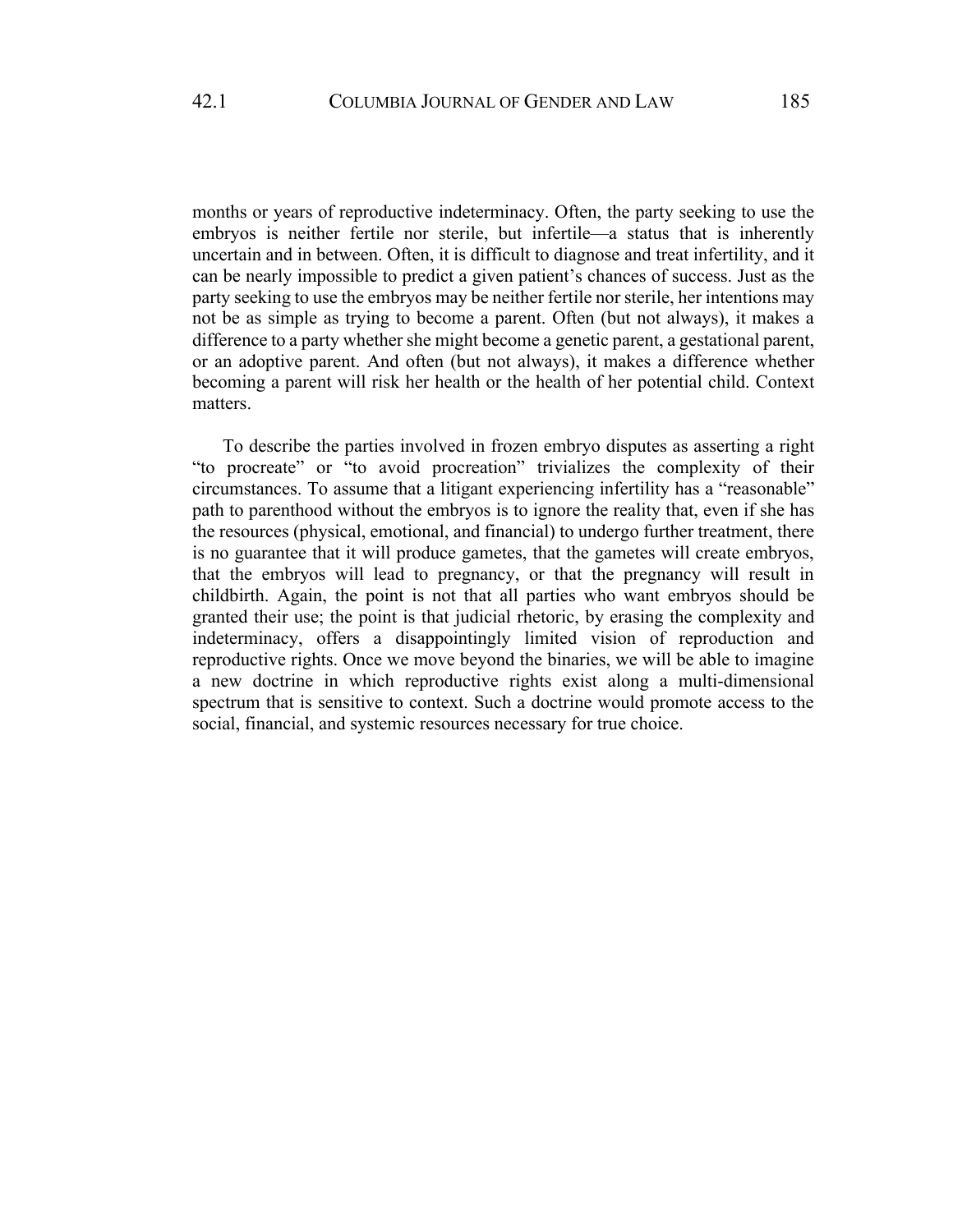months or years of reproductive indeterminacy. Often, the party seeking to use the embryos is neither fertile nor sterile, but infertile—a status that is inherently uncertain and in between. Often, it is difficult to diagnose and treat infertility, and it can be nearly impossible to predict a given patient's chances of success. Just as the party seeking to use the embryos may be neither fertile nor sterile, her intentions may not be as simple as trying to become a parent. Often (but not always), it makes a difference to a party whether she might become a genetic parent, a gestational parent, or an adoptive parent. And often (but not always), it makes a difference whether becoming a parent will risk her health or the health of her potential child. Context matters.

To describe the parties involved in frozen embryo disputes as asserting a right "to procreate" or "to avoid procreation" trivializes the complexity of their circumstances. To assume that a litigant experiencing infertility has a "reasonable" path to parenthood without the embryos is to ignore the reality that, even if she has the resources (physical, emotional, and financial) to undergo further treatment, there is no guarantee that it will produce gametes, that the gametes will create embryos, that the embryos will lead to pregnancy, or that the pregnancy will result in childbirth. Again, the point is not that all parties who want embryos should be granted their use; the point is that judicial rhetoric, by erasing the complexity and indeterminacy, offers a disappointingly limited vision of reproduction and reproductive rights. Once we move beyond the binaries, we will be able to imagine a new doctrine in which reproductive rights exist along a multi-dimensional spectrum that is sensitive to context. Such a doctrine would promote access to the social, financial, and systemic resources necessary for true choice.